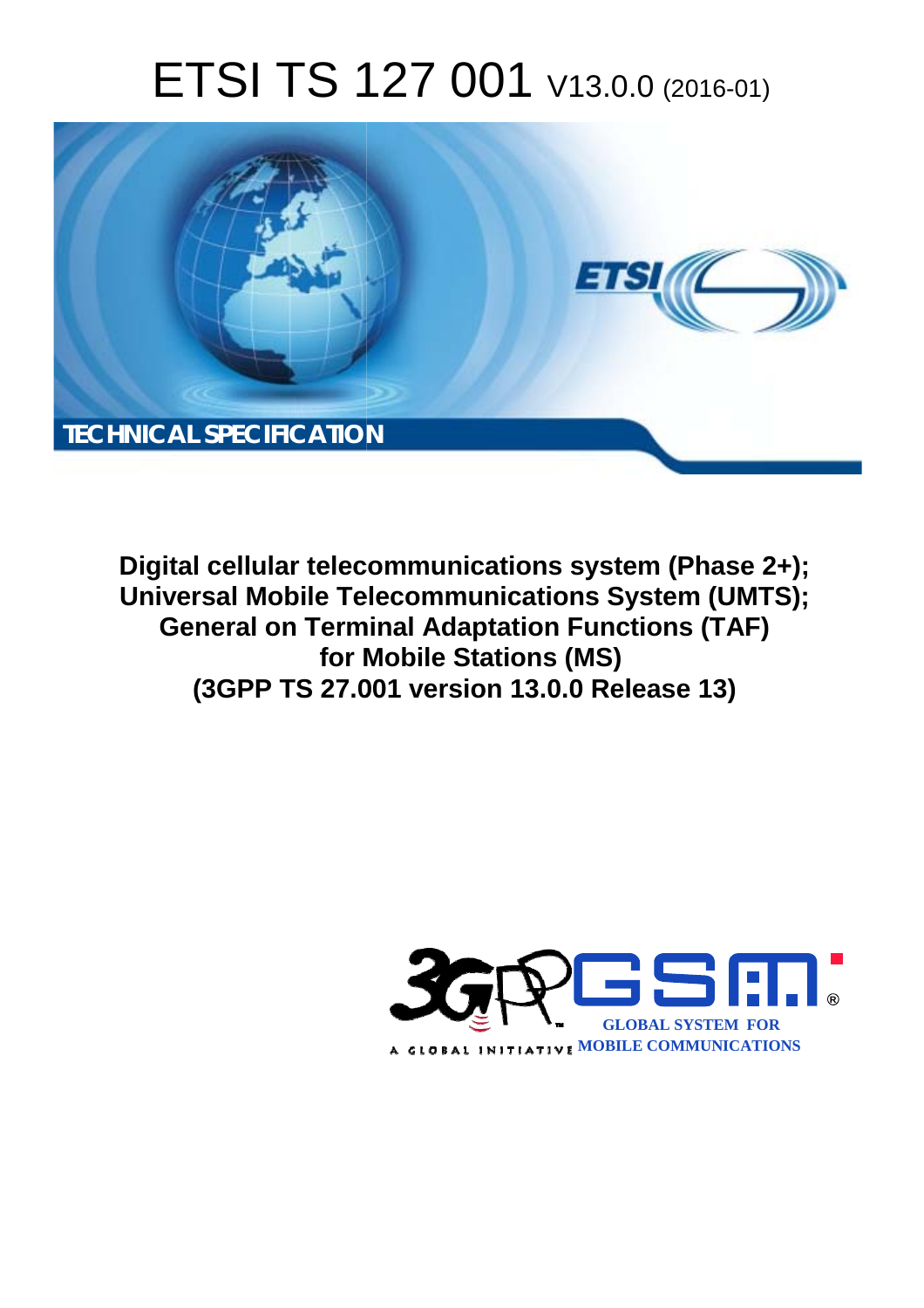# ETSI TS 127 001 V13.0.0 (2016-01)

TECHNICAL SPECIFICATION

**Digital cellular telecommunications system (Phase 2+); Universal Mobile Telecommunications System (UMTS); General on Terminal Adaptation Functions (TAF) for Mobile Stations (MS) (3GPP TS 27.001 version 13.0.0 Release 13)**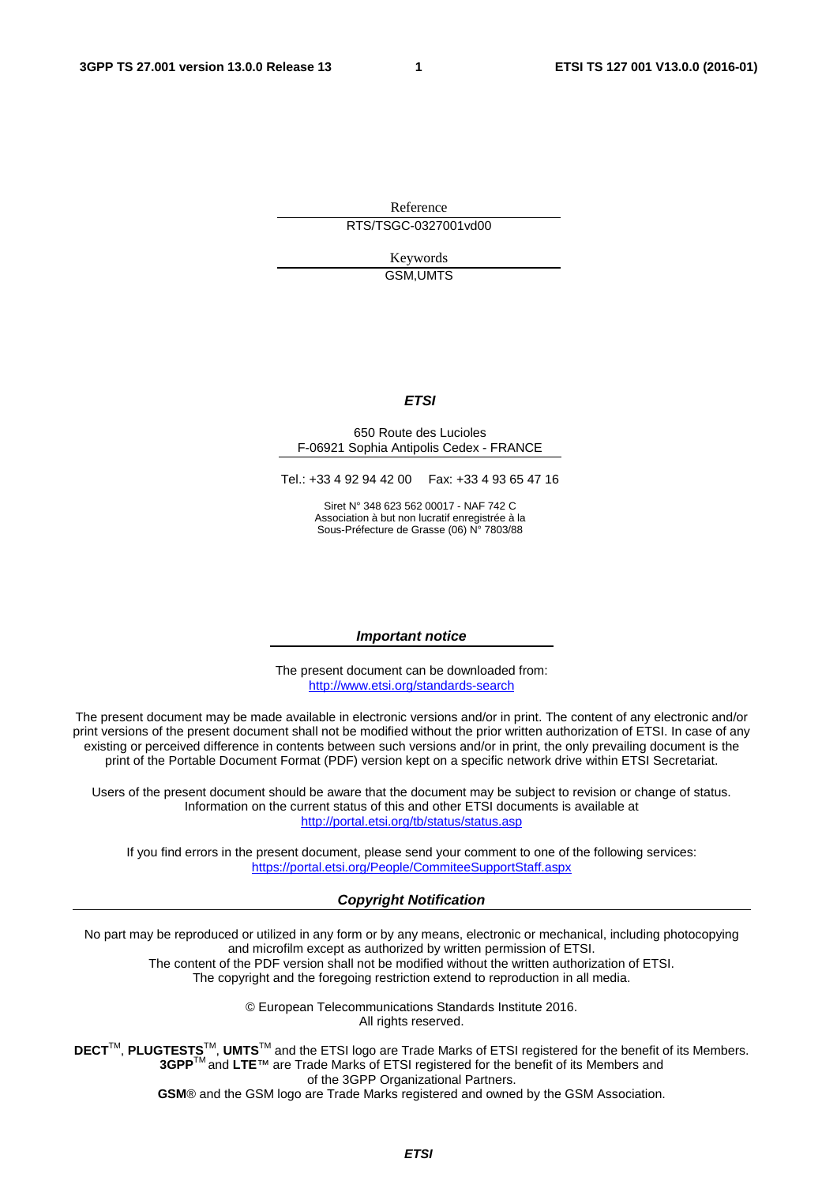Reference

RTS/TSGC-0327001vd00

Keywords

GSM,UMTS

***ETSI***

650 Route des Lucioles
F-06921 Sophia Antipolis Cedex - FRANCE

Tel.: +33 4 92 94 42 00 Fax: +33 4 93 65 47 16

Siret N° 348 623 562 00017 - NAF 742 C
Association à but non lucratif enregistrée à la
Sous-Préfecture de Grasse (06) N° 7803/88

***Important notice***

The present document can be downloaded from:
http://www.etsi.org/standards-search

The present document may be made available in electronic versions and/or in print. The content of any electronic and/or print versions of the present document shall not be modified without the prior written authorization of ETSI. In case of any existing or perceived difference in contents between such versions and/or in print, the only prevailing document is the print of the Portable Document Format (PDF) version kept on a specific network drive within ETSI Secretariat.

Users of the present document should be aware that the document may be subject to revision or change of status. Information on the current status of this and other ETSI documents is available at
http://portal.etsi.org/tb/status/status.asp

If you find errors in the present document, please send your comment to one of the following services:
https://portal.etsi.org/People/CommiteeSupportStaff.aspx

***Copyright Notification***

No part may be reproduced or utilized in any form or by any means, electronic or mechanical, including photocopying and microfilm except as authorized by written permission of ETSI.
The content of the PDF version shall not be modified without the written authorization of ETSI.
The copyright and the foregoing restriction extend to reproduction in all media.

© European Telecommunications Standards Institute 2016.
All rights reserved.

**DECT**TM, **PLUGTESTS**TM, **UMTS**TM and the ETSI logo are Trade Marks of ETSI registered for the benefit of its Members.
**3GPP**TM and **LTE**™ are Trade Marks of ETSI registered for the benefit of its Members and of the 3GPP Organizational Partners.
**GSM**® and the GSM logo are Trade Marks registered and owned by the GSM Association.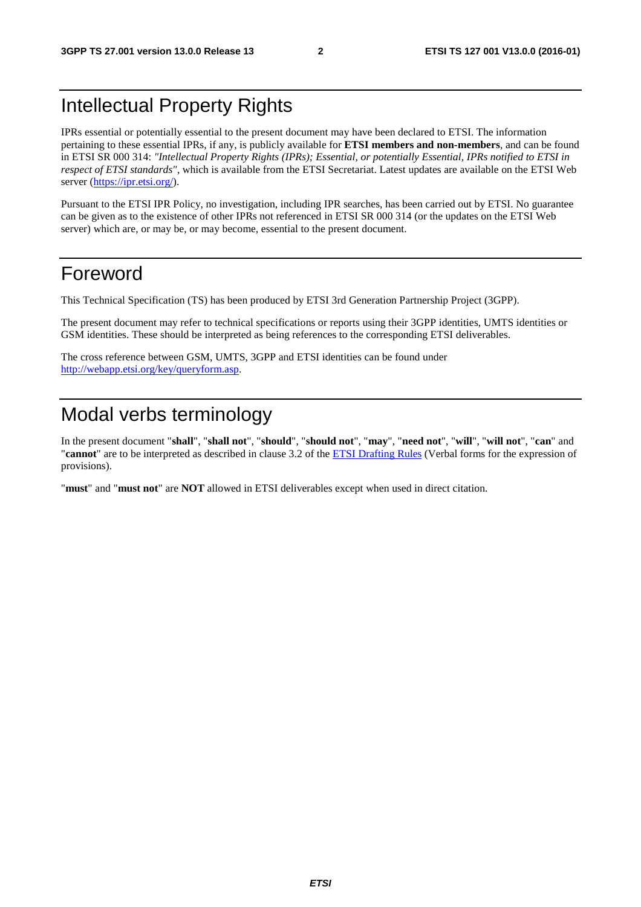# Intellectual Property Rights

IPRs essential or potentially essential to the present document may have been declared to ETSI. The information pertaining to these essential IPRs, if any, is publicly available for **ETSI members and non-members**, and can be found in ETSI SR 000 314: *"Intellectual Property Rights (IPRs); Essential, or potentially Essential, IPRs notified to ETSI in respect of ETSI standards"*, which is available from the ETSI Secretariat. Latest updates are available on the ETSI Web server (https://ipr.etsi.org/).

Pursuant to the ETSI IPR Policy, no investigation, including IPR searches, has been carried out by ETSI. No guarantee can be given as to the existence of other IPRs not referenced in ETSI SR 000 314 (or the updates on the ETSI Web server) which are, or may be, or may become, essential to the present document.

# Foreword

This Technical Specification (TS) has been produced by ETSI 3rd Generation Partnership Project (3GPP).

The present document may refer to technical specifications or reports using their 3GPP identities, UMTS identities or GSM identities. These should be interpreted as being references to the corresponding ETSI deliverables.

The cross reference between GSM, UMTS, 3GPP and ETSI identities can be found under http://webapp.etsi.org/key/queryform.asp.

# Modal verbs terminology

In the present document "**shall**", "**shall not**", "**should**", "**should not**", "**may**", "**need not**", "**will**", "**will not**", "**can**" and "**cannot**" are to be interpreted as described in clause 3.2 of the ETSI Drafting Rules (Verbal forms for the expression of provisions).

"**must**" and "**must not**" are **NOT** allowed in ETSI deliverables except when used in direct citation.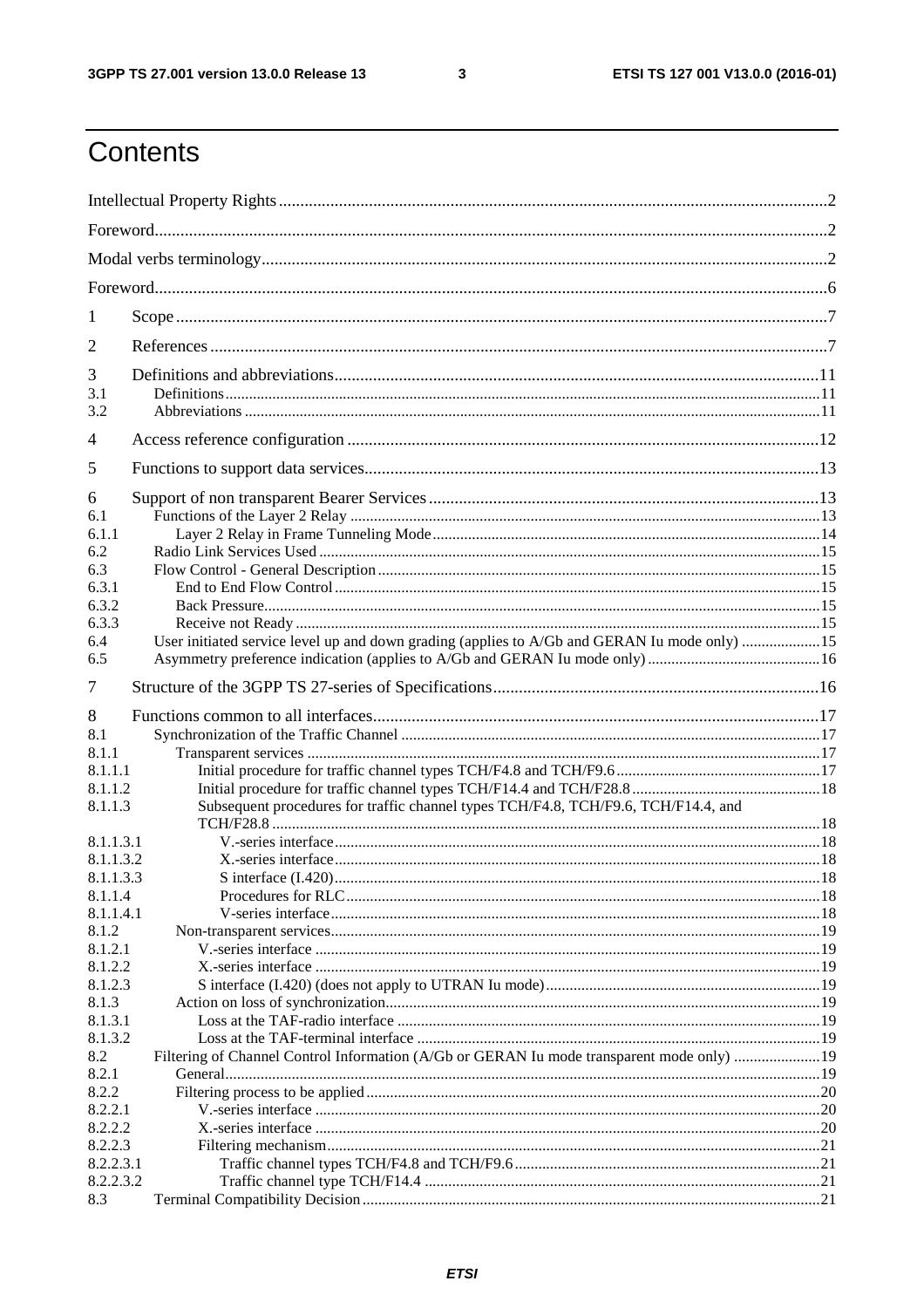# Contents

Intellectual Property Rights ....................................................................................................................................2

Foreword.....................................................................................................................................................2

Modal verbs terminology...........................................................................................................................2

Foreword.....................................................................................................................................................6

1 Scope .......................................................................................................................................................7

2 References ...............................................................................................................................................7

3 Definitions and abbreviations.................................................................................................................11
3.1 Definitions.........................................................................................................................................11
3.2 Abbreviations ....................................................................................................................................11

4 Access reference configuration .............................................................................................................12

5 Functions to support data services..........................................................................................................13

6 Support of non transparent Bearer Services ...........................................................................................13
6.1 Functions of the Layer 2 Relay ........................................................................................................13
6.1.1 Layer 2 Relay in Frame Tunneling Mode ...................................................................................14
6.2 Radio Link Services Used ................................................................................................................15
6.3 Flow Control - General Description .................................................................................................15
6.3.1 End to End Flow Control ...........................................................................................................15
6.3.2 Back Pressure.............................................................................................................................15
6.3.3 Receive not Ready .....................................................................................................................15
6.4 User initiated service level up and down grading (applies to A/Gb and GERAN Iu mode only) ....................15
6.5 Asymmetry preference indication (applies to A/Gb and GERAN Iu mode only) ..........................................16

7 Structure of the 3GPP TS 27-series of Specifications.............................................................................16

8 Functions common to all interfaces........................................................................................................17
8.1 Synchronization of the Traffic Channel ...........................................................................................17
8.1.1 Transparent services ..................................................................................................................17
8.1.1.1 Initial procedure for traffic channel types TCH/F4.8 and TCH/F9.6 ....................................................17
8.1.1.2 Initial procedure for traffic channel types TCH/F14.4 and TCH/F28.8 ................................................18
8.1.1.3 Subsequent procedures for traffic channel types TCH/F4.8, TCH/F9.6, TCH/F14.4, and TCH/F28.8 ...........................................................................................................................18
8.1.1.3.1 V.-series interface............................................................................................................18
8.1.1.3.2 X.-series interface............................................................................................................18
8.1.1.3.3 S interface (I.420)............................................................................................................18
8.1.1.4 Procedures for RLC..........................................................................................................18
8.1.1.4.1 V-series interface.............................................................................................................18
8.1.2 Non-transparent services............................................................................................................19
8.1.2.1 V.-series interface .................................................................................................................19
8.1.2.2 X.-series interface .................................................................................................................19
8.1.2.3 S interface (I.420) (does not apply to UTRAN Iu mode)......................................................................19
8.1.3 Action on loss of synchronization.............................................................................................19
8.1.3.1 Loss at the TAF-radio interface ............................................................................................19
8.1.3.2 Loss at the TAF-terminal interface .......................................................................................19
8.2 Filtering of Channel Control Information (A/Gb or GERAN Iu mode transparent mode only) ......................19
8.2.1 General.......................................................................................................................................19
8.2.2 Filtering process to be applied...................................................................................................20
8.2.2.1 V.-series interface ................................................................................................................20
8.2.2.2 X.-series interface ................................................................................................................20
8.2.2.3 Filtering mechanism.............................................................................................................21
8.2.2.3.1 Traffic channel types TCH/F4.8 and TCH/F9.6.............................................................................21
8.2.2.3.2 Traffic channel type TCH/F14.4 ....................................................................................21
8.3 Terminal Compatibility Decision ....................................................................................................21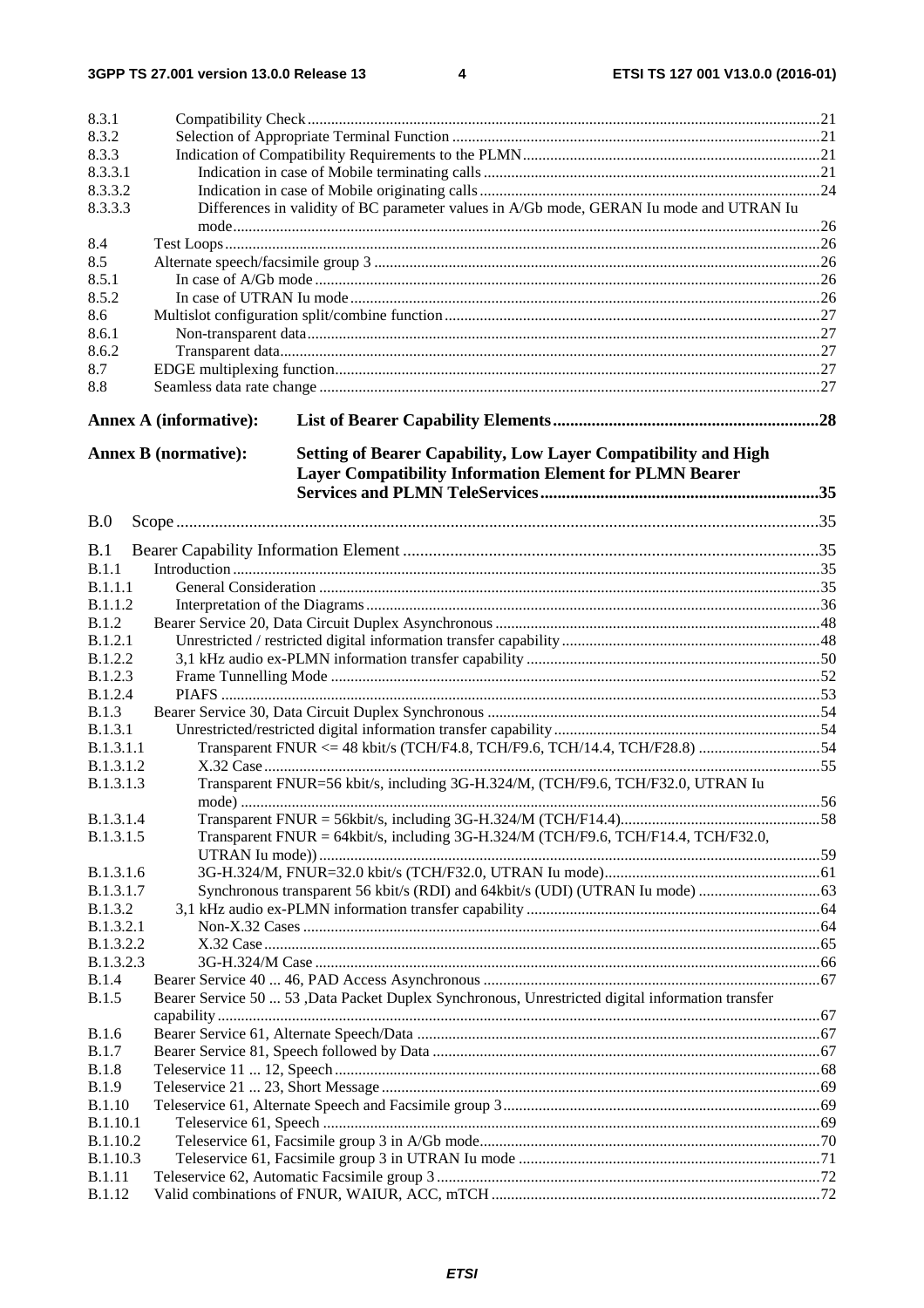| | | |
|---|---|---|
| 8.3.1 | Compatibility Check | 21 |
| 8.3.2 | Selection of Appropriate Terminal Function | 21 |
| 8.3.3 | Indication of Compatibility Requirements to the PLMN | 21 |
| 8.3.3.1 | Indication in case of Mobile terminating calls | 21 |
| 8.3.3.2 | Indication in case of Mobile originating calls | 24 |
| 8.3.3.3 | Differences in validity of BC parameter values in A/Gb mode, GERAN Iu mode and UTRAN Iu mode | 26 |
| 8.4 | Test Loops | 26 |
| 8.5 | Alternate speech/facsimile group 3 | 26 |
| 8.5.1 | In case of A/Gb mode | 26 |
| 8.5.2 | In case of UTRAN Iu mode | 26 |
| 8.6 | Multislot configuration split/combine function | 27 |
| 8.6.1 | Non-transparent data | 27 |
| 8.6.2 | Transparent data | 27 |
| 8.7 | EDGE multiplexing function | 27 |
| 8.8 | Seamless data rate change | 27 |
| **Annex A (informative):** | **List of Bearer Capability Elements** | **28** |
| **Annex B (normative):** | **Setting of Bearer Capability, Low Layer Compatibility and High Layer Compatibility Information Element for PLMN Bearer Services and PLMN TeleServices** | **35** |
| B.0 | Scope | 35 |
| B.1 | Bearer Capability Information Element | 35 |
| B.1.1 | Introduction | 35 |
| B.1.1.1 | General Consideration | 35 |
| B.1.1.2 | Interpretation of the Diagrams | 36 |
| B.1.2 | Bearer Service 20, Data Circuit Duplex Asynchronous | 48 |
| B.1.2.1 | Unrestricted / restricted digital information transfer capability | 48 |
| B.1.2.2 | 3,1 kHz audio ex-PLMN information transfer capability | 50 |
| B.1.2.3 | Frame Tunnelling Mode | 52 |
| B.1.2.4 | PIAFS | 53 |
| B.1.3 | Bearer Service 30, Data Circuit Duplex Synchronous | 54 |
| B.1.3.1 | Unrestricted/restricted digital information transfer capability | 54 |
| B.1.3.1.1 | Transparent FNUR <= 48 kbit/s (TCH/F4.8, TCH/F9.6, TCH/14.4, TCH/F28.8) | 54 |
| B.1.3.1.2 | X.32 Case | 55 |
| B.1.3.1.3 | Transparent FNUR=56 kbit/s, including 3G-H.324/M, (TCH/F9.6, TCH/F32.0, UTRAN Iu mode) | 56 |
| B.1.3.1.4 | Transparent FNUR = 56kbit/s, including 3G-H.324/M (TCH/F14.4) | 58 |
| B.1.3.1.5 | Transparent FNUR = 64kbit/s, including 3G-H.324/M (TCH/F9.6, TCH/F14.4, TCH/F32.0, UTRAN Iu mode)) | 59 |
| B.1.3.1.6 | 3G-H.324/M, FNUR=32.0 kbit/s (TCH/F32.0, UTRAN Iu mode) | 61 |
| B.1.3.1.7 | Synchronous transparent 56 kbit/s (RDI) and 64kbit/s (UDI) (UTRAN Iu mode) | 63 |
| B.1.3.2 | 3,1 kHz audio ex-PLMN information transfer capability | 64 |
| B.1.3.2.1 | Non-X.32 Cases | 64 |
| B.1.3.2.2 | X.32 Case | 65 |
| B.1.3.2.3 | 3G-H.324/M Case | 66 |
| B.1.4 | Bearer Service 40 ... 46, PAD Access Asynchronous | 67 |
| B.1.5 | Bearer Service 50 ... 53 ,Data Packet Duplex Synchronous, Unrestricted digital information transfer capability | 67 |
| B.1.6 | Bearer Service 61, Alternate Speech/Data | 67 |
| B.1.7 | Bearer Service 81, Speech followed by Data | 67 |
| B.1.8 | Teleservice 11 ... 12, Speech | 68 |
| B.1.9 | Teleservice 21 ... 23, Short Message | 69 |
| B.1.10 | Teleservice 61, Alternate Speech and Facsimile group 3 | 69 |
| B.1.10.1 | Teleservice 61, Speech | 69 |
| B.1.10.2 | Teleservice 61, Facsimile group 3 in A/Gb mode | 70 |
| B.1.10.3 | Teleservice 61, Facsimile group 3 in UTRAN Iu mode | 71 |
| B.1.11 | Teleservice 62, Automatic Facsimile group 3 | 72 |
| B.1.12 | Valid combinations of FNUR, WAIUR, ACC, mTCH | 72 |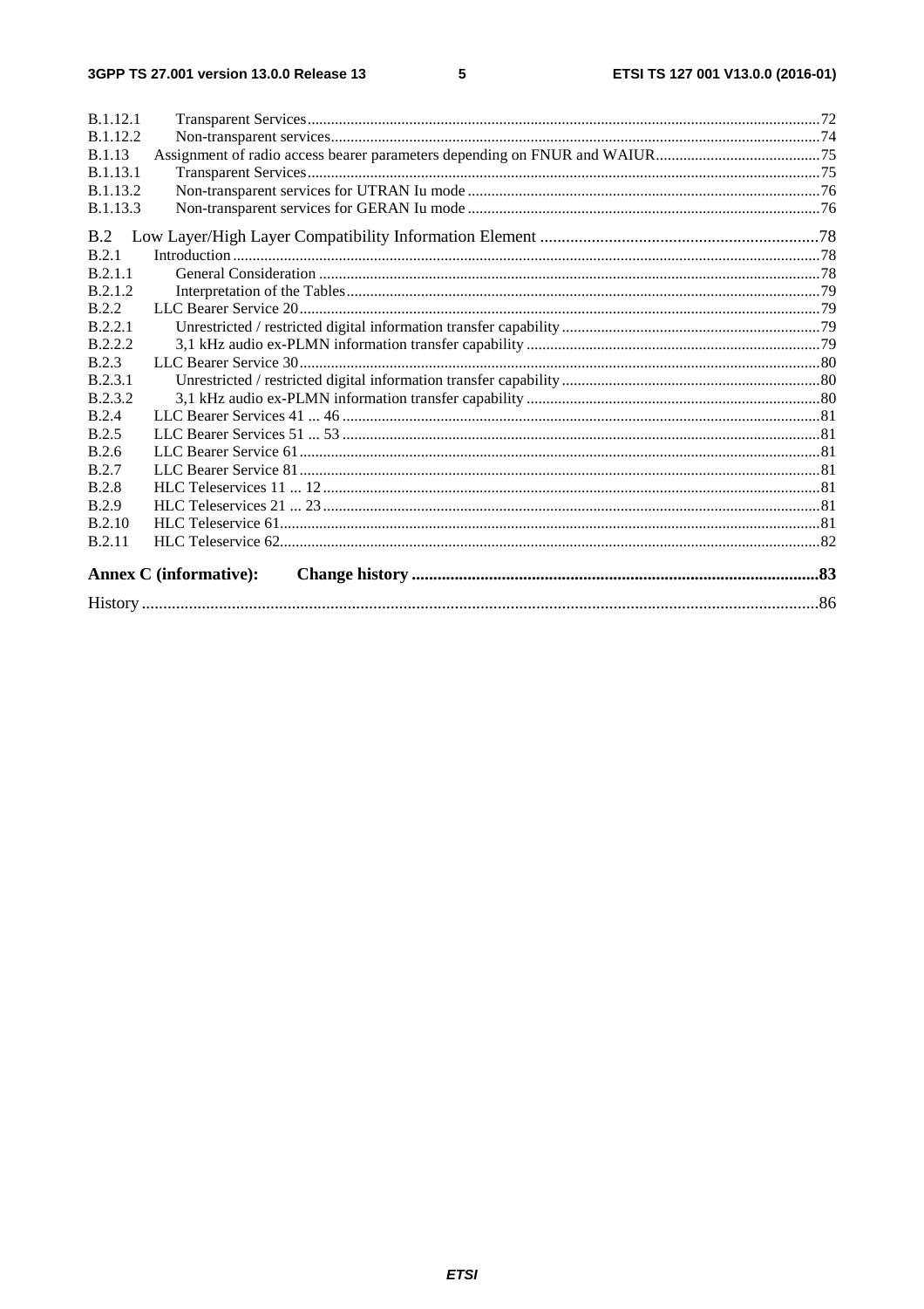B.1.12.1 Transparent Services ..................................................................................................................................72
B.1.12.2 Non-transparent services...............................................................................................................................74
B.1.13 Assignment of radio access bearer parameters depending on FNUR and WAIUR.........................................75
B.1.13.1 Transparent Services ..................................................................................................................................75
B.1.13.2 Non-transparent services for UTRAN Iu mode ...........................................................................................76
B.1.13.3 Non-transparent services for GERAN Iu mode ...........................................................................................76

B.2 Low Layer/High Layer Compatibility Information Element ..................................................................78
B.2.1 Introduction .....................................................................................................................................................78
B.2.1.1 General Consideration .................................................................................................................................78
B.2.1.2 Interpretation of the Tables..........................................................................................................................79
B.2.2 LLC Bearer Service 20.....................................................................................................................................79
B.2.2.1 Unrestricted / restricted digital information transfer capability ..................................................................79
B.2.2.2 3,1 kHz audio ex-PLMN information transfer capability ...........................................................................79
B.2.3 LLC Bearer Service 30.....................................................................................................................................80
B.2.3.1 Unrestricted / restricted digital information transfer capability ..................................................................80
B.2.3.2 3,1 kHz audio ex-PLMN information transfer capability ...........................................................................80
B.2.4 LLC Bearer Services 41 ... 46 ..........................................................................................................................81
B.2.5 LLC Bearer Services 51 ... 53 ..........................................................................................................................81
B.2.6 LLC Bearer Service 61.....................................................................................................................................81
B.2.7 LLC Bearer Service 81.....................................................................................................................................81
B.2.8 HLC Teleservices 11 ... 12 ...............................................................................................................................81
B.2.9 HLC Teleservices 21 ... 23 ...............................................................................................................................81
B.2.10 HLC Teleservice 61..........................................................................................................................................81
B.2.11 HLC Teleservice 62..........................................................................................................................................82

**Annex C (informative): Change history ..............................................................................................83**

History ..............................................................................................................................................................86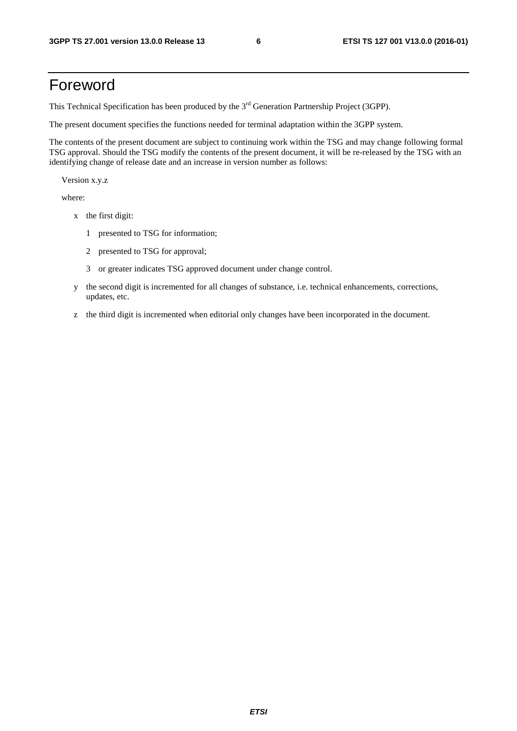# Foreword

This Technical Specification has been produced by the 3rd Generation Partnership Project (3GPP).

The present document specifies the functions needed for terminal adaptation within the 3GPP system.

The contents of the present document are subject to continuing work within the TSG and may change following formal TSG approval. Should the TSG modify the contents of the present document, it will be re-released by the TSG with an identifying change of release date and an increase in version number as follows:

Version x.y.z

where:

- x the first digit:
  - 1 presented to TSG for information;
  - 2 presented to TSG for approval;
  - 3 or greater indicates TSG approved document under change control.
- y the second digit is incremented for all changes of substance, i.e. technical enhancements, corrections, updates, etc.
- z the third digit is incremented when editorial only changes have been incorporated in the document.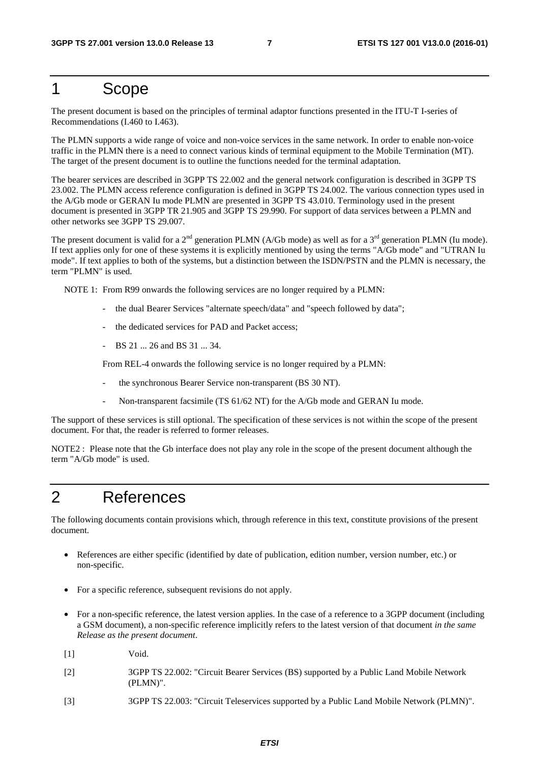# 1 Scope

The present document is based on the principles of terminal adaptor functions presented in the ITU-T I-series of Recommendations (I.460 to I.463).

The PLMN supports a wide range of voice and non-voice services in the same network. In order to enable non-voice traffic in the PLMN there is a need to connect various kinds of terminal equipment to the Mobile Termination (MT). The target of the present document is to outline the functions needed for the terminal adaptation.

The bearer services are described in 3GPP TS 22.002 and the general network configuration is described in 3GPP TS 23.002. The PLMN access reference configuration is defined in 3GPP TS 24.002. The various connection types used in the A/Gb mode or GERAN Iu mode PLMN are presented in 3GPP TS 43.010. Terminology used in the present document is presented in 3GPP TR 21.905 and 3GPP TS 29.990. For support of data services between a PLMN and other networks see 3GPP TS 29.007.

The present document is valid for a 2nd generation PLMN (A/Gb mode) as well as for a 3rd generation PLMN (Iu mode). If text applies only for one of these systems it is explicitly mentioned by using the terms "A/Gb mode" and "UTRAN Iu mode". If text applies to both of the systems, but a distinction between the ISDN/PSTN and the PLMN is necessary, the term "PLMN" is used.

NOTE 1: From R99 onwards the following services are no longer required by a PLMN:

- the dual Bearer Services "alternate speech/data" and "speech followed by data";
- the dedicated services for PAD and Packet access;
- BS 21 ... 26 and BS 31 ... 34.

From REL-4 onwards the following service is no longer required by a PLMN:

- the synchronous Bearer Service non-transparent (BS 30 NT).
- Non-transparent facsimile (TS 61/62 NT) for the A/Gb mode and GERAN Iu mode.

The support of these services is still optional. The specification of these services is not within the scope of the present document. For that, the reader is referred to former releases.

NOTE2 : Please note that the Gb interface does not play any role in the scope of the present document although the term "A/Gb mode" is used.

# 2 References

The following documents contain provisions which, through reference in this text, constitute provisions of the present document.

- References are either specific (identified by date of publication, edition number, version number, etc.) or non-specific.
- For a specific reference, subsequent revisions do not apply.
- For a non-specific reference, the latest version applies. In the case of a reference to a 3GPP document (including a GSM document), a non-specific reference implicitly refers to the latest version of that document *in the same Release as the present document*.

[1] Void.

[2] 3GPP TS 22.002: "Circuit Bearer Services (BS) supported by a Public Land Mobile Network (PLMN)".

[3] 3GPP TS 22.003: "Circuit Teleservices supported by a Public Land Mobile Network (PLMN)".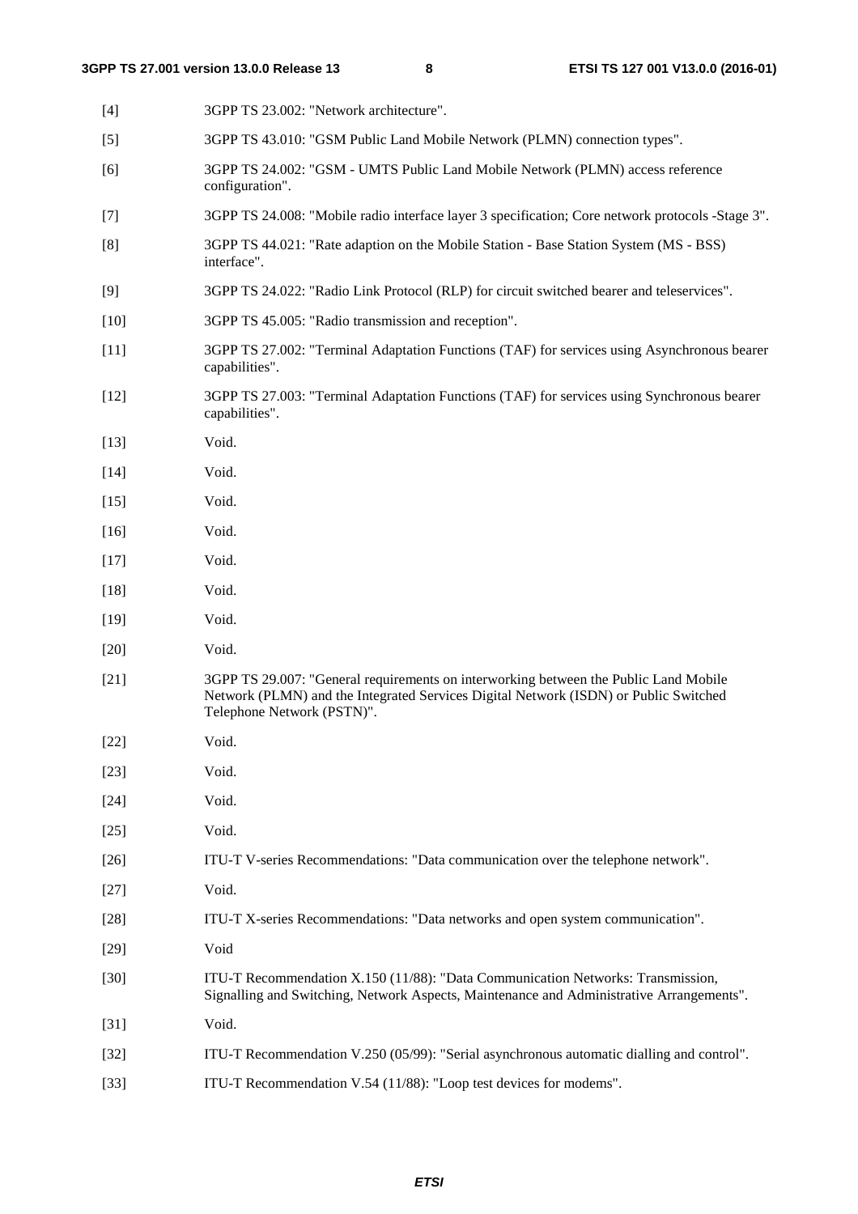[4] 3GPP TS 23.002: "Network architecture".

[5] 3GPP TS 43.010: "GSM Public Land Mobile Network (PLMN) connection types".

[6] 3GPP TS 24.002: "GSM - UMTS Public Land Mobile Network (PLMN) access reference configuration".

[7] 3GPP TS 24.008: "Mobile radio interface layer 3 specification; Core network protocols -Stage 3".

[8] 3GPP TS 44.021: "Rate adaption on the Mobile Station - Base Station System (MS - BSS) interface".

[9] 3GPP TS 24.022: "Radio Link Protocol (RLP) for circuit switched bearer and teleservices".

[10] 3GPP TS 45.005: "Radio transmission and reception".

[11] 3GPP TS 27.002: "Terminal Adaptation Functions (TAF) for services using Asynchronous bearer capabilities".

[12] 3GPP TS 27.003: "Terminal Adaptation Functions (TAF) for services using Synchronous bearer capabilities".

[13] Void.

[14] Void.

[15] Void.

[16] Void.

[17] Void.

[18] Void.

[19] Void.

[20] Void.

[21] 3GPP TS 29.007: "General requirements on interworking between the Public Land Mobile Network (PLMN) and the Integrated Services Digital Network (ISDN) or Public Switched Telephone Network (PSTN)".

[22] Void.

[23] Void.

[24] Void.

[25] Void.

[26] ITU-T V-series Recommendations: "Data communication over the telephone network".

[27] Void.

[28] ITU-T X-series Recommendations: "Data networks and open system communication".

[29] Void

[30] ITU-T Recommendation X.150 (11/88): "Data Communication Networks: Transmission, Signalling and Switching, Network Aspects, Maintenance and Administrative Arrangements".

[31] Void.

[32] ITU-T Recommendation V.250 (05/99): "Serial asynchronous automatic dialling and control".

[33] ITU-T Recommendation V.54 (11/88): "Loop test devices for modems".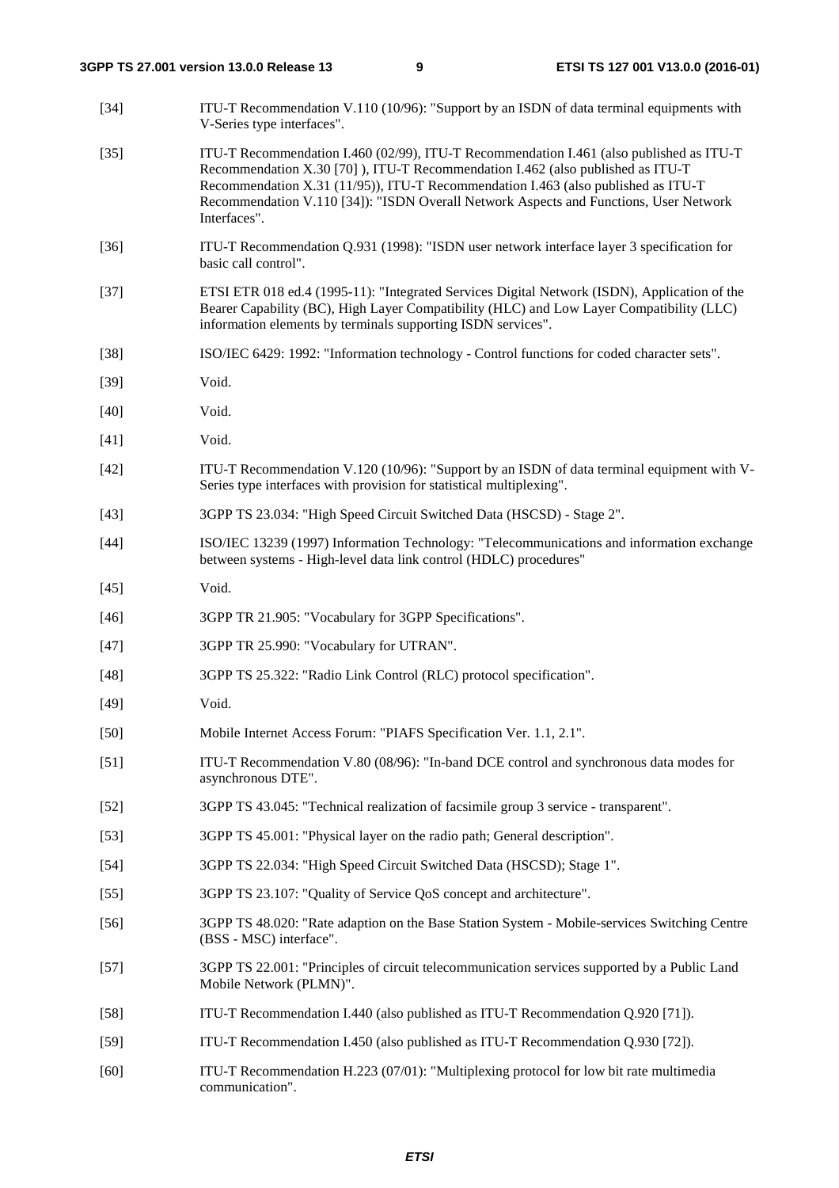[34] ITU-T Recommendation V.110 (10/96): "Support by an ISDN of data terminal equipments with V-Series type interfaces".

[35] ITU-T Recommendation I.460 (02/99), ITU-T Recommendation I.461 (also published as ITU-T Recommendation X.30 [70] ), ITU-T Recommendation I.462 (also published as ITU-T Recommendation X.31 (11/95)), ITU-T Recommendation I.463 (also published as ITU-T Recommendation V.110 [34]): "ISDN Overall Network Aspects and Functions, User Network Interfaces".

[36] ITU-T Recommendation Q.931 (1998): "ISDN user network interface layer 3 specification for basic call control".

[37] ETSI ETR 018 ed.4 (1995-11): "Integrated Services Digital Network (ISDN), Application of the Bearer Capability (BC), High Layer Compatibility (HLC) and Low Layer Compatibility (LLC) information elements by terminals supporting ISDN services".

[38] ISO/IEC 6429: 1992: "Information technology - Control functions for coded character sets".

[39] Void.

[40] Void.

[41] Void.

[42] ITU-T Recommendation V.120 (10/96): "Support by an ISDN of data terminal equipment with V-Series type interfaces with provision for statistical multiplexing".

[43] 3GPP TS 23.034: "High Speed Circuit Switched Data (HSCSD) - Stage 2".

[44] ISO/IEC 13239 (1997) Information Technology: "Telecommunications and information exchange between systems - High-level data link control (HDLC) procedures"

[45] Void.

[46] 3GPP TR 21.905: "Vocabulary for 3GPP Specifications".

[47] 3GPP TR 25.990: "Vocabulary for UTRAN".

[48] 3GPP TS 25.322: "Radio Link Control (RLC) protocol specification".

[49] Void.

[50] Mobile Internet Access Forum: "PIAFS Specification Ver. 1.1, 2.1".

[51] ITU-T Recommendation V.80 (08/96): "In-band DCE control and synchronous data modes for asynchronous DTE".

[52] 3GPP TS 43.045: "Technical realization of facsimile group 3 service - transparent".

[53] 3GPP TS 45.001: "Physical layer on the radio path; General description".

[54] 3GPP TS 22.034: "High Speed Circuit Switched Data (HSCSD); Stage 1".

[55] 3GPP TS 23.107: "Quality of Service QoS concept and architecture".

[56] 3GPP TS 48.020: "Rate adaption on the Base Station System - Mobile-services Switching Centre (BSS - MSC) interface".

[57] 3GPP TS 22.001: "Principles of circuit telecommunication services supported by a Public Land Mobile Network (PLMN)".

[58] ITU-T Recommendation I.440 (also published as ITU-T Recommendation Q.920 [71]).

[59] ITU-T Recommendation I.450 (also published as ITU-T Recommendation Q.930 [72]).

[60] ITU-T Recommendation H.223 (07/01): "Multiplexing protocol for low bit rate multimedia communication".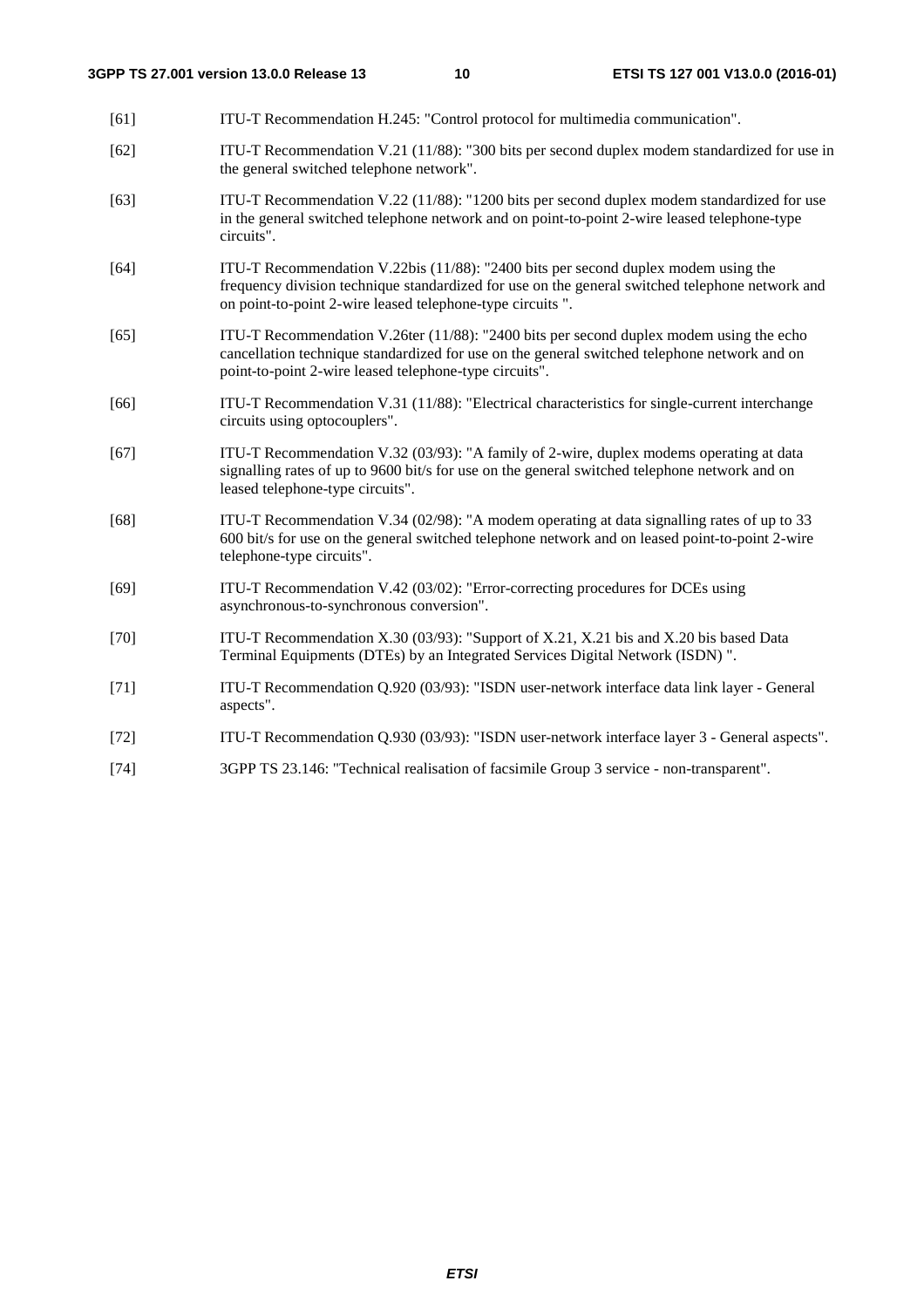[61] ITU-T Recommendation H.245: "Control protocol for multimedia communication".

[62] ITU-T Recommendation V.21 (11/88): "300 bits per second duplex modem standardized for use in the general switched telephone network".

[63] ITU-T Recommendation V.22 (11/88): "1200 bits per second duplex modem standardized for use in the general switched telephone network and on point-to-point 2-wire leased telephone-type circuits".

[64] ITU-T Recommendation V.22bis (11/88): "2400 bits per second duplex modem using the frequency division technique standardized for use on the general switched telephone network and on point-to-point 2-wire leased telephone-type circuits ".

[65] ITU-T Recommendation V.26ter (11/88): "2400 bits per second duplex modem using the echo cancellation technique standardized for use on the general switched telephone network and on point-to-point 2-wire leased telephone-type circuits".

[66] ITU-T Recommendation V.31 (11/88): "Electrical characteristics for single-current interchange circuits using optocouplers".

[67] ITU-T Recommendation V.32 (03/93): "A family of 2-wire, duplex modems operating at data signalling rates of up to 9600 bit/s for use on the general switched telephone network and on leased telephone-type circuits".

[68] ITU-T Recommendation V.34 (02/98): "A modem operating at data signalling rates of up to 33 600 bit/s for use on the general switched telephone network and on leased point-to-point 2-wire telephone-type circuits".

[69] ITU-T Recommendation V.42 (03/02): "Error-correcting procedures for DCEs using asynchronous-to-synchronous conversion".

[70] ITU-T Recommendation X.30 (03/93): "Support of X.21, X.21 bis and X.20 bis based Data Terminal Equipments (DTEs) by an Integrated Services Digital Network (ISDN) ".

[71] ITU-T Recommendation Q.920 (03/93): "ISDN user-network interface data link layer - General aspects".

[72] ITU-T Recommendation Q.930 (03/93): "ISDN user-network interface layer 3 - General aspects".

[74] 3GPP TS 23.146: "Technical realisation of facsimile Group 3 service - non-transparent".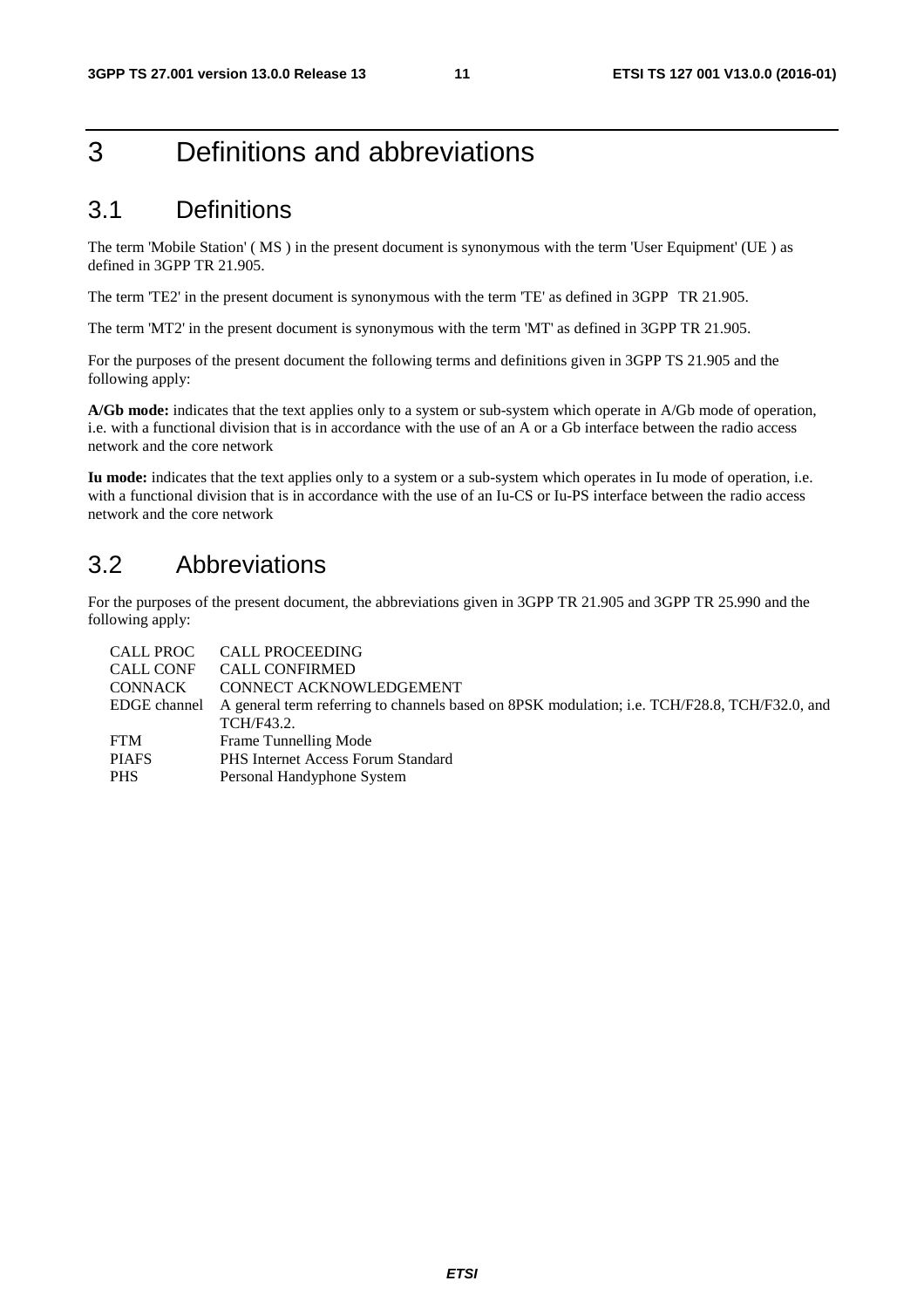# 3 Definitions and abbreviations

## 3.1 Definitions

The term 'Mobile Station' ( MS ) in the present document is synonymous with the term 'User Equipment' (UE ) as defined in 3GPP TR 21.905.

The term 'TE2' in the present document is synonymous with the term 'TE' as defined in 3GPP TR 21.905.

The term 'MT2' in the present document is synonymous with the term 'MT' as defined in 3GPP TR 21.905.

For the purposes of the present document the following terms and definitions given in 3GPP TS 21.905 and the following apply:

**A/Gb mode:** indicates that the text applies only to a system or sub-system which operate in A/Gb mode of operation, i.e. with a functional division that is in accordance with the use of an A or a Gb interface between the radio access network and the core network

**Iu mode:** indicates that the text applies only to a system or a sub-system which operates in Iu mode of operation, i.e. with a functional division that is in accordance with the use of an Iu-CS or Iu-PS interface between the radio access network and the core network

## 3.2 Abbreviations

For the purposes of the present document, the abbreviations given in 3GPP TR 21.905 and 3GPP TR 25.990 and the following apply:

| | |
|---|---|
| CALL PROC | CALL PROCEEDING |
| CALL CONF | CALL CONFIRMED |
| CONNACK | CONNECT ACKNOWLEDGEMENT |
| EDGE channel | A general term referring to channels based on 8PSK modulation; i.e. TCH/F28.8, TCH/F32.0, and TCH/F43.2. |
| FTM | Frame Tunnelling Mode |
| PIAFS | PHS Internet Access Forum Standard |
| PHS | Personal Handyphone System |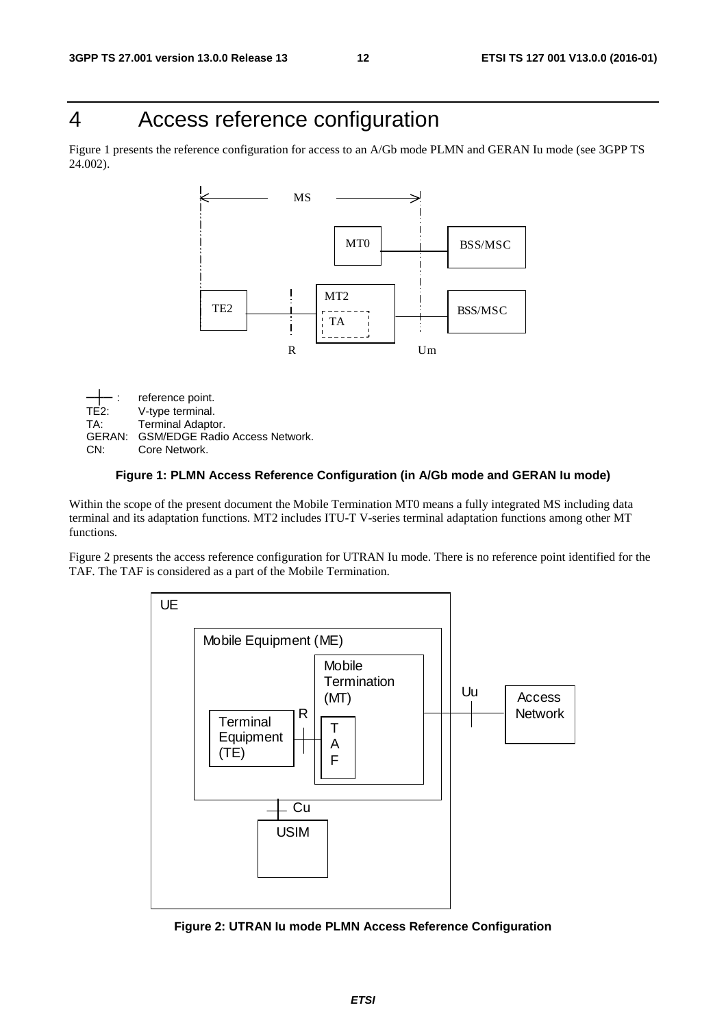# 4 Access reference configuration

Figure 1 presents the reference configuration for access to an A/Gb mode PLMN and GERAN Iu mode (see 3GPP TS 24.002).

MS

MT0

BSS/MSC

TE2

MT2

TA

BSS/MSC

R

Um

—|— : reference point.
TE2: V-type terminal.
TA: Terminal Adaptor.
GERAN: GSM/EDGE Radio Access Network.
CN: Core Network.

**Figure 1: PLMN Access Reference Configuration (in A/Gb mode and GERAN Iu mode)**

Within the scope of the present document the Mobile Termination MT0 means a fully integrated MS including data terminal and its adaptation functions. MT2 includes ITU-T V-series terminal adaptation functions among other MT functions.

Figure 2 presents the access reference configuration for UTRAN Iu mode. There is no reference point identified for the TAF. The TAF is considered as a part of the Mobile Termination.

UE

Mobile Equipment (ME)

Mobile Termination (MT)

Uu

Access Network

Terminal Equipment (TE)

R

TAF

Cu

USIM

**Figure 2: UTRAN Iu mode PLMN Access Reference Configuration**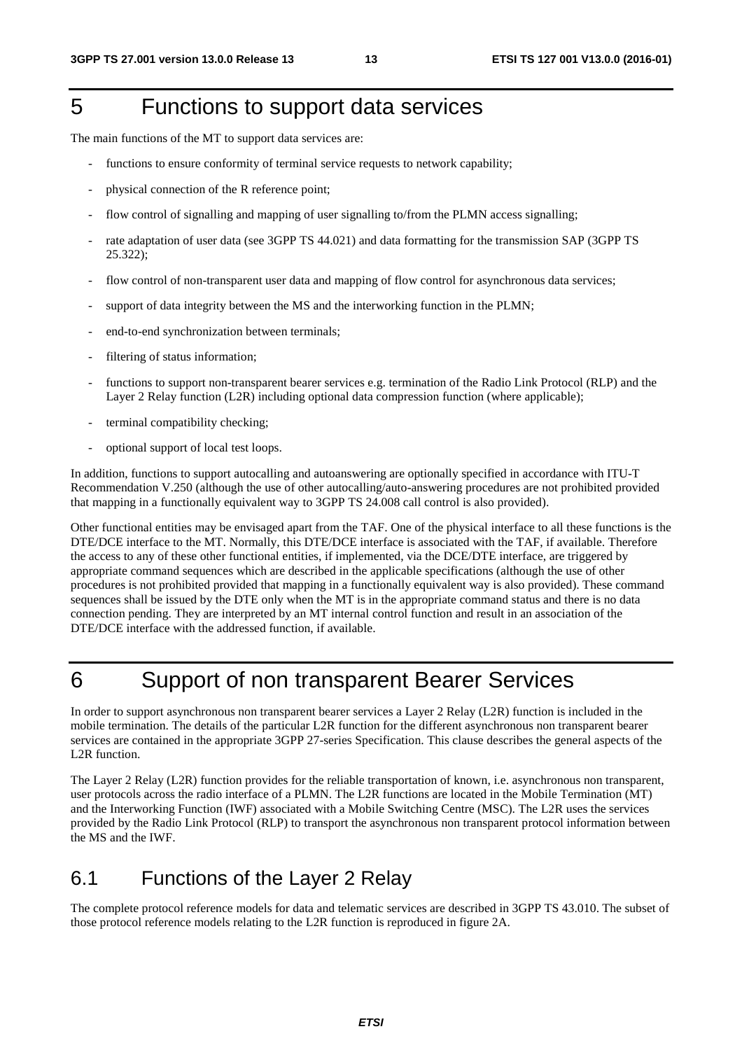# 5 Functions to support data services

The main functions of the MT to support data services are:

- functions to ensure conformity of terminal service requests to network capability;
- physical connection of the R reference point;
- flow control of signalling and mapping of user signalling to/from the PLMN access signalling;
- rate adaptation of user data (see 3GPP TS 44.021) and data formatting for the transmission SAP (3GPP TS 25.322);
- flow control of non-transparent user data and mapping of flow control for asynchronous data services;
- support of data integrity between the MS and the interworking function in the PLMN;
- end-to-end synchronization between terminals;
- filtering of status information;
- functions to support non-transparent bearer services e.g. termination of the Radio Link Protocol (RLP) and the Layer 2 Relay function (L2R) including optional data compression function (where applicable);
- terminal compatibility checking;
- optional support of local test loops.

In addition, functions to support autocalling and autoanswering are optionally specified in accordance with ITU-T Recommendation V.250 (although the use of other autocalling/auto-answering procedures are not prohibited provided that mapping in a functionally equivalent way to 3GPP TS 24.008 call control is also provided).

Other functional entities may be envisaged apart from the TAF. One of the physical interface to all these functions is the DTE/DCE interface to the MT. Normally, this DTE/DCE interface is associated with the TAF, if available. Therefore the access to any of these other functional entities, if implemented, via the DCE/DTE interface, are triggered by appropriate command sequences which are described in the applicable specifications (although the use of other procedures is not prohibited provided that mapping in a functionally equivalent way is also provided). These command sequences shall be issued by the DTE only when the MT is in the appropriate command status and there is no data connection pending. They are interpreted by an MT internal control function and result in an association of the DTE/DCE interface with the addressed function, if available.

# 6 Support of non transparent Bearer Services

In order to support asynchronous non transparent bearer services a Layer 2 Relay (L2R) function is included in the mobile termination. The details of the particular L2R function for the different asynchronous non transparent bearer services are contained in the appropriate 3GPP 27-series Specification. This clause describes the general aspects of the L2R function.

The Layer 2 Relay (L2R) function provides for the reliable transportation of known, i.e. asynchronous non transparent, user protocols across the radio interface of a PLMN. The L2R functions are located in the Mobile Termination (MT) and the Interworking Function (IWF) associated with a Mobile Switching Centre (MSC). The L2R uses the services provided by the Radio Link Protocol (RLP) to transport the asynchronous non transparent protocol information between the MS and the IWF.

## 6.1 Functions of the Layer 2 Relay

The complete protocol reference models for data and telematic services are described in 3GPP TS 43.010. The subset of those protocol reference models relating to the L2R function is reproduced in figure 2A.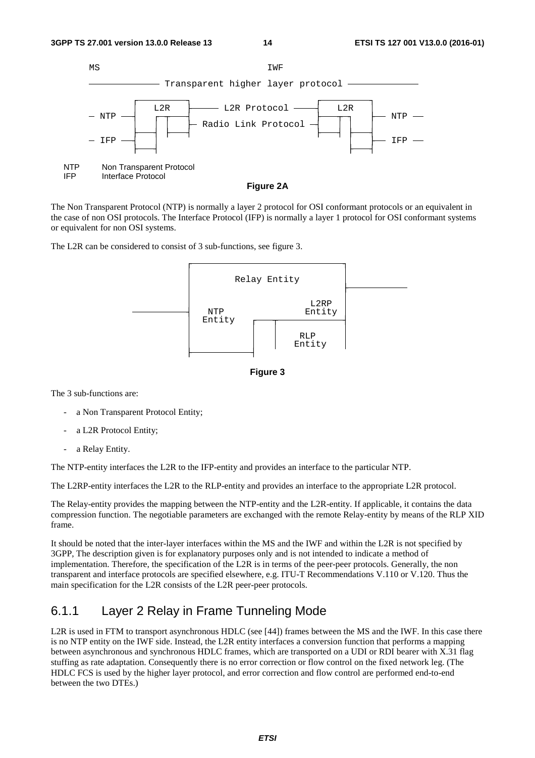MS IWF

Transparent higher layer protocol

L2R L2R Protocol L2R

NTP Radio Link Protocol NTP

IFP IFP

NTP Non Transparent Protocol
IFP Interface Protocol

**Figure 2A**

The Non Transparent Protocol (NTP) is normally a layer 2 protocol for OSI conformant protocols or an equivalent in the case of non OSI protocols. The Interface Protocol (IFP) is normally a layer 1 protocol for OSI conformant systems or equivalent for non OSI systems.

The L2R can be considered to consist of 3 sub-functions, see figure 3.

Relay Entity

NTP Entity

L2RP Entity

RLP Entity

**Figure 3**

The 3 sub-functions are:

- a Non Transparent Protocol Entity;
- a L2R Protocol Entity;
- a Relay Entity.

The NTP-entity interfaces the L2R to the IFP-entity and provides an interface to the particular NTP.

The L2RP-entity interfaces the L2R to the RLP-entity and provides an interface to the appropriate L2R protocol.

The Relay-entity provides the mapping between the NTP-entity and the L2R-entity. If applicable, it contains the data compression function. The negotiable parameters are exchanged with the remote Relay-entity by means of the RLP XID frame.

It should be noted that the inter-layer interfaces within the MS and the IWF and within the L2R is not specified by 3GPP, The description given is for explanatory purposes only and is not intended to indicate a method of implementation. Therefore, the specification of the L2R is in terms of the peer-peer protocols. Generally, the non transparent and interface protocols are specified elsewhere, e.g. ITU-T Recommendations V.110 or V.120. Thus the main specification for the L2R consists of the L2R peer-peer protocols.

## 6.1.1 Layer 2 Relay in Frame Tunneling Mode

L2R is used in FTM to transport asynchronous HDLC (see [44]) frames between the MS and the IWF. In this case there is no NTP entity on the IWF side. Instead, the L2R entity interfaces a conversion function that performs a mapping between asynchronous and synchronous HDLC frames, which are transported on a UDI or RDI bearer with X.31 flag stuffing as rate adaptation. Consequently there is no error correction or flow control on the fixed network leg. (The HDLC FCS is used by the higher layer protocol, and error correction and flow control are performed end-to-end between the two DTEs.)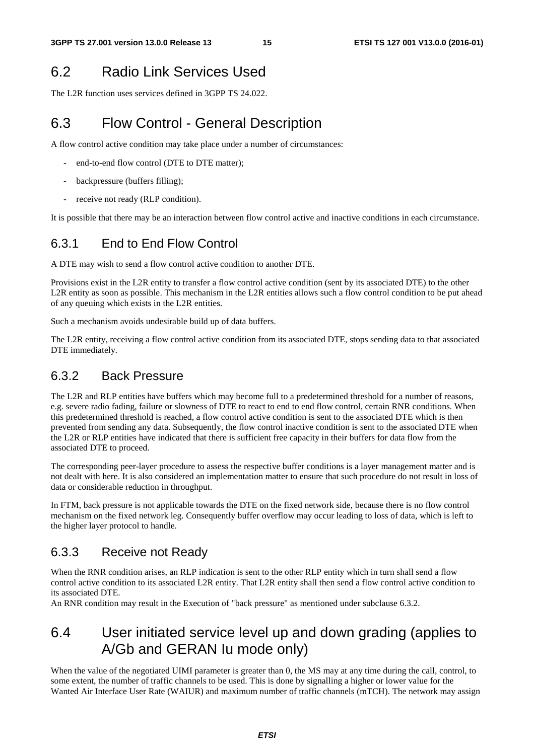## 6.2 Radio Link Services Used

The L2R function uses services defined in 3GPP TS 24.022.

## 6.3 Flow Control - General Description

A flow control active condition may take place under a number of circumstances:

- end-to-end flow control (DTE to DTE matter);
- backpressure (buffers filling);
- receive not ready (RLP condition).

It is possible that there may be an interaction between flow control active and inactive conditions in each circumstance.

### 6.3.1 End to End Flow Control

A DTE may wish to send a flow control active condition to another DTE.

Provisions exist in the L2R entity to transfer a flow control active condition (sent by its associated DTE) to the other L2R entity as soon as possible. This mechanism in the L2R entities allows such a flow control condition to be put ahead of any queuing which exists in the L2R entities.

Such a mechanism avoids undesirable build up of data buffers.

The L2R entity, receiving a flow control active condition from its associated DTE, stops sending data to that associated DTE immediately.

### 6.3.2 Back Pressure

The L2R and RLP entities have buffers which may become full to a predetermined threshold for a number of reasons, e.g. severe radio fading, failure or slowness of DTE to react to end to end flow control, certain RNR conditions. When this predetermined threshold is reached, a flow control active condition is sent to the associated DTE which is then prevented from sending any data. Subsequently, the flow control inactive condition is sent to the associated DTE when the L2R or RLP entities have indicated that there is sufficient free capacity in their buffers for data flow from the associated DTE to proceed.

The corresponding peer-layer procedure to assess the respective buffer conditions is a layer management matter and is not dealt with here. It is also considered an implementation matter to ensure that such procedure do not result in loss of data or considerable reduction in throughput.

In FTM, back pressure is not applicable towards the DTE on the fixed network side, because there is no flow control mechanism on the fixed network leg. Consequently buffer overflow may occur leading to loss of data, which is left to the higher layer protocol to handle.

### 6.3.3 Receive not Ready

When the RNR condition arises, an RLP indication is sent to the other RLP entity which in turn shall send a flow control active condition to its associated L2R entity. That L2R entity shall then send a flow control active condition to its associated DTE.
An RNR condition may result in the Execution of "back pressure" as mentioned under subclause 6.3.2.

## 6.4 User initiated service level up and down grading (applies to A/Gb and GERAN Iu mode only)

When the value of the negotiated UIMI parameter is greater than 0, the MS may at any time during the call, control, to some extent, the number of traffic channels to be used. This is done by signalling a higher or lower value for the Wanted Air Interface User Rate (WAIUR) and maximum number of traffic channels (mTCH). The network may assign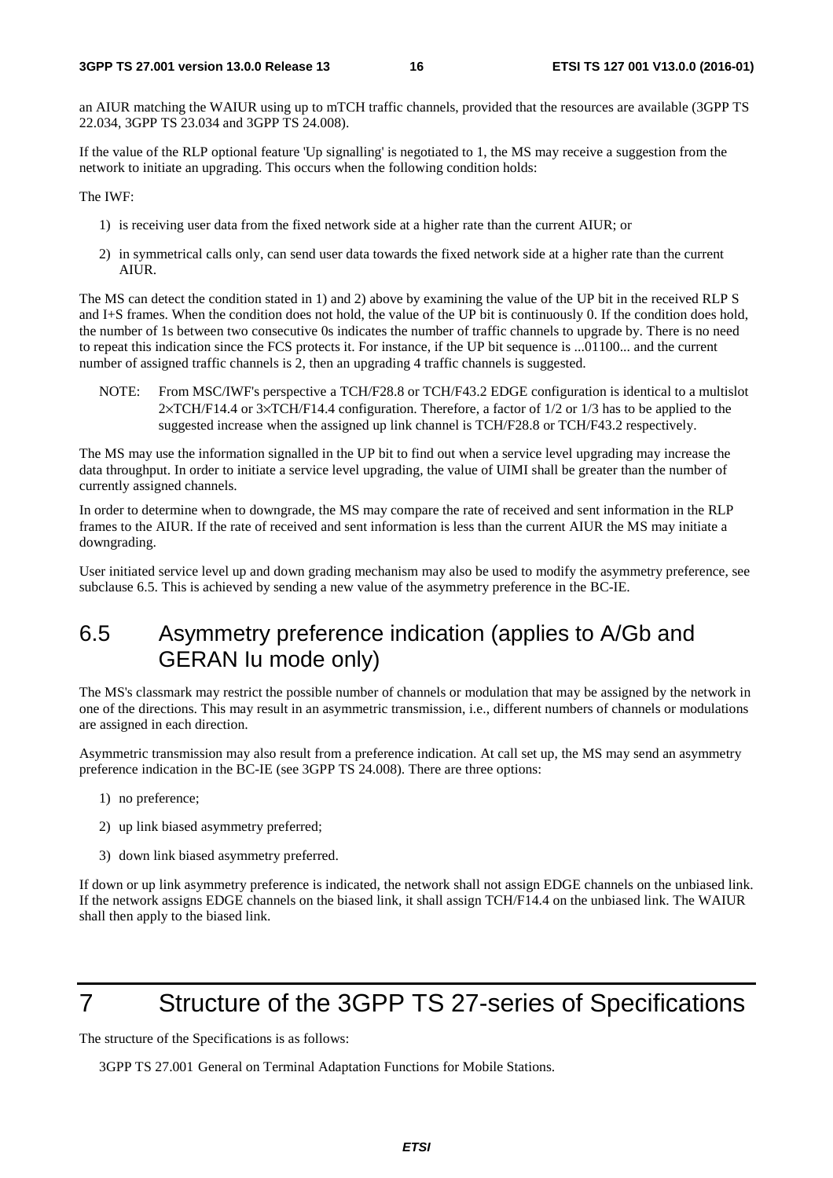an AIUR matching the WAIUR using up to mTCH traffic channels, provided that the resources are available (3GPP TS 22.034, 3GPP TS 23.034 and 3GPP TS 24.008).

If the value of the RLP optional feature 'Up signalling' is negotiated to 1, the MS may receive a suggestion from the network to initiate an upgrading. This occurs when the following condition holds:

The IWF:

1) is receiving user data from the fixed network side at a higher rate than the current AIUR; or

2) in symmetrical calls only, can send user data towards the fixed network side at a higher rate than the current AIUR.

The MS can detect the condition stated in 1) and 2) above by examining the value of the UP bit in the received RLP S and I+S frames. When the condition does not hold, the value of the UP bit is continuously 0. If the condition does hold, the number of 1s between two consecutive 0s indicates the number of traffic channels to upgrade by. There is no need to repeat this indication since the FCS protects it. For instance, if the UP bit sequence is ...01100... and the current number of assigned traffic channels is 2, then an upgrading 4 traffic channels is suggested.

NOTE: From MSC/IWF's perspective a TCH/F28.8 or TCH/F43.2 EDGE configuration is identical to a multislot 2×TCH/F14.4 or 3×TCH/F14.4 configuration. Therefore, a factor of 1/2 or 1/3 has to be applied to the suggested increase when the assigned up link channel is TCH/F28.8 or TCH/F43.2 respectively.

The MS may use the information signalled in the UP bit to find out when a service level upgrading may increase the data throughput. In order to initiate a service level upgrading, the value of UIMI shall be greater than the number of currently assigned channels.

In order to determine when to downgrade, the MS may compare the rate of received and sent information in the RLP frames to the AIUR. If the rate of received and sent information is less than the current AIUR the MS may initiate a downgrading.

User initiated service level up and down grading mechanism may also be used to modify the asymmetry preference, see subclause 6.5. This is achieved by sending a new value of the asymmetry preference in the BC-IE.

## 6.5 Asymmetry preference indication (applies to A/Gb and GERAN Iu mode only)

The MS's classmark may restrict the possible number of channels or modulation that may be assigned by the network in one of the directions. This may result in an asymmetric transmission, i.e., different numbers of channels or modulations are assigned in each direction.

Asymmetric transmission may also result from a preference indication. At call set up, the MS may send an asymmetry preference indication in the BC-IE (see 3GPP TS 24.008). There are three options:

1) no preference;

2) up link biased asymmetry preferred;

3) down link biased asymmetry preferred.

If down or up link asymmetry preference is indicated, the network shall not assign EDGE channels on the unbiased link. If the network assigns EDGE channels on the biased link, it shall assign TCH/F14.4 on the unbiased link. The WAIUR shall then apply to the biased link.

# 7 Structure of the 3GPP TS 27-series of Specifications

The structure of the Specifications is as follows:

3GPP TS 27.001 General on Terminal Adaptation Functions for Mobile Stations.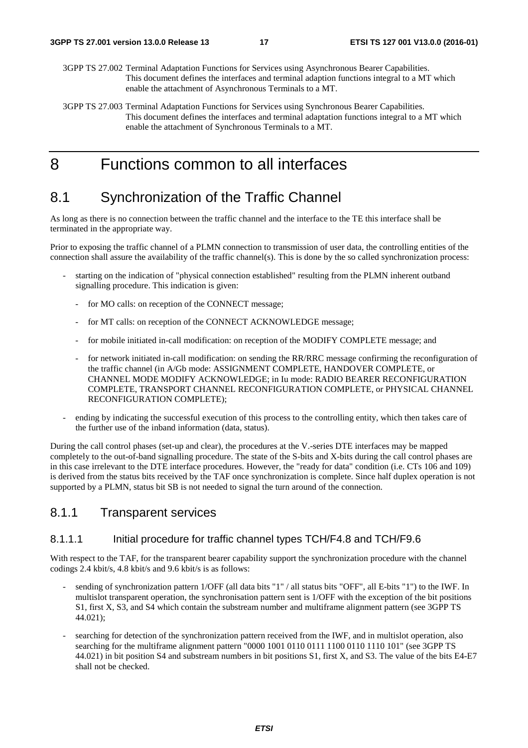3GPP TS 27.002 Terminal Adaptation Functions for Services using Asynchronous Bearer Capabilities. This document defines the interfaces and terminal adaption functions integral to a MT which enable the attachment of Asynchronous Terminals to a MT.

3GPP TS 27.003 Terminal Adaptation Functions for Services using Synchronous Bearer Capabilities. This document defines the interfaces and terminal adaptation functions integral to a MT which enable the attachment of Synchronous Terminals to a MT.

# 8 Functions common to all interfaces

## 8.1 Synchronization of the Traffic Channel

As long as there is no connection between the traffic channel and the interface to the TE this interface shall be terminated in the appropriate way.

Prior to exposing the traffic channel of a PLMN connection to transmission of user data, the controlling entities of the connection shall assure the availability of the traffic channel(s). This is done by the so called synchronization process:

- starting on the indication of "physical connection established" resulting from the PLMN inherent outband signalling procedure. This indication is given:
  - for MO calls: on reception of the CONNECT message;
  - for MT calls: on reception of the CONNECT ACKNOWLEDGE message;
  - for mobile initiated in-call modification: on reception of the MODIFY COMPLETE message; and
  - for network initiated in-call modification: on sending the RR/RRC message confirming the reconfiguration of the traffic channel (in A/Gb mode: ASSIGNMENT COMPLETE, HANDOVER COMPLETE, or CHANNEL MODE MODIFY ACKNOWLEDGE; in Iu mode: RADIO BEARER RECONFIGURATION COMPLETE, TRANSPORT CHANNEL RECONFIGURATION COMPLETE, or PHYSICAL CHANNEL RECONFIGURATION COMPLETE);
- ending by indicating the successful execution of this process to the controlling entity, which then takes care of the further use of the inband information (data, status).

During the call control phases (set-up and clear), the procedures at the V.-series DTE interfaces may be mapped completely to the out-of-band signalling procedure. The state of the S-bits and X-bits during the call control phases are in this case irrelevant to the DTE interface procedures. However, the "ready for data" condition (i.e. CTs 106 and 109) is derived from the status bits received by the TAF once synchronization is complete. Since half duplex operation is not supported by a PLMN, status bit SB is not needed to signal the turn around of the connection.

### 8.1.1 Transparent services

#### 8.1.1.1 Initial procedure for traffic channel types TCH/F4.8 and TCH/F9.6

With respect to the TAF, for the transparent bearer capability support the synchronization procedure with the channel codings 2.4 kbit/s, 4.8 kbit/s and 9.6 kbit/s is as follows:

- sending of synchronization pattern 1/OFF (all data bits "1" / all status bits "OFF", all E-bits "1") to the IWF. In multislot transparent operation, the synchronisation pattern sent is 1/OFF with the exception of the bit positions S1, first X, S3, and S4 which contain the substream number and multiframe alignment pattern (see 3GPP TS 44.021);
- searching for detection of the synchronization pattern received from the IWF, and in multislot operation, also searching for the multiframe alignment pattern "0000 1001 0110 0111 1100 0110 1110 101" (see 3GPP TS 44.021) in bit position S4 and substream numbers in bit positions S1, first X, and S3. The value of the bits E4-E7 shall not be checked.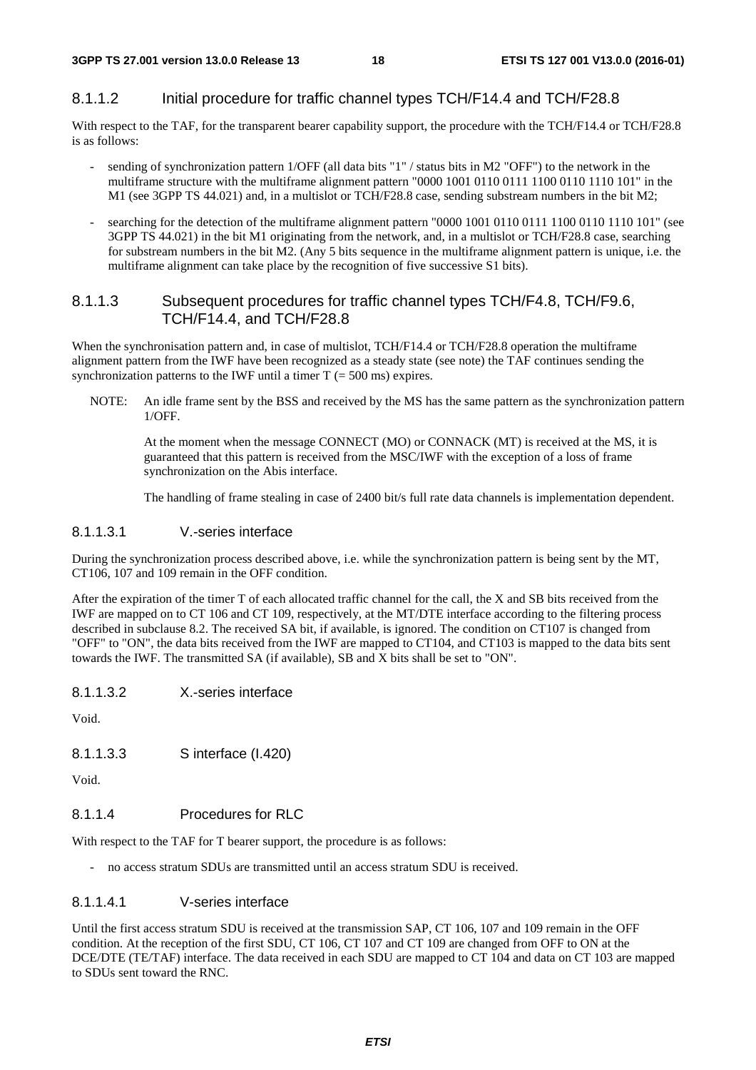#### 8.1.1.2 Initial procedure for traffic channel types TCH/F14.4 and TCH/F28.8

With respect to the TAF, for the transparent bearer capability support, the procedure with the TCH/F14.4 or TCH/F28.8 is as follows:

- sending of synchronization pattern 1/OFF (all data bits "1" / status bits in M2 "OFF") to the network in the multiframe structure with the multiframe alignment pattern "0000 1001 0110 0111 1100 0110 1110 101" in the M1 (see 3GPP TS 44.021) and, in a multislot or TCH/F28.8 case, sending substream numbers in the bit M2;
- searching for the detection of the multiframe alignment pattern "0000 1001 0110 0111 1100 0110 1110 101" (see 3GPP TS 44.021) in the bit M1 originating from the network, and, in a multislot or TCH/F28.8 case, searching for substream numbers in the bit M2. (Any 5 bits sequence in the multiframe alignment pattern is unique, i.e. the multiframe alignment can take place by the recognition of five successive S1 bits).

#### 8.1.1.3 Subsequent procedures for traffic channel types TCH/F4.8, TCH/F9.6, TCH/F14.4, and TCH/F28.8

When the synchronisation pattern and, in case of multislot, TCH/F14.4 or TCH/F28.8 operation the multiframe alignment pattern from the IWF have been recognized as a steady state (see note) the TAF continues sending the synchronization patterns to the IWF until a timer T (= 500 ms) expires.

NOTE: An idle frame sent by the BSS and received by the MS has the same pattern as the synchronization pattern 1/OFF.

At the moment when the message CONNECT (MO) or CONNACK (MT) is received at the MS, it is guaranteed that this pattern is received from the MSC/IWF with the exception of a loss of frame synchronization on the Abis interface.

The handling of frame stealing in case of 2400 bit/s full rate data channels is implementation dependent.

##### 8.1.1.3.1 V.-series interface

During the synchronization process described above, i.e. while the synchronization pattern is being sent by the MT, CT106, 107 and 109 remain in the OFF condition.

After the expiration of the timer T of each allocated traffic channel for the call, the X and SB bits received from the IWF are mapped on to CT 106 and CT 109, respectively, at the MT/DTE interface according to the filtering process described in subclause 8.2. The received SA bit, if available, is ignored. The condition on CT107 is changed from "OFF" to "ON", the data bits received from the IWF are mapped to CT104, and CT103 is mapped to the data bits sent towards the IWF. The transmitted SA (if available), SB and X bits shall be set to "ON".

##### 8.1.1.3.2 X.-series interface

Void.

##### 8.1.1.3.3 S interface (I.420)

Void.

#### 8.1.1.4 Procedures for RLC

With respect to the TAF for T bearer support, the procedure is as follows:

- no access stratum SDUs are transmitted until an access stratum SDU is received.

##### 8.1.1.4.1 V-series interface

Until the first access stratum SDU is received at the transmission SAP, CT 106, 107 and 109 remain in the OFF condition. At the reception of the first SDU, CT 106, CT 107 and CT 109 are changed from OFF to ON at the DCE/DTE (TE/TAF) interface. The data received in each SDU are mapped to CT 104 and data on CT 103 are mapped to SDUs sent toward the RNC.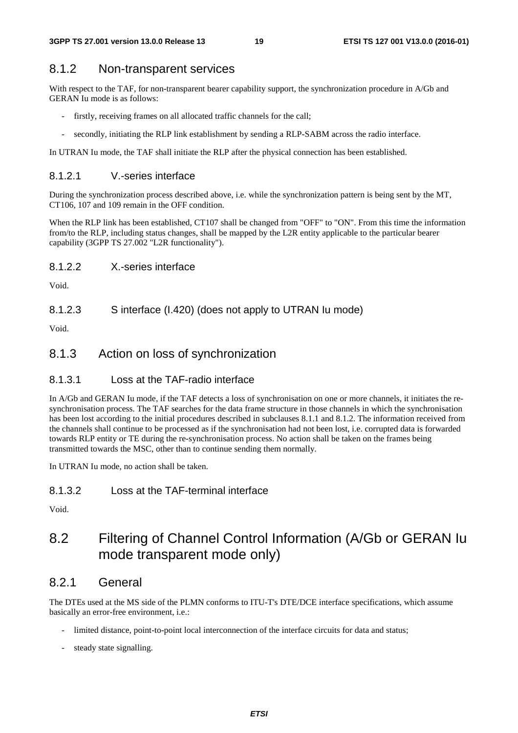### 8.1.2 Non-transparent services

With respect to the TAF, for non-transparent bearer capability support, the synchronization procedure in A/Gb and GERAN Iu mode is as follows:

- firstly, receiving frames on all allocated traffic channels for the call;
- secondly, initiating the RLP link establishment by sending a RLP-SABM across the radio interface.

In UTRAN Iu mode, the TAF shall initiate the RLP after the physical connection has been established.

#### 8.1.2.1 V.-series interface

During the synchronization process described above, i.e. while the synchronization pattern is being sent by the MT, CT106, 107 and 109 remain in the OFF condition.

When the RLP link has been established, CT107 shall be changed from "OFF" to "ON". From this time the information from/to the RLP, including status changes, shall be mapped by the L2R entity applicable to the particular bearer capability (3GPP TS 27.002 "L2R functionality").

#### 8.1.2.2 X.-series interface

Void.

#### 8.1.2.3 S interface (I.420) (does not apply to UTRAN Iu mode)

Void.

### 8.1.3 Action on loss of synchronization

#### 8.1.3.1 Loss at the TAF-radio interface

In A/Gb and GERAN Iu mode, if the TAF detects a loss of synchronisation on one or more channels, it initiates the re-synchronisation process. The TAF searches for the data frame structure in those channels in which the synchronisation has been lost according to the initial procedures described in subclauses 8.1.1 and 8.1.2. The information received from the channels shall continue to be processed as if the synchronisation had not been lost, i.e. corrupted data is forwarded towards RLP entity or TE during the re-synchronisation process. No action shall be taken on the frames being transmitted towards the MSC, other than to continue sending them normally.

In UTRAN Iu mode, no action shall be taken.

#### 8.1.3.2 Loss at the TAF-terminal interface

Void.

## 8.2 Filtering of Channel Control Information (A/Gb or GERAN Iu mode transparent mode only)

### 8.2.1 General

The DTEs used at the MS side of the PLMN conforms to ITU-T's DTE/DCE interface specifications, which assume basically an error-free environment, i.e.:

- limited distance, point-to-point local interconnection of the interface circuits for data and status;
- steady state signalling.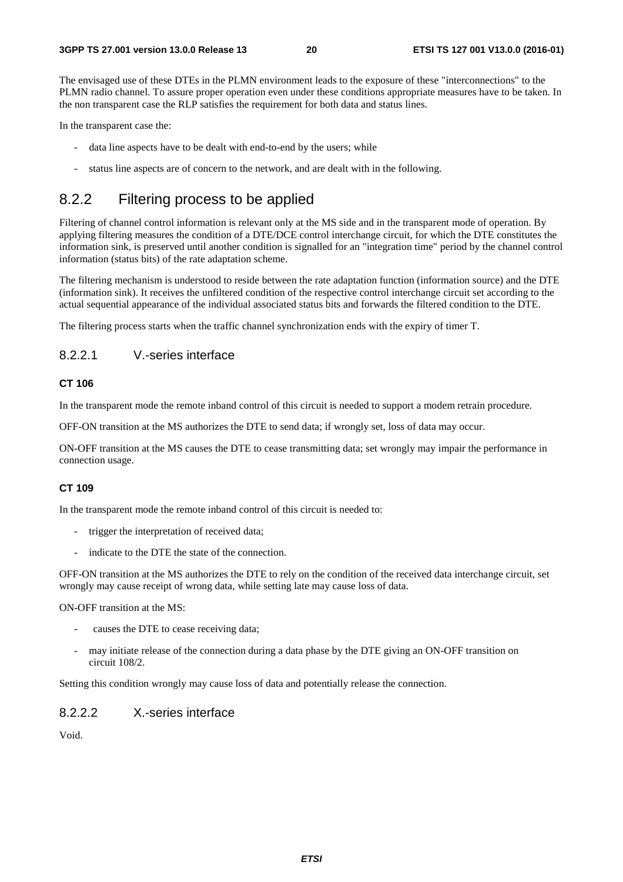The envisaged use of these DTEs in the PLMN environment leads to the exposure of these "interconnections" to the PLMN radio channel. To assure proper operation even under these conditions appropriate measures have to be taken. In the non transparent case the RLP satisfies the requirement for both data and status lines.

In the transparent case the:

- data line aspects have to be dealt with end-to-end by the users; while
- status line aspects are of concern to the network, and are dealt with in the following.

## 8.2.2 Filtering process to be applied

Filtering of channel control information is relevant only at the MS side and in the transparent mode of operation. By applying filtering measures the condition of a DTE/DCE control interchange circuit, for which the DTE constitutes the information sink, is preserved until another condition is signalled for an "integration time" period by the channel control information (status bits) of the rate adaptation scheme.

The filtering mechanism is understood to reside between the rate adaptation function (information source) and the DTE (information sink). It receives the unfiltered condition of the respective control interchange circuit set according to the actual sequential appearance of the individual associated status bits and forwards the filtered condition to the DTE.

The filtering process starts when the traffic channel synchronization ends with the expiry of timer T.

### 8.2.2.1 V.-series interface

**CT 106**

In the transparent mode the remote inband control of this circuit is needed to support a modem retrain procedure.

OFF-ON transition at the MS authorizes the DTE to send data; if wrongly set, loss of data may occur.

ON-OFF transition at the MS causes the DTE to cease transmitting data; set wrongly may impair the performance in connection usage.

**CT 109**

In the transparent mode the remote inband control of this circuit is needed to:

- trigger the interpretation of received data;
- indicate to the DTE the state of the connection.

OFF-ON transition at the MS authorizes the DTE to rely on the condition of the received data interchange circuit, set wrongly may cause receipt of wrong data, while setting late may cause loss of data.

ON-OFF transition at the MS:

- causes the DTE to cease receiving data;
- may initiate release of the connection during a data phase by the DTE giving an ON-OFF transition on circuit 108/2.

Setting this condition wrongly may cause loss of data and potentially release the connection.

### 8.2.2.2 X.-series interface

Void.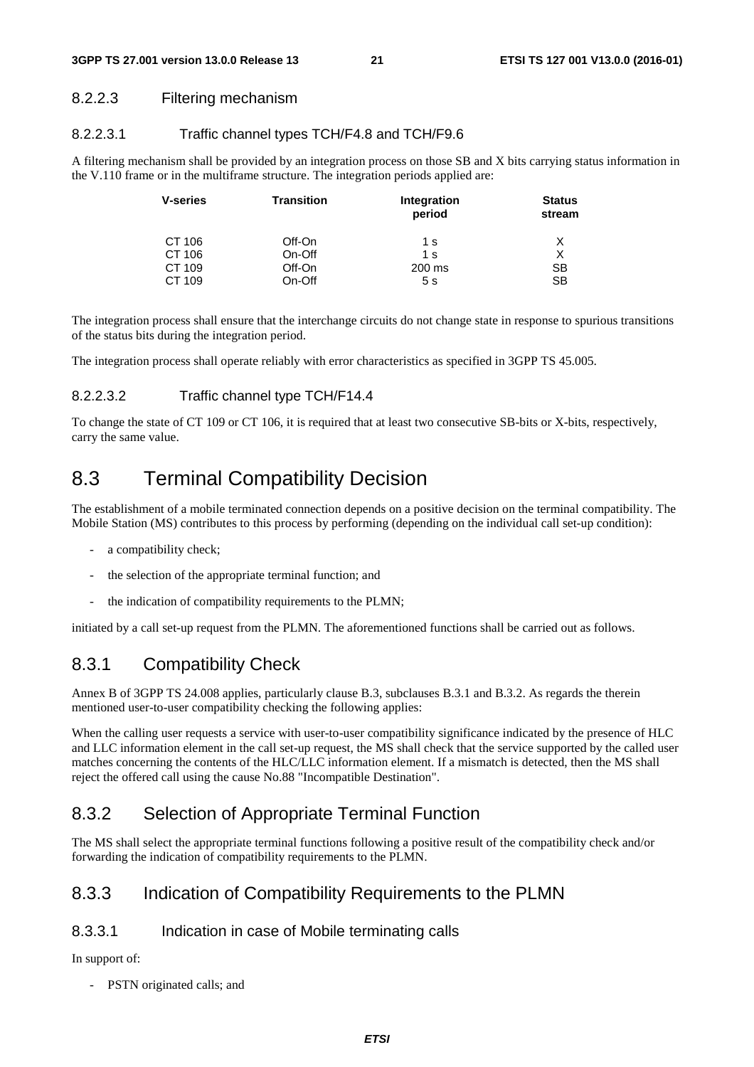#### 8.2.2.3 Filtering mechanism

##### 8.2.2.3.1 Traffic channel types TCH/F4.8 and TCH/F9.6

A filtering mechanism shall be provided by an integration process on those SB and X bits carrying status information in the V.110 frame or in the multiframe structure. The integration periods applied are:

| V-series | Transition | Integration period | Status stream |
|---|---|---|---|
| CT 106 | Off-On | 1 s | X |
| CT 106 | On-Off | 1 s | X |
| CT 109 | Off-On | 200 ms | SB |
| CT 109 | On-Off | 5 s | SB |

The integration process shall ensure that the interchange circuits do not change state in response to spurious transitions of the status bits during the integration period.

The integration process shall operate reliably with error characteristics as specified in 3GPP TS 45.005.

##### 8.2.2.3.2 Traffic channel type TCH/F14.4

To change the state of CT 109 or CT 106, it is required that at least two consecutive SB-bits or X-bits, respectively, carry the same value.

# 8.3 Terminal Compatibility Decision

The establishment of a mobile terminated connection depends on a positive decision on the terminal compatibility. The Mobile Station (MS) contributes to this process by performing (depending on the individual call set-up condition):

- a compatibility check;
- the selection of the appropriate terminal function; and
- the indication of compatibility requirements to the PLMN;

initiated by a call set-up request from the PLMN. The aforementioned functions shall be carried out as follows.

## 8.3.1 Compatibility Check

Annex B of 3GPP TS 24.008 applies, particularly clause B.3, subclauses B.3.1 and B.3.2. As regards the therein mentioned user-to-user compatibility checking the following applies:

When the calling user requests a service with user-to-user compatibility significance indicated by the presence of HLC and LLC information element in the call set-up request, the MS shall check that the service supported by the called user matches concerning the contents of the HLC/LLC information element. If a mismatch is detected, then the MS shall reject the offered call using the cause No.88 "Incompatible Destination".

## 8.3.2 Selection of Appropriate Terminal Function

The MS shall select the appropriate terminal functions following a positive result of the compatibility check and/or forwarding the indication of compatibility requirements to the PLMN.

## 8.3.3 Indication of Compatibility Requirements to the PLMN

### 8.3.3.1 Indication in case of Mobile terminating calls

In support of:

- PSTN originated calls; and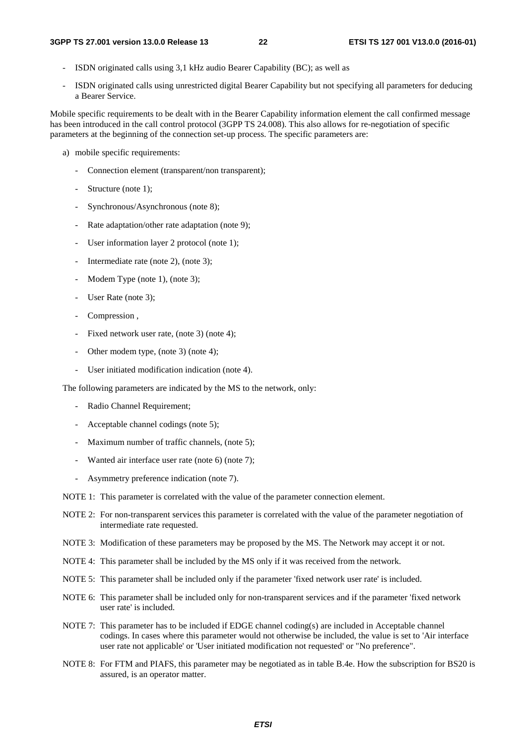- ISDN originated calls using 3,1 kHz audio Bearer Capability (BC); as well as
- ISDN originated calls using unrestricted digital Bearer Capability but not specifying all parameters for deducing a Bearer Service.

Mobile specific requirements to be dealt with in the Bearer Capability information element the call confirmed message has been introduced in the call control protocol (3GPP TS 24.008). This also allows for re-negotiation of specific parameters at the beginning of the connection set-up process. The specific parameters are:

a) mobile specific requirements:

   - Connection element (transparent/non transparent);
   - Structure (note 1);
   - Synchronous/Asynchronous (note 8);
   - Rate adaptation/other rate adaptation (note 9);
   - User information layer 2 protocol (note 1);
   - Intermediate rate (note 2), (note 3);
   - Modem Type (note 1), (note 3);
   - User Rate (note 3);
   - Compression ,
   - Fixed network user rate, (note 3) (note 4);
   - Other modem type, (note 3) (note 4);
   - User initiated modification indication (note 4).

   The following parameters are indicated by the MS to the network, only:

   - Radio Channel Requirement;
   - Acceptable channel codings (note 5);
   - Maximum number of traffic channels, (note 5);
   - Wanted air interface user rate (note 6) (note 7);
   - Asymmetry preference indication (note 7).

NOTE 1: This parameter is correlated with the value of the parameter connection element.

NOTE 2: For non-transparent services this parameter is correlated with the value of the parameter negotiation of intermediate rate requested.

NOTE 3: Modification of these parameters may be proposed by the MS. The Network may accept it or not.

NOTE 4: This parameter shall be included by the MS only if it was received from the network.

NOTE 5: This parameter shall be included only if the parameter 'fixed network user rate' is included.

NOTE 6: This parameter shall be included only for non-transparent services and if the parameter 'fixed network user rate' is included.

NOTE 7: This parameter has to be included if EDGE channel coding(s) are included in Acceptable channel codings. In cases where this parameter would not otherwise be included, the value is set to 'Air interface user rate not applicable' or 'User initiated modification not requested' or "No preference".

NOTE 8: For FTM and PIAFS, this parameter may be negotiated as in table B.4e. How the subscription for BS20 is assured, is an operator matter.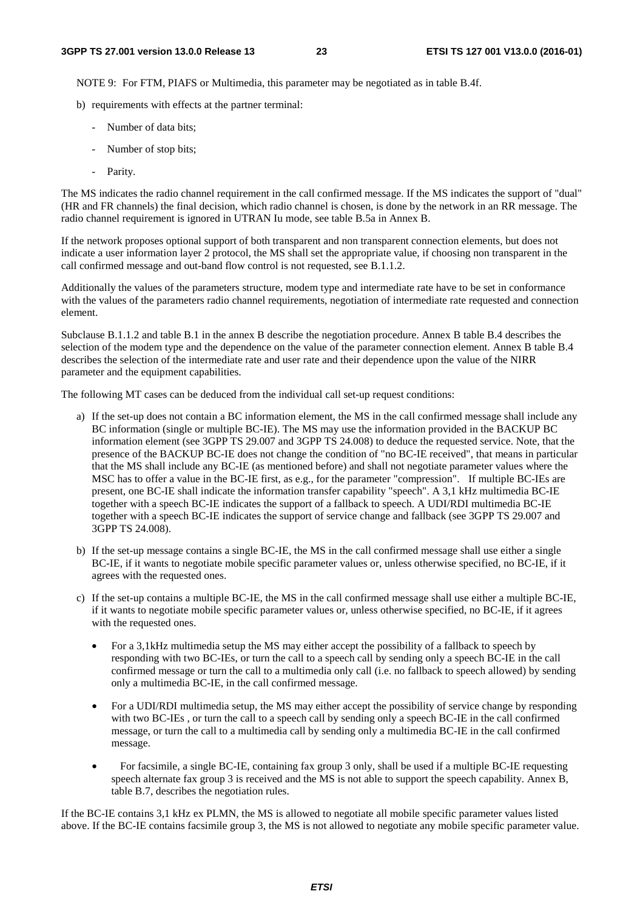NOTE 9: For FTM, PIAFS or Multimedia, this parameter may be negotiated as in table B.4f.

b) requirements with effects at the partner terminal:

- Number of data bits;
- Number of stop bits;
- Parity.

The MS indicates the radio channel requirement in the call confirmed message. If the MS indicates the support of "dual" (HR and FR channels) the final decision, which radio channel is chosen, is done by the network in an RR message. The radio channel requirement is ignored in UTRAN Iu mode, see table B.5a in Annex B.

If the network proposes optional support of both transparent and non transparent connection elements, but does not indicate a user information layer 2 protocol, the MS shall set the appropriate value, if choosing non transparent in the call confirmed message and out-band flow control is not requested, see B.1.1.2.

Additionally the values of the parameters structure, modem type and intermediate rate have to be set in conformance with the values of the parameters radio channel requirements, negotiation of intermediate rate requested and connection element.

Subclause B.1.1.2 and table B.1 in the annex B describe the negotiation procedure. Annex B table B.4 describes the selection of the modem type and the dependence on the value of the parameter connection element. Annex B table B.4 describes the selection of the intermediate rate and user rate and their dependence upon the value of the NIRR parameter and the equipment capabilities.

The following MT cases can be deduced from the individual call set-up request conditions:

a) If the set-up does not contain a BC information element, the MS in the call confirmed message shall include any BC information (single or multiple BC-IE). The MS may use the information provided in the BACKUP BC information element (see 3GPP TS 29.007 and 3GPP TS 24.008) to deduce the requested service. Note, that the presence of the BACKUP BC-IE does not change the condition of "no BC-IE received", that means in particular that the MS shall include any BC-IE (as mentioned before) and shall not negotiate parameter values where the MSC has to offer a value in the BC-IE first, as e.g., for the parameter "compression". If multiple BC-IEs are present, one BC-IE shall indicate the information transfer capability "speech". A 3,1 kHz multimedia BC-IE together with a speech BC-IE indicates the support of a fallback to speech. A UDI/RDI multimedia BC-IE together with a speech BC-IE indicates the support of service change and fallback (see 3GPP TS 29.007 and 3GPP TS 24.008).

b) If the set-up message contains a single BC-IE, the MS in the call confirmed message shall use either a single BC-IE, if it wants to negotiate mobile specific parameter values or, unless otherwise specified, no BC-IE, if it agrees with the requested ones.

c) If the set-up contains a multiple BC-IE, the MS in the call confirmed message shall use either a multiple BC-IE, if it wants to negotiate mobile specific parameter values or, unless otherwise specified, no BC-IE, if it agrees with the requested ones.

   - For a 3,1kHz multimedia setup the MS may either accept the possibility of a fallback to speech by responding with two BC-IEs, or turn the call to a speech call by sending only a speech BC-IE in the call confirmed message or turn the call to a multimedia only call (i.e. no fallback to speech allowed) by sending only a multimedia BC-IE, in the call confirmed message.
   - For a UDI/RDI multimedia setup, the MS may either accept the possibility of service change by responding with two BC-IEs , or turn the call to a speech call by sending only a speech BC-IE in the call confirmed message, or turn the call to a multimedia call by sending only a multimedia BC-IE in the call confirmed message.
   - For facsimile, a single BC-IE, containing fax group 3 only, shall be used if a multiple BC-IE requesting speech alternate fax group 3 is received and the MS is not able to support the speech capability. Annex B, table B.7, describes the negotiation rules.

If the BC-IE contains 3,1 kHz ex PLMN, the MS is allowed to negotiate all mobile specific parameter values listed above. If the BC-IE contains facsimile group 3, the MS is not allowed to negotiate any mobile specific parameter value.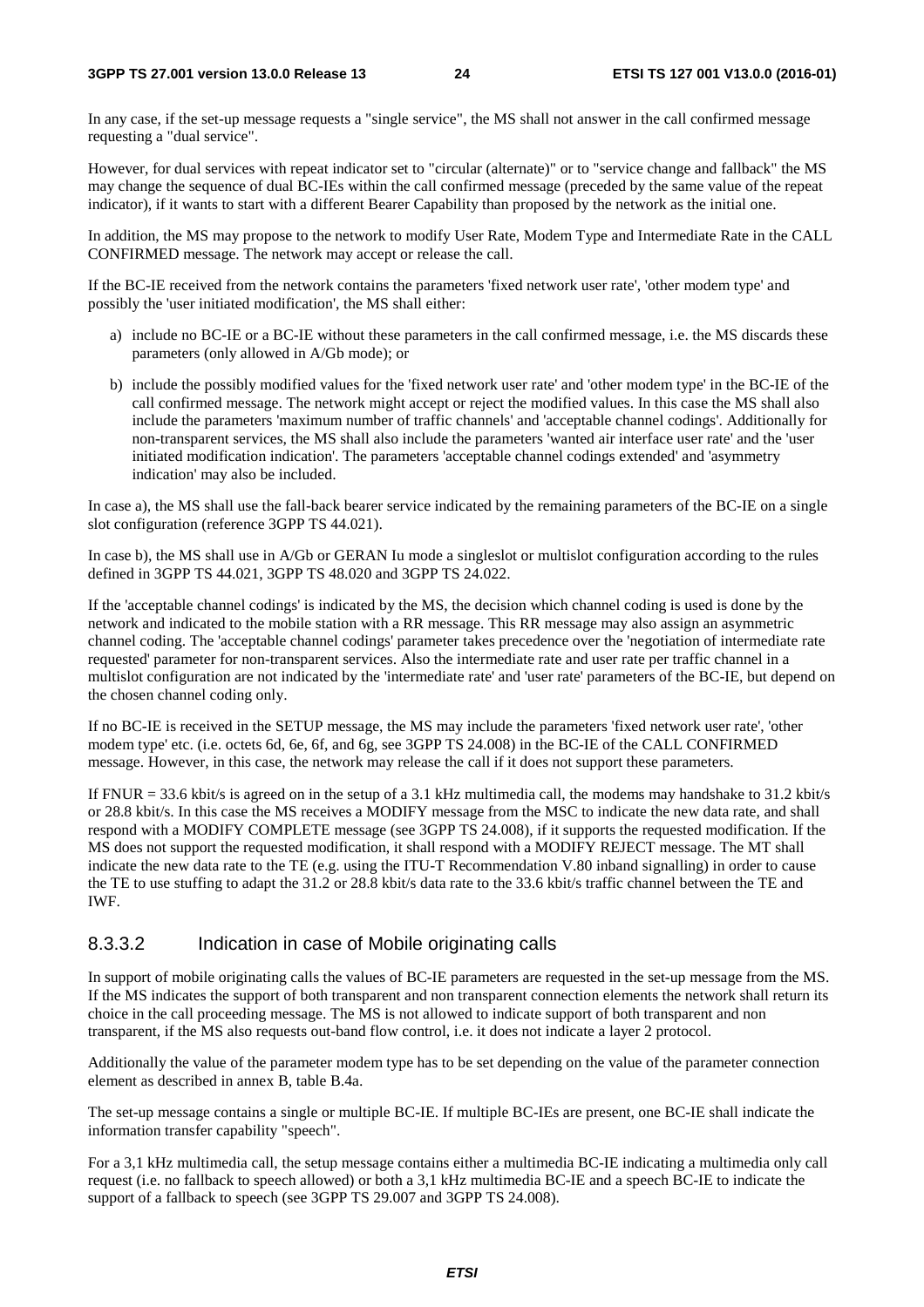In any case, if the set-up message requests a "single service", the MS shall not answer in the call confirmed message requesting a "dual service".

However, for dual services with repeat indicator set to "circular (alternate)" or to "service change and fallback" the MS may change the sequence of dual BC-IEs within the call confirmed message (preceded by the same value of the repeat indicator), if it wants to start with a different Bearer Capability than proposed by the network as the initial one.

In addition, the MS may propose to the network to modify User Rate, Modem Type and Intermediate Rate in the CALL CONFIRMED message. The network may accept or release the call.

If the BC-IE received from the network contains the parameters 'fixed network user rate', 'other modem type' and possibly the 'user initiated modification', the MS shall either:

a) include no BC-IE or a BC-IE without these parameters in the call confirmed message, i.e. the MS discards these parameters (only allowed in A/Gb mode); or

b) include the possibly modified values for the 'fixed network user rate' and 'other modem type' in the BC-IE of the call confirmed message. The network might accept or reject the modified values. In this case the MS shall also include the parameters 'maximum number of traffic channels' and 'acceptable channel codings'. Additionally for non-transparent services, the MS shall also include the parameters 'wanted air interface user rate' and the 'user initiated modification indication'. The parameters 'acceptable channel codings extended' and 'asymmetry indication' may also be included.

In case a), the MS shall use the fall-back bearer service indicated by the remaining parameters of the BC-IE on a single slot configuration (reference 3GPP TS 44.021).

In case b), the MS shall use in A/Gb or GERAN Iu mode a singleslot or multislot configuration according to the rules defined in 3GPP TS 44.021, 3GPP TS 48.020 and 3GPP TS 24.022.

If the 'acceptable channel codings' is indicated by the MS, the decision which channel coding is used is done by the network and indicated to the mobile station with a RR message. This RR message may also assign an asymmetric channel coding. The 'acceptable channel codings' parameter takes precedence over the 'negotiation of intermediate rate requested' parameter for non-transparent services. Also the intermediate rate and user rate per traffic channel in a multislot configuration are not indicated by the 'intermediate rate' and 'user rate' parameters of the BC-IE, but depend on the chosen channel coding only.

If no BC-IE is received in the SETUP message, the MS may include the parameters 'fixed network user rate', 'other modem type' etc. (i.e. octets 6d, 6e, 6f, and 6g, see 3GPP TS 24.008) in the BC-IE of the CALL CONFIRMED message. However, in this case, the network may release the call if it does not support these parameters.

If FNUR = 33.6 kbit/s is agreed on in the setup of a 3.1 kHz multimedia call, the modems may handshake to 31.2 kbit/s or 28.8 kbit/s. In this case the MS receives a MODIFY message from the MSC to indicate the new data rate, and shall respond with a MODIFY COMPLETE message (see 3GPP TS 24.008), if it supports the requested modification. If the MS does not support the requested modification, it shall respond with a MODIFY REJECT message. The MT shall indicate the new data rate to the TE (e.g. using the ITU-T Recommendation V.80 inband signalling) in order to cause the TE to use stuffing to adapt the 31.2 or 28.8 kbit/s data rate to the 33.6 kbit/s traffic channel between the TE and IWF.

#### 8.3.3.2 Indication in case of Mobile originating calls

In support of mobile originating calls the values of BC-IE parameters are requested in the set-up message from the MS. If the MS indicates the support of both transparent and non transparent connection elements the network shall return its choice in the call proceeding message. The MS is not allowed to indicate support of both transparent and non transparent, if the MS also requests out-band flow control, i.e. it does not indicate a layer 2 protocol.

Additionally the value of the parameter modem type has to be set depending on the value of the parameter connection element as described in annex B, table B.4a.

The set-up message contains a single or multiple BC-IE. If multiple BC-IEs are present, one BC-IE shall indicate the information transfer capability "speech".

For a 3,1 kHz multimedia call, the setup message contains either a multimedia BC-IE indicating a multimedia only call request (i.e. no fallback to speech allowed) or both a 3,1 kHz multimedia BC-IE and a speech BC-IE to indicate the support of a fallback to speech (see 3GPP TS 29.007 and 3GPP TS 24.008).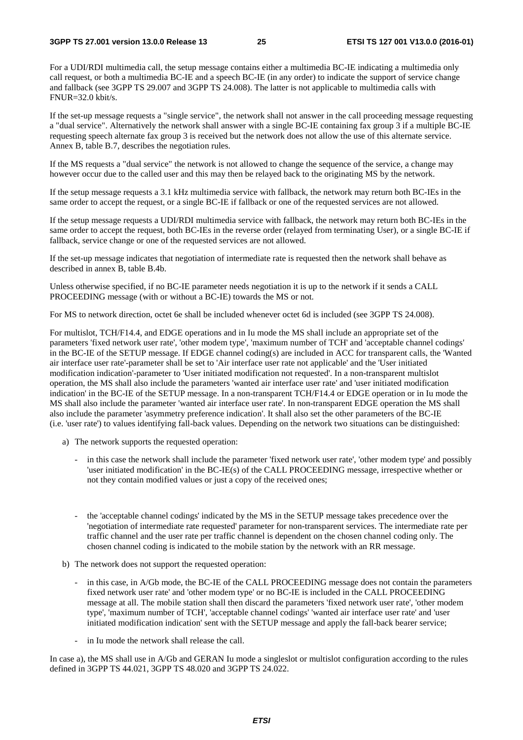For a UDI/RDI multimedia call, the setup message contains either a multimedia BC-IE indicating a multimedia only call request, or both a multimedia BC-IE and a speech BC-IE (in any order) to indicate the support of service change and fallback (see 3GPP TS 29.007 and 3GPP TS 24.008). The latter is not applicable to multimedia calls with FNUR=32.0 kbit/s.

If the set-up message requests a "single service", the network shall not answer in the call proceeding message requesting a "dual service". Alternatively the network shall answer with a single BC-IE containing fax group 3 if a multiple BC-IE requesting speech alternate fax group 3 is received but the network does not allow the use of this alternate service. Annex B, table B.7, describes the negotiation rules.

If the MS requests a "dual service" the network is not allowed to change the sequence of the service, a change may however occur due to the called user and this may then be relayed back to the originating MS by the network.

If the setup message requests a 3.1 kHz multimedia service with fallback, the network may return both BC-IEs in the same order to accept the request, or a single BC-IE if fallback or one of the requested services are not allowed.

If the setup message requests a UDI/RDI multimedia service with fallback, the network may return both BC-IEs in the same order to accept the request, both BC-IEs in the reverse order (relayed from terminating User), or a single BC-IE if fallback, service change or one of the requested services are not allowed.

If the set-up message indicates that negotiation of intermediate rate is requested then the network shall behave as described in annex B, table B.4b.

Unless otherwise specified, if no BC-IE parameter needs negotiation it is up to the network if it sends a CALL PROCEEDING message (with or without a BC-IE) towards the MS or not.

For MS to network direction, octet 6e shall be included whenever octet 6d is included (see 3GPP TS 24.008).

For multislot, TCH/F14.4, and EDGE operations and in Iu mode the MS shall include an appropriate set of the parameters 'fixed network user rate', 'other modem type', 'maximum number of TCH' and 'acceptable channel codings' in the BC-IE of the SETUP message. If EDGE channel coding(s) are included in ACC for transparent calls, the 'Wanted air interface user rate'-parameter shall be set to 'Air interface user rate not applicable' and the 'User initiated modification indication'-parameter to 'User initiated modification not requested'. In a non-transparent multislot operation, the MS shall also include the parameters 'wanted air interface user rate' and 'user initiated modification indication' in the BC-IE of the SETUP message. In a non-transparent TCH/F14.4 or EDGE operation or in Iu mode the MS shall also include the parameter 'wanted air interface user rate'. In non-transparent EDGE operation the MS shall also include the parameter 'asymmetry preference indication'. It shall also set the other parameters of the BC-IE (i.e. 'user rate') to values identifying fall-back values. Depending on the network two situations can be distinguished:

a) The network supports the requested operation:

   - in this case the network shall include the parameter 'fixed network user rate', 'other modem type' and possibly 'user initiated modification' in the BC-IE(s) of the CALL PROCEEDING message, irrespective whether or not they contain modified values or just a copy of the received ones;

   - the 'acceptable channel codings' indicated by the MS in the SETUP message takes precedence over the 'negotiation of intermediate rate requested' parameter for non-transparent services. The intermediate rate per traffic channel and the user rate per traffic channel is dependent on the chosen channel coding only. The chosen channel coding is indicated to the mobile station by the network with an RR message.

b) The network does not support the requested operation:

   - in this case, in A/Gb mode, the BC-IE of the CALL PROCEEDING message does not contain the parameters fixed network user rate' and 'other modem type' or no BC-IE is included in the CALL PROCEEDING message at all. The mobile station shall then discard the parameters 'fixed network user rate', 'other modem type', 'maximum number of TCH', 'acceptable channel codings' 'wanted air interface user rate' and 'user initiated modification indication' sent with the SETUP message and apply the fall-back bearer service;

   - in Iu mode the network shall release the call.

In case a), the MS shall use in A/Gb and GERAN Iu mode a singleslot or multislot configuration according to the rules defined in 3GPP TS 44.021, 3GPP TS 48.020 and 3GPP TS 24.022.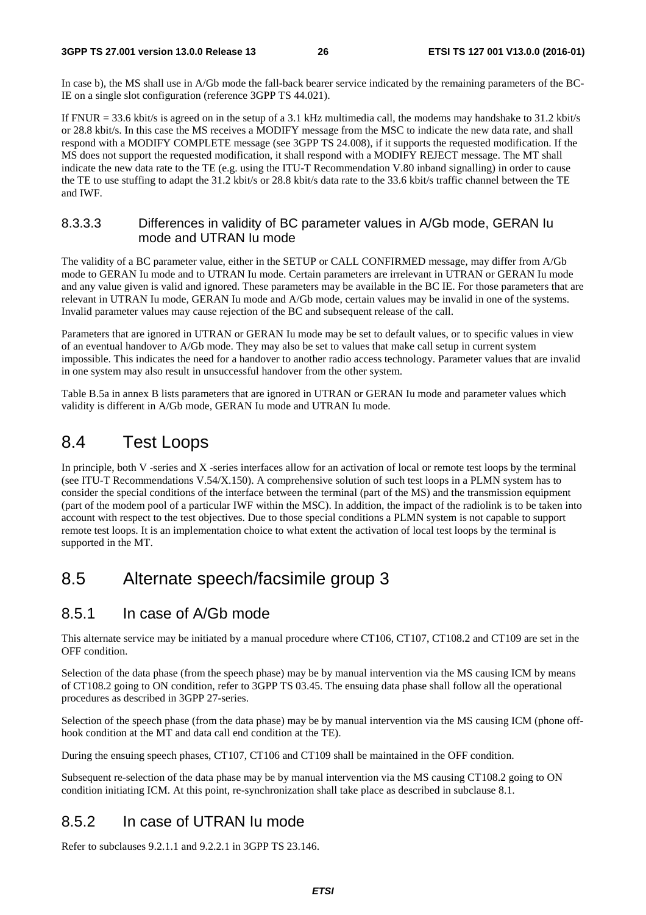In case b), the MS shall use in A/Gb mode the fall-back bearer service indicated by the remaining parameters of the BC-IE on a single slot configuration (reference 3GPP TS 44.021).

If FNUR = 33.6 kbit/s is agreed on in the setup of a 3.1 kHz multimedia call, the modems may handshake to 31.2 kbit/s or 28.8 kbit/s. In this case the MS receives a MODIFY message from the MSC to indicate the new data rate, and shall respond with a MODIFY COMPLETE message (see 3GPP TS 24.008), if it supports the requested modification. If the MS does not support the requested modification, it shall respond with a MODIFY REJECT message. The MT shall indicate the new data rate to the TE (e.g. using the ITU-T Recommendation V.80 inband signalling) in order to cause the TE to use stuffing to adapt the 31.2 kbit/s or 28.8 kbit/s data rate to the 33.6 kbit/s traffic channel between the TE and IWF.

#### 8.3.3.3 Differences in validity of BC parameter values in A/Gb mode, GERAN Iu mode and UTRAN Iu mode

The validity of a BC parameter value, either in the SETUP or CALL CONFIRMED message, may differ from A/Gb mode to GERAN Iu mode and to UTRAN Iu mode. Certain parameters are irrelevant in UTRAN or GERAN Iu mode and any value given is valid and ignored. These parameters may be available in the BC IE. For those parameters that are relevant in UTRAN Iu mode, GERAN Iu mode and A/Gb mode, certain values may be invalid in one of the systems. Invalid parameter values may cause rejection of the BC and subsequent release of the call.

Parameters that are ignored in UTRAN or GERAN Iu mode may be set to default values, or to specific values in view of an eventual handover to A/Gb mode. They may also be set to values that make call setup in current system impossible. This indicates the need for a handover to another radio access technology. Parameter values that are invalid in one system may also result in unsuccessful handover from the other system.

Table B.5a in annex B lists parameters that are ignored in UTRAN or GERAN Iu mode and parameter values which validity is different in A/Gb mode, GERAN Iu mode and UTRAN Iu mode.

## 8.4 Test Loops

In principle, both V -series and X -series interfaces allow for an activation of local or remote test loops by the terminal (see ITU-T Recommendations V.54/X.150). A comprehensive solution of such test loops in a PLMN system has to consider the special conditions of the interface between the terminal (part of the MS) and the transmission equipment (part of the modem pool of a particular IWF within the MSC). In addition, the impact of the radiolink is to be taken into account with respect to the test objectives. Due to those special conditions a PLMN system is not capable to support remote test loops. It is an implementation choice to what extent the activation of local test loops by the terminal is supported in the MT.

## 8.5 Alternate speech/facsimile group 3

### 8.5.1 In case of A/Gb mode

This alternate service may be initiated by a manual procedure where CT106, CT107, CT108.2 and CT109 are set in the OFF condition.

Selection of the data phase (from the speech phase) may be by manual intervention via the MS causing ICM by means of CT108.2 going to ON condition, refer to 3GPP TS 03.45. The ensuing data phase shall follow all the operational procedures as described in 3GPP 27-series.

Selection of the speech phase (from the data phase) may be by manual intervention via the MS causing ICM (phone off-hook condition at the MT and data call end condition at the TE).

During the ensuing speech phases, CT107, CT106 and CT109 shall be maintained in the OFF condition.

Subsequent re-selection of the data phase may be by manual intervention via the MS causing CT108.2 going to ON condition initiating ICM. At this point, re-synchronization shall take place as described in subclause 8.1.

### 8.5.2 In case of UTRAN Iu mode

Refer to subclauses 9.2.1.1 and 9.2.2.1 in 3GPP TS 23.146.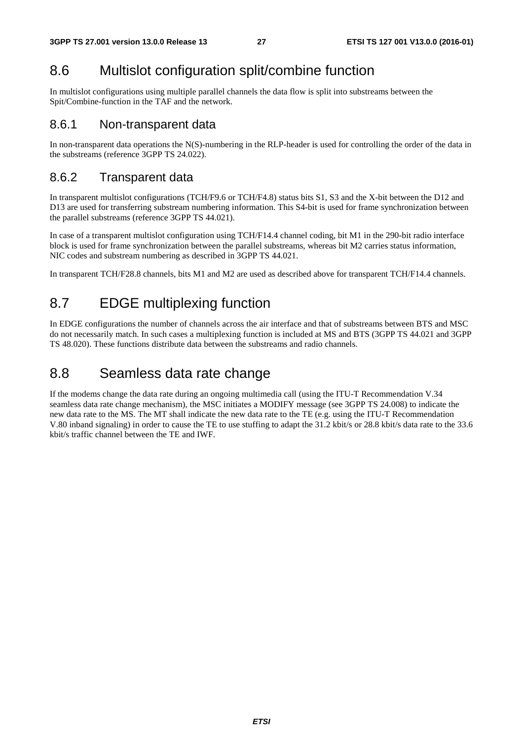## 8.6 Multislot configuration split/combine function

In multislot configurations using multiple parallel channels the data flow is split into substreams between the Spit/Combine-function in the TAF and the network.

### 8.6.1 Non-transparent data

In non-transparent data operations the N(S)-numbering in the RLP-header is used for controlling the order of the data in the substreams (reference 3GPP TS 24.022).

### 8.6.2 Transparent data

In transparent multislot configurations (TCH/F9.6 or TCH/F4.8) status bits S1, S3 and the X-bit between the D12 and D13 are used for transferring substream numbering information. This S4-bit is used for frame synchronization between the parallel substreams (reference 3GPP TS 44.021).

In case of a transparent multislot configuration using TCH/F14.4 channel coding, bit M1 in the 290-bit radio interface block is used for frame synchronization between the parallel substreams, whereas bit M2 carries status information, NIC codes and substream numbering as described in 3GPP TS 44.021.

In transparent TCH/F28.8 channels, bits M1 and M2 are used as described above for transparent TCH/F14.4 channels.

## 8.7 EDGE multiplexing function

In EDGE configurations the number of channels across the air interface and that of substreams between BTS and MSC do not necessarily match. In such cases a multiplexing function is included at MS and BTS (3GPP TS 44.021 and 3GPP TS 48.020). These functions distribute data between the substreams and radio channels.

## 8.8 Seamless data rate change

If the modems change the data rate during an ongoing multimedia call (using the ITU-T Recommendation V.34 seamless data rate change mechanism), the MSC initiates a MODIFY message (see 3GPP TS 24.008) to indicate the new data rate to the MS. The MT shall indicate the new data rate to the TE (e.g. using the ITU-T Recommendation V.80 inband signaling) in order to cause the TE to use stuffing to adapt the 31.2 kbit/s or 28.8 kbit/s data rate to the 33.6 kbit/s traffic channel between the TE and IWF.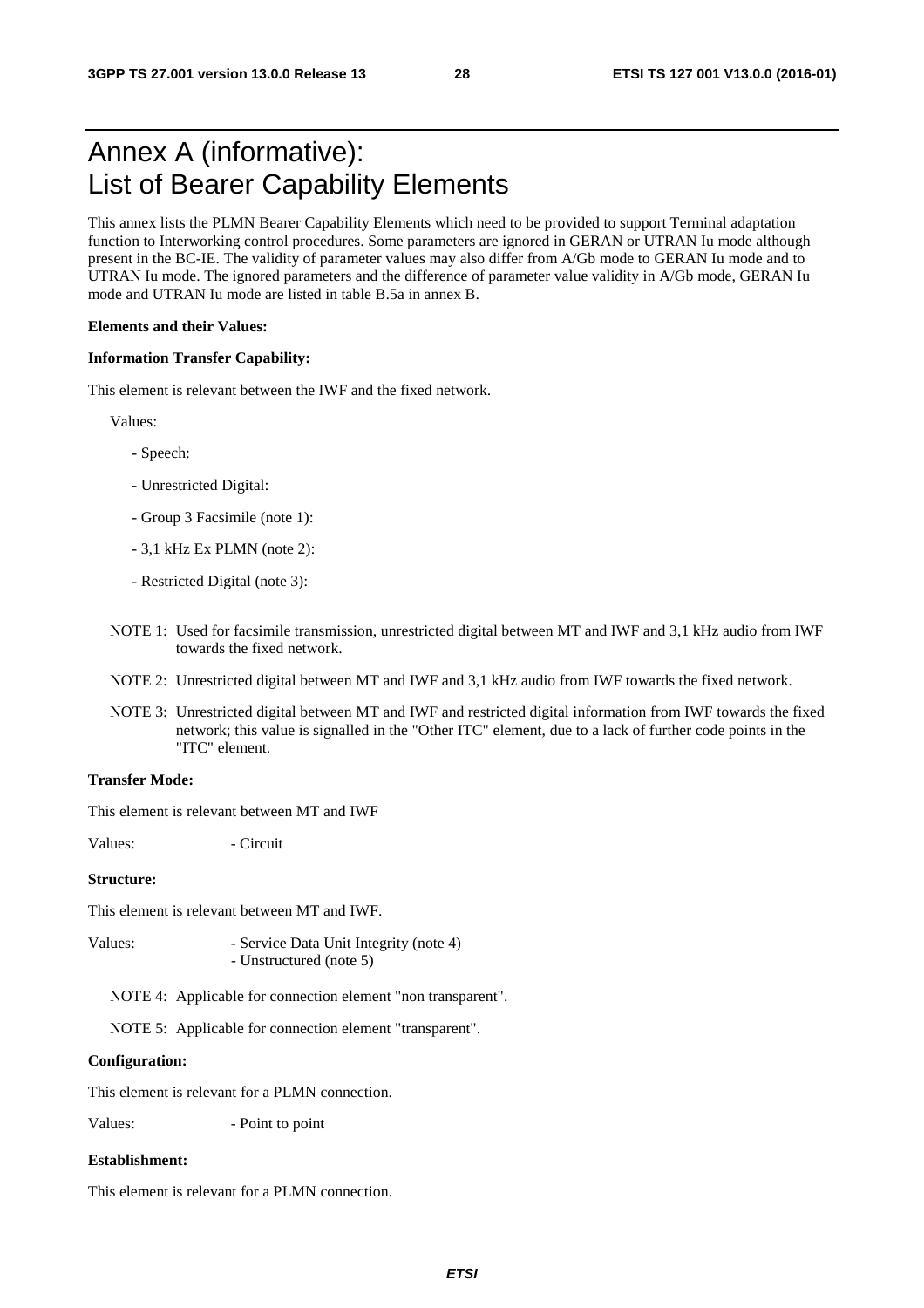# Annex A (informative): List of Bearer Capability Elements

This annex lists the PLMN Bearer Capability Elements which need to be provided to support Terminal adaptation function to Interworking control procedures. Some parameters are ignored in GERAN or UTRAN Iu mode although present in the BC-IE. The validity of parameter values may also differ from A/Gb mode to GERAN Iu mode and to UTRAN Iu mode. The ignored parameters and the difference of parameter value validity in A/Gb mode, GERAN Iu mode and UTRAN Iu mode are listed in table B.5a in annex B.

**Elements and their Values:**

**Information Transfer Capability:**

This element is relevant between the IWF and the fixed network.

Values:

- Speech:
- Unrestricted Digital:
- Group 3 Facsimile (note 1):
- 3,1 kHz Ex PLMN (note 2):
- Restricted Digital (note 3):

NOTE 1: Used for facsimile transmission, unrestricted digital between MT and IWF and 3,1 kHz audio from IWF towards the fixed network.

NOTE 2: Unrestricted digital between MT and IWF and 3,1 kHz audio from IWF towards the fixed network.

NOTE 3: Unrestricted digital between MT and IWF and restricted digital information from IWF towards the fixed network; this value is signalled in the "Other ITC" element, due to a lack of further code points in the "ITC" element.

**Transfer Mode:**

This element is relevant between MT and IWF

Values: - Circuit

**Structure:**

This element is relevant between MT and IWF.

Values: - Service Data Unit Integrity (note 4)
- Unstructured (note 5)

NOTE 4: Applicable for connection element "non transparent".

NOTE 5: Applicable for connection element "transparent".

**Configuration:**

This element is relevant for a PLMN connection.

Values: - Point to point

**Establishment:**

This element is relevant for a PLMN connection.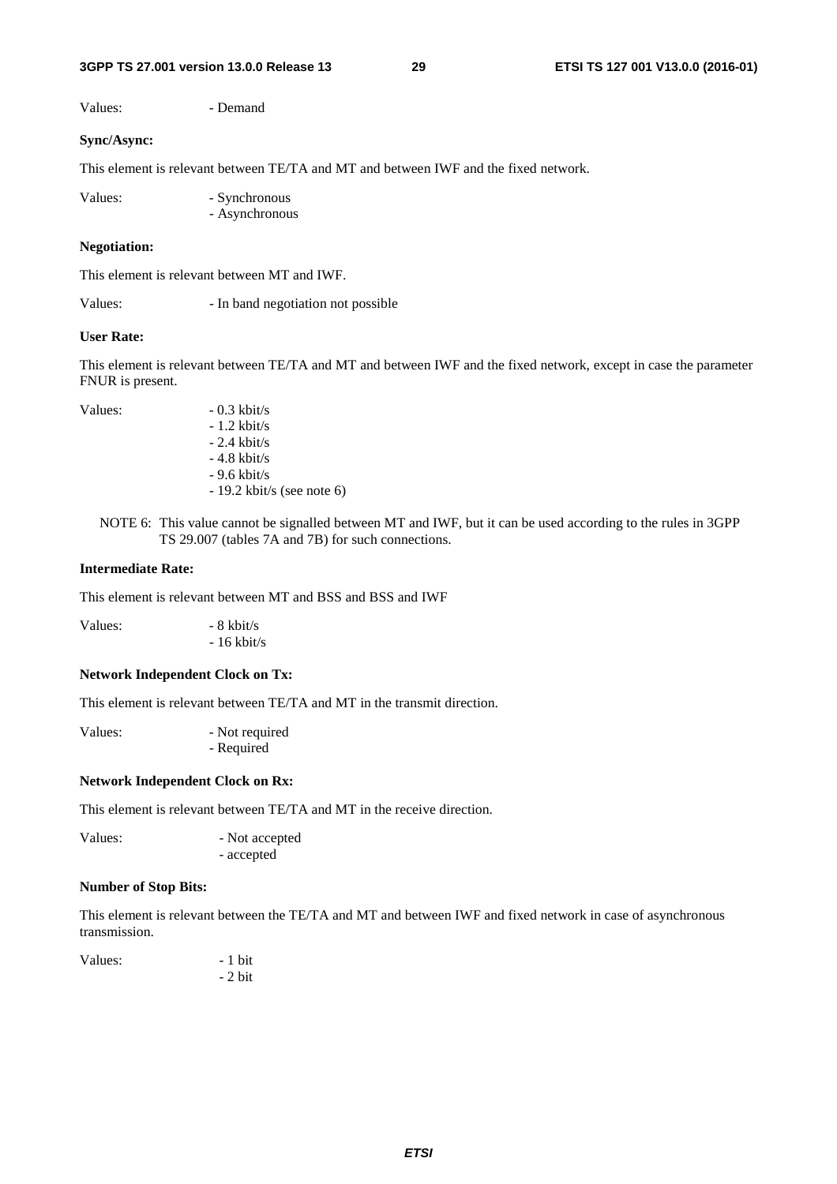Values: - Demand

**Sync/Async:**

This element is relevant between TE/TA and MT and between IWF and the fixed network.

Values: - Synchronous
- Asynchronous

**Negotiation:**

This element is relevant between MT and IWF.

Values: - In band negotiation not possible

**User Rate:**

This element is relevant between TE/TA and MT and between IWF and the fixed network, except in case the parameter FNUR is present.

Values: - 0.3 kbit/s
- 1.2 kbit/s
- 2.4 kbit/s
- 4.8 kbit/s
- 9.6 kbit/s
- 19.2 kbit/s (see note 6)

NOTE 6: This value cannot be signalled between MT and IWF, but it can be used according to the rules in 3GPP TS 29.007 (tables 7A and 7B) for such connections.

**Intermediate Rate:**

This element is relevant between MT and BSS and BSS and IWF

Values: - 8 kbit/s
- 16 kbit/s

**Network Independent Clock on Tx:**

This element is relevant between TE/TA and MT in the transmit direction.

Values: - Not required
- Required

**Network Independent Clock on Rx:**

This element is relevant between TE/TA and MT in the receive direction.

Values: - Not accepted
- accepted

**Number of Stop Bits:**

This element is relevant between the TE/TA and MT and between IWF and fixed network in case of asynchronous transmission.

Values: - 1 bit
- 2 bit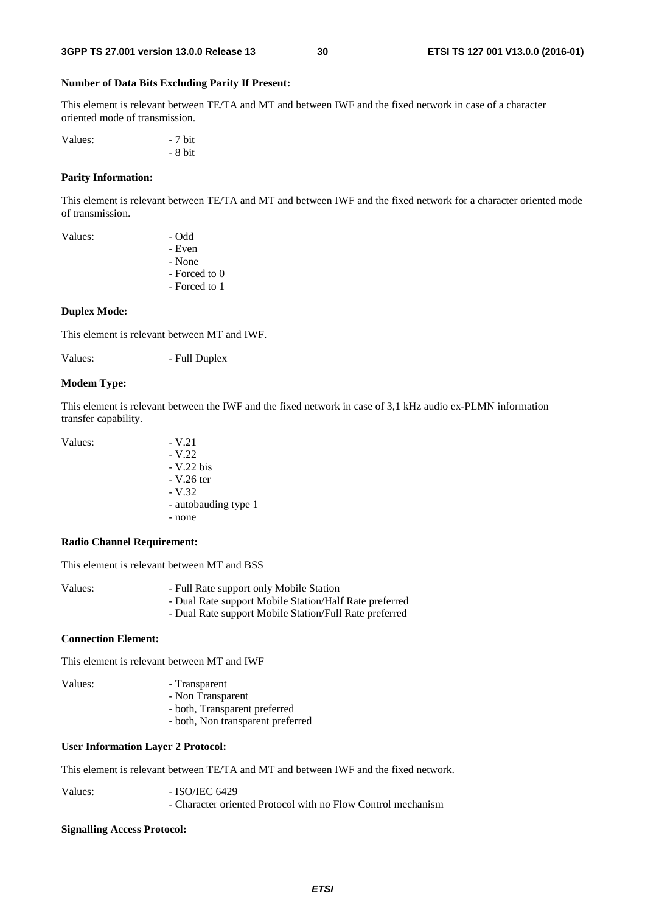**Number of Data Bits Excluding Parity If Present:**

This element is relevant between TE/TA and MT and between IWF and the fixed network in case of a character oriented mode of transmission.

Values:
- 7 bit
- 8 bit

**Parity Information:**

This element is relevant between TE/TA and MT and between IWF and the fixed network for a character oriented mode of transmission.

Values:
- Odd
- Even
- None
- Forced to 0
- Forced to 1

**Duplex Mode:**

This element is relevant between MT and IWF.

Values:
- Full Duplex

**Modem Type:**

This element is relevant between the IWF and the fixed network in case of 3,1 kHz audio ex-PLMN information transfer capability.

Values:
- V.21
- V.22
- V.22 bis
- V.26 ter
- V.32
- autobauding type 1
- none

**Radio Channel Requirement:**

This element is relevant between MT and BSS

Values:
- Full Rate support only Mobile Station
- Dual Rate support Mobile Station/Half Rate preferred
- Dual Rate support Mobile Station/Full Rate preferred

**Connection Element:**

This element is relevant between MT and IWF

Values:
- Transparent
- Non Transparent
- both, Transparent preferred
- both, Non transparent preferred

**User Information Layer 2 Protocol:**

This element is relevant between TE/TA and MT and between IWF and the fixed network.

Values:
- ISO/IEC 6429
- Character oriented Protocol with no Flow Control mechanism

**Signalling Access Protocol:**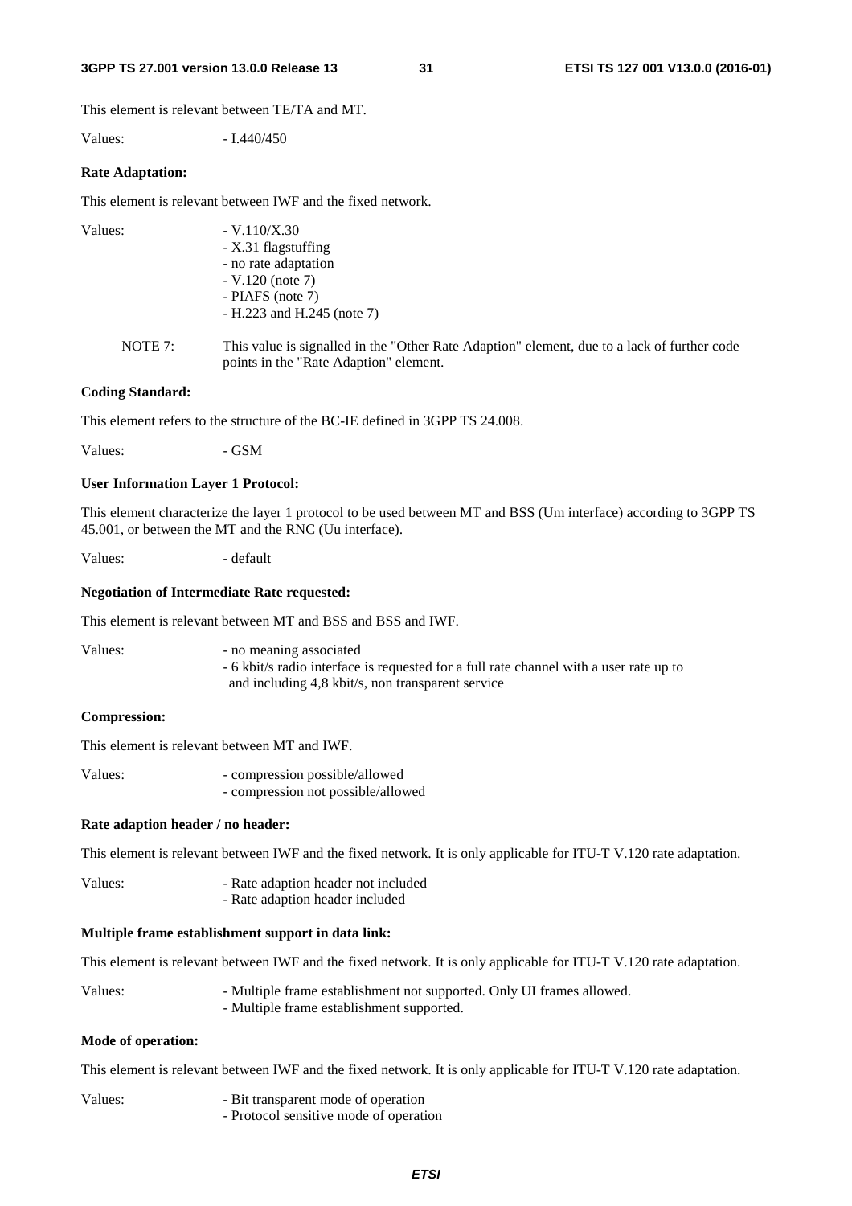This element is relevant between TE/TA and MT.

Values: - I.440/450

**Rate Adaptation:**

This element is relevant between IWF and the fixed network.

Values:
- V.110/X.30
- X.31 flagstuffing
- no rate adaptation
- V.120 (note 7)
- PIAFS (note 7)
- H.223 and H.245 (note 7)

NOTE 7: This value is signalled in the "Other Rate Adaption" element, due to a lack of further code points in the "Rate Adaption" element.

**Coding Standard:**

This element refers to the structure of the BC-IE defined in 3GPP TS 24.008.

Values: - GSM

**User Information Layer 1 Protocol:**

This element characterize the layer 1 protocol to be used between MT and BSS (Um interface) according to 3GPP TS 45.001, or between the MT and the RNC (Uu interface).

Values: - default

**Negotiation of Intermediate Rate requested:**

This element is relevant between MT and BSS and BSS and IWF.

Values:
- no meaning associated
- 6 kbit/s radio interface is requested for a full rate channel with a user rate up to and including 4,8 kbit/s, non transparent service

**Compression:**

This element is relevant between MT and IWF.

Values:
- compression possible/allowed
- compression not possible/allowed

**Rate adaption header / no header:**

This element is relevant between IWF and the fixed network. It is only applicable for ITU-T V.120 rate adaptation.

Values:
- Rate adaption header not included
- Rate adaption header included

**Multiple frame establishment support in data link:**

This element is relevant between IWF and the fixed network. It is only applicable for ITU-T V.120 rate adaptation.

Values:
- Multiple frame establishment not supported. Only UI frames allowed.
- Multiple frame establishment supported.

**Mode of operation:**

This element is relevant between IWF and the fixed network. It is only applicable for ITU-T V.120 rate adaptation.

Values:
- Bit transparent mode of operation
- Protocol sensitive mode of operation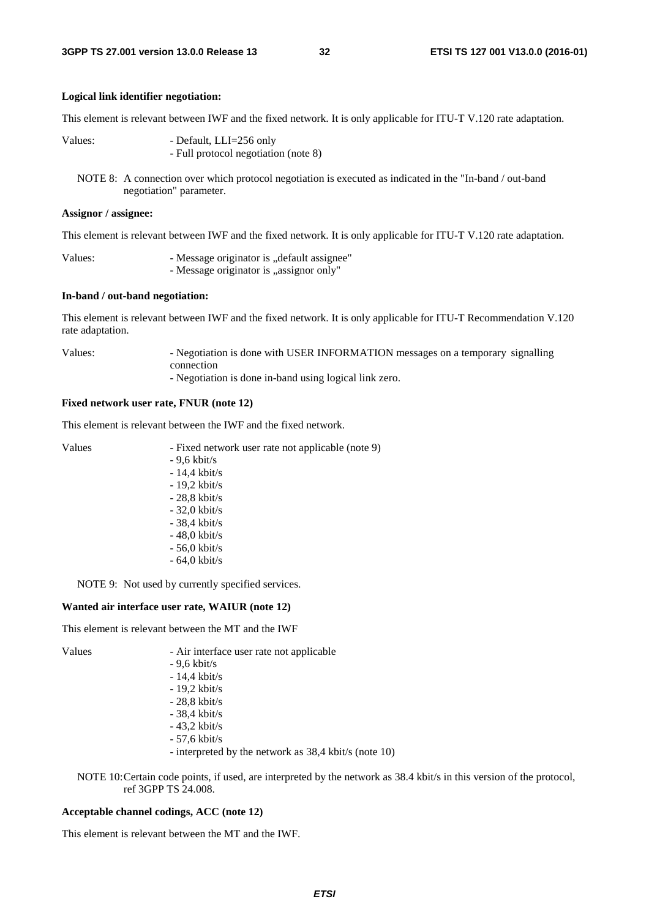**Logical link identifier negotiation:**

This element is relevant between IWF and the fixed network. It is only applicable for ITU-T V.120 rate adaptation.

Values:
- Default, LLI=256 only
- Full protocol negotiation (note 8)

NOTE 8: A connection over which protocol negotiation is executed as indicated in the "In-band / out-band negotiation" parameter.

**Assignor / assignee:**

This element is relevant between IWF and the fixed network. It is only applicable for ITU-T V.120 rate adaptation.

Values:
- Message originator is „default assignee"
- Message originator is „assignor only"

**In-band / out-band negotiation:**

This element is relevant between IWF and the fixed network. It is only applicable for ITU-T Recommendation V.120 rate adaptation.

Values:
- Negotiation is done with USER INFORMATION messages on a temporary signalling connection
- Negotiation is done in-band using logical link zero.

**Fixed network user rate, FNUR (note 12)**

This element is relevant between the IWF and the fixed network.

Values
- Fixed network user rate not applicable (note 9)
- 9,6 kbit/s
- 14,4 kbit/s
- 19,2 kbit/s
- 28,8 kbit/s
- 32,0 kbit/s
- 38,4 kbit/s
- 48,0 kbit/s
- 56,0 kbit/s
- 64,0 kbit/s

NOTE 9: Not used by currently specified services.

**Wanted air interface user rate, WAIUR (note 12)**

This element is relevant between the MT and the IWF

Values
- Air interface user rate not applicable
- 9,6 kbit/s
- 14,4 kbit/s
- 19,2 kbit/s
- 28,8 kbit/s
- 38,4 kbit/s
- 43,2 kbit/s
- 57,6 kbit/s
- interpreted by the network as 38,4 kbit/s (note 10)

NOTE 10: Certain code points, if used, are interpreted by the network as 38.4 kbit/s in this version of the protocol, ref 3GPP TS 24.008.

**Acceptable channel codings, ACC (note 12)**

This element is relevant between the MT and the IWF.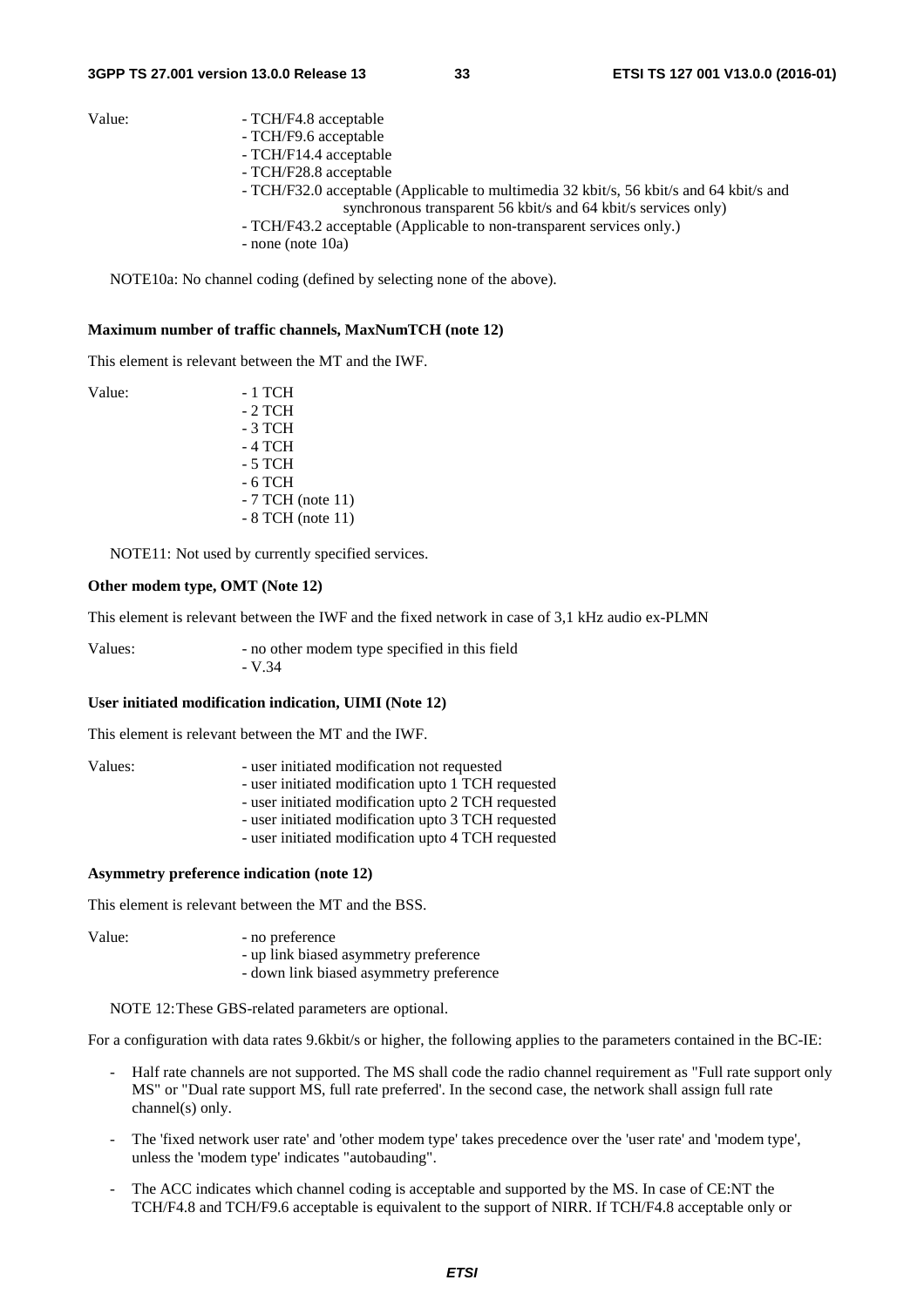Value:
- TCH/F4.8 acceptable
- TCH/F9.6 acceptable
- TCH/F14.4 acceptable
- TCH/F28.8 acceptable
- TCH/F32.0 acceptable (Applicable to multimedia 32 kbit/s, 56 kbit/s and 64 kbit/s and synchronous transparent 56 kbit/s and 64 kbit/s services only)
- TCH/F43.2 acceptable (Applicable to non-transparent services only.)
- none (note 10a)

NOTE10a: No channel coding (defined by selecting none of the above).

**Maximum number of traffic channels, MaxNumTCH (note 12)**

This element is relevant between the MT and the IWF.

Value:
- 1 TCH
- 2 TCH
- 3 TCH
- 4 TCH
- 5 TCH
- 6 TCH
- 7 TCH (note 11)
- 8 TCH (note 11)

NOTE11: Not used by currently specified services.

**Other modem type, OMT (Note 12)**

This element is relevant between the IWF and the fixed network in case of 3,1 kHz audio ex-PLMN

Values:
- no other modem type specified in this field
- V.34

**User initiated modification indication, UIMI (Note 12)**

This element is relevant between the MT and the IWF.

Values:
- user initiated modification not requested
- user initiated modification upto 1 TCH requested
- user initiated modification upto 2 TCH requested
- user initiated modification upto 3 TCH requested
- user initiated modification upto 4 TCH requested

**Asymmetry preference indication (note 12)**

This element is relevant between the MT and the BSS.

Value:
- no preference
- up link biased asymmetry preference
- down link biased asymmetry preference

NOTE 12: These GBS-related parameters are optional.

For a configuration with data rates 9.6kbit/s or higher, the following applies to the parameters contained in the BC-IE:

- Half rate channels are not supported. The MS shall code the radio channel requirement as "Full rate support only MS" or "Dual rate support MS, full rate preferred'. In the second case, the network shall assign full rate channel(s) only.
- The 'fixed network user rate' and 'other modem type' takes precedence over the 'user rate' and 'modem type', unless the 'modem type' indicates "autobauding".
- The ACC indicates which channel coding is acceptable and supported by the MS. In case of CE:NT the TCH/F4.8 and TCH/F9.6 acceptable is equivalent to the support of NIRR. If TCH/F4.8 acceptable only or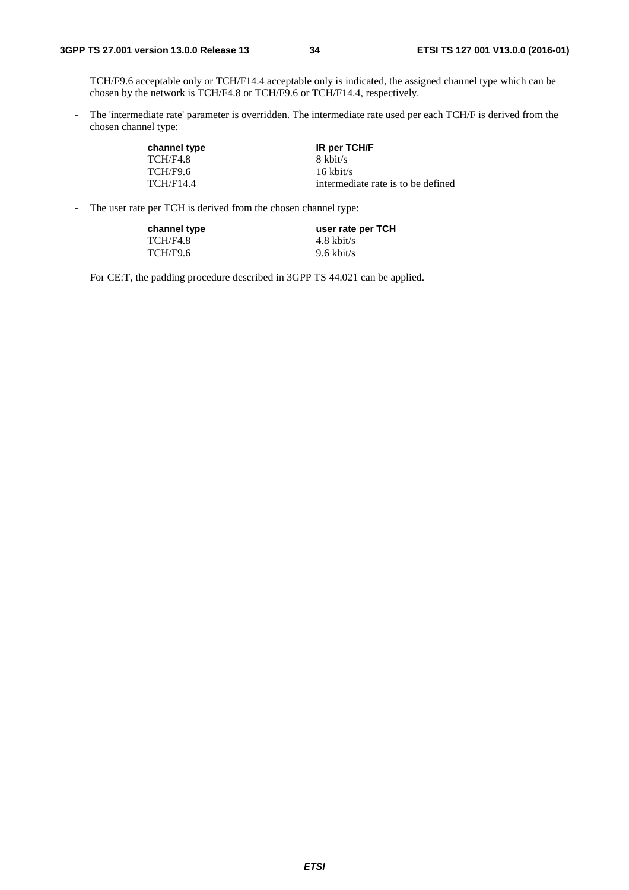TCH/F9.6 acceptable only or TCH/F14.4 acceptable only is indicated, the assigned channel type which can be chosen by the network is TCH/F4.8 or TCH/F9.6 or TCH/F14.4, respectively.

- The 'intermediate rate' parameter is overridden. The intermediate rate used per each TCH/F is derived from the chosen channel type:

| **channel type** | **IR per TCH/F** |
|---|---|
| TCH/F4.8 | 8 kbit/s |
| TCH/F9.6 | 16 kbit/s |
| TCH/F14.4 | intermediate rate is to be defined |

- The user rate per TCH is derived from the chosen channel type:

| **channel type** | **user rate per TCH** |
|---|---|
| TCH/F4.8 | 4.8 kbit/s |
| TCH/F9.6 | 9.6 kbit/s |

For CE:T, the padding procedure described in 3GPP TS 44.021 can be applied.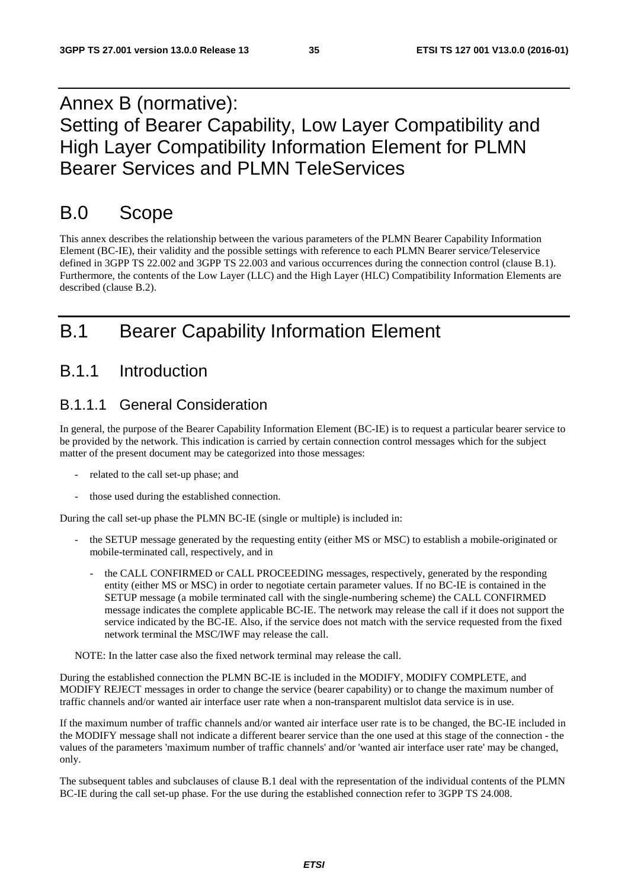# Annex B (normative): Setting of Bearer Capability, Low Layer Compatibility and High Layer Compatibility Information Element for PLMN Bearer Services and PLMN TeleServices

# B.0 Scope

This annex describes the relationship between the various parameters of the PLMN Bearer Capability Information Element (BC-IE), their validity and the possible settings with reference to each PLMN Bearer service/Teleservice defined in 3GPP TS 22.002 and 3GPP TS 22.003 and various occurrences during the connection control (clause B.1). Furthermore, the contents of the Low Layer (LLC) and the High Layer (HLC) Compatibility Information Elements are described (clause B.2).

# B.1 Bearer Capability Information Element

## B.1.1 Introduction

### B.1.1.1 General Consideration

In general, the purpose of the Bearer Capability Information Element (BC-IE) is to request a particular bearer service to be provided by the network. This indication is carried by certain connection control messages which for the subject matter of the present document may be categorized into those messages:

- related to the call set-up phase; and
- those used during the established connection.

During the call set-up phase the PLMN BC-IE (single or multiple) is included in:

- the SETUP message generated by the requesting entity (either MS or MSC) to establish a mobile-originated or mobile-terminated call, respectively, and in
  - the CALL CONFIRMED or CALL PROCEEDING messages, respectively, generated by the responding entity (either MS or MSC) in order to negotiate certain parameter values. If no BC-IE is contained in the SETUP message (a mobile terminated call with the single-numbering scheme) the CALL CONFIRMED message indicates the complete applicable BC-IE. The network may release the call if it does not support the service indicated by the BC-IE. Also, if the service does not match with the service requested from the fixed network terminal the MSC/IWF may release the call.

NOTE: In the latter case also the fixed network terminal may release the call.

During the established connection the PLMN BC-IE is included in the MODIFY, MODIFY COMPLETE, and MODIFY REJECT messages in order to change the service (bearer capability) or to change the maximum number of traffic channels and/or wanted air interface user rate when a non-transparent multislot data service is in use.

If the maximum number of traffic channels and/or wanted air interface user rate is to be changed, the BC-IE included in the MODIFY message shall not indicate a different bearer service than the one used at this stage of the connection - the values of the parameters 'maximum number of traffic channels' and/or 'wanted air interface user rate' may be changed, only.

The subsequent tables and subclauses of clause B.1 deal with the representation of the individual contents of the PLMN BC-IE during the call set-up phase. For the use during the established connection refer to 3GPP TS 24.008.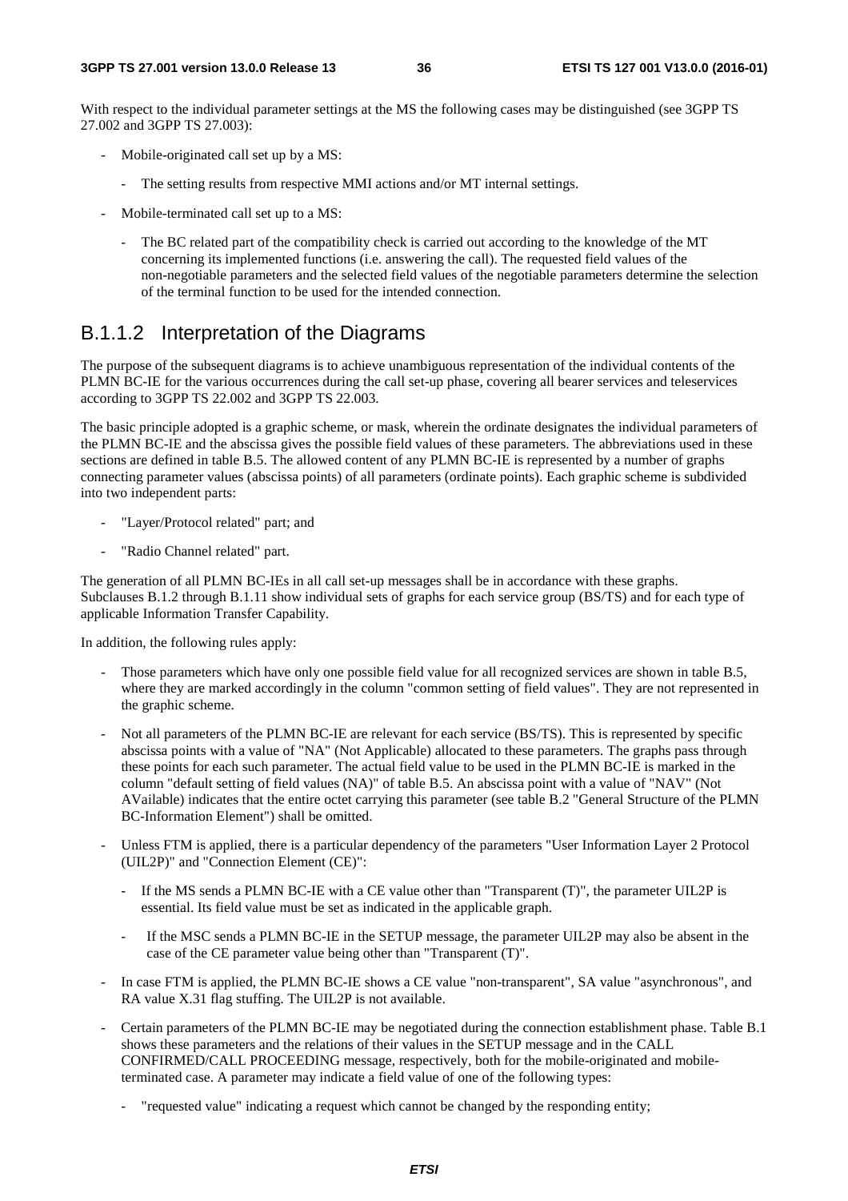With respect to the individual parameter settings at the MS the following cases may be distinguished (see 3GPP TS 27.002 and 3GPP TS 27.003):

- Mobile-originated call set up by a MS:
    - The setting results from respective MMI actions and/or MT internal settings.
- Mobile-terminated call set up to a MS:
    - The BC related part of the compatibility check is carried out according to the knowledge of the MT concerning its implemented functions (i.e. answering the call). The requested field values of the non-negotiable parameters and the selected field values of the negotiable parameters determine the selection of the terminal function to be used for the intended connection.

## B.1.1.2 Interpretation of the Diagrams

The purpose of the subsequent diagrams is to achieve unambiguous representation of the individual contents of the PLMN BC-IE for the various occurrences during the call set-up phase, covering all bearer services and teleservices according to 3GPP TS 22.002 and 3GPP TS 22.003.

The basic principle adopted is a graphic scheme, or mask, wherein the ordinate designates the individual parameters of the PLMN BC-IE and the abscissa gives the possible field values of these parameters. The abbreviations used in these sections are defined in table B.5. The allowed content of any PLMN BC-IE is represented by a number of graphs connecting parameter values (abscissa points) of all parameters (ordinate points). Each graphic scheme is subdivided into two independent parts:

- "Layer/Protocol related" part; and
- "Radio Channel related" part.

The generation of all PLMN BC-IEs in all call set-up messages shall be in accordance with these graphs. Subclauses B.1.2 through B.1.11 show individual sets of graphs for each service group (BS/TS) and for each type of applicable Information Transfer Capability.

In addition, the following rules apply:

- Those parameters which have only one possible field value for all recognized services are shown in table B.5, where they are marked accordingly in the column "common setting of field values". They are not represented in the graphic scheme.
- Not all parameters of the PLMN BC-IE are relevant for each service (BS/TS). This is represented by specific abscissa points with a value of "NA" (Not Applicable) allocated to these parameters. The graphs pass through these points for each such parameter. The actual field value to be used in the PLMN BC-IE is marked in the column "default setting of field values (NA)" of table B.5. An abscissa point with a value of "NAV" (Not AVailable) indicates that the entire octet carrying this parameter (see table B.2 "General Structure of the PLMN BC-Information Element") shall be omitted.
- Unless FTM is applied, there is a particular dependency of the parameters "User Information Layer 2 Protocol (UIL2P)" and "Connection Element (CE)":
    - If the MS sends a PLMN BC-IE with a CE value other than "Transparent (T)", the parameter UIL2P is essential. Its field value must be set as indicated in the applicable graph.
    - If the MSC sends a PLMN BC-IE in the SETUP message, the parameter UIL2P may also be absent in the case of the CE parameter value being other than "Transparent (T)".
- In case FTM is applied, the PLMN BC-IE shows a CE value "non-transparent", SA value "asynchronous", and RA value X.31 flag stuffing. The UIL2P is not available.
- Certain parameters of the PLMN BC-IE may be negotiated during the connection establishment phase. Table B.1 shows these parameters and the relations of their values in the SETUP message and in the CALL CONFIRMED/CALL PROCEEDING message, respectively, both for the mobile-originated and mobile-terminated case. A parameter may indicate a field value of one of the following types:
    - "requested value" indicating a request which cannot be changed by the responding entity;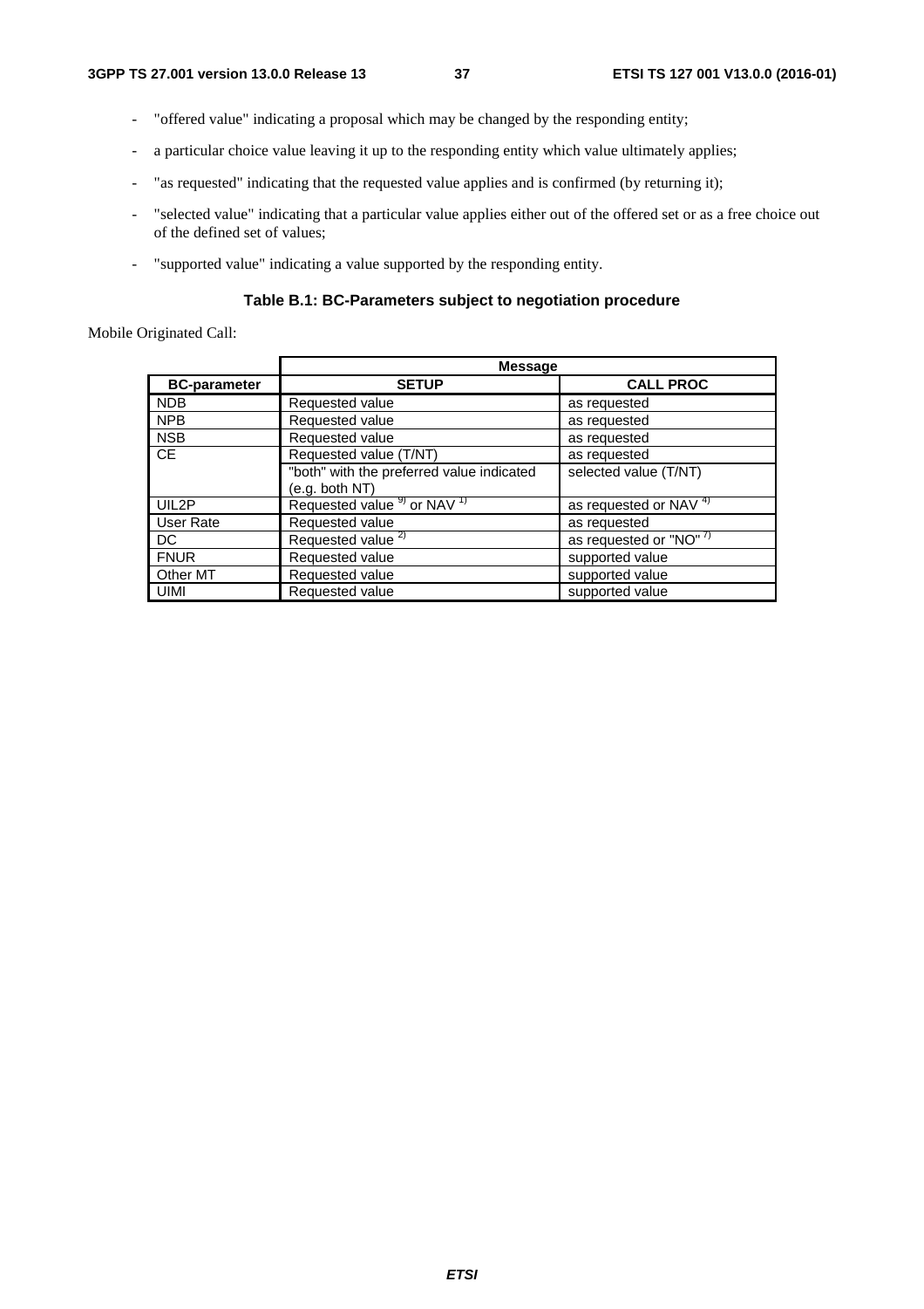- "offered value" indicating a proposal which may be changed by the responding entity;
- a particular choice value leaving it up to the responding entity which value ultimately applies;
- "as requested" indicating that the requested value applies and is confirmed (by returning it);
- "selected value" indicating that a particular value applies either out of the offered set or as a free choice out of the defined set of values;
- "supported value" indicating a value supported by the responding entity.

**Table B.1: BC-Parameters subject to negotiation procedure**

Mobile Originated Call:

| | Message | |
|---|---|---|
| **BC-parameter** | **SETUP** | **CALL PROC** |
| NDB | Requested value | as requested |
| NPB | Requested value | as requested |
| NSB | Requested value | as requested |
| CE | Requested value (T/NT) | as requested |
| | "both" with the preferred value indicated (e.g. both NT) | selected value (T/NT) |
| UIL2P | Requested value [9] or NAV [1] | as requested or NAV [4] |
| User Rate | Requested value | as requested |
| DC | Requested value [2] | as requested or "NO" [7] |
| FNUR | Requested value | supported value |
| Other MT | Requested value | supported value |
| UIMI | Requested value | supported value |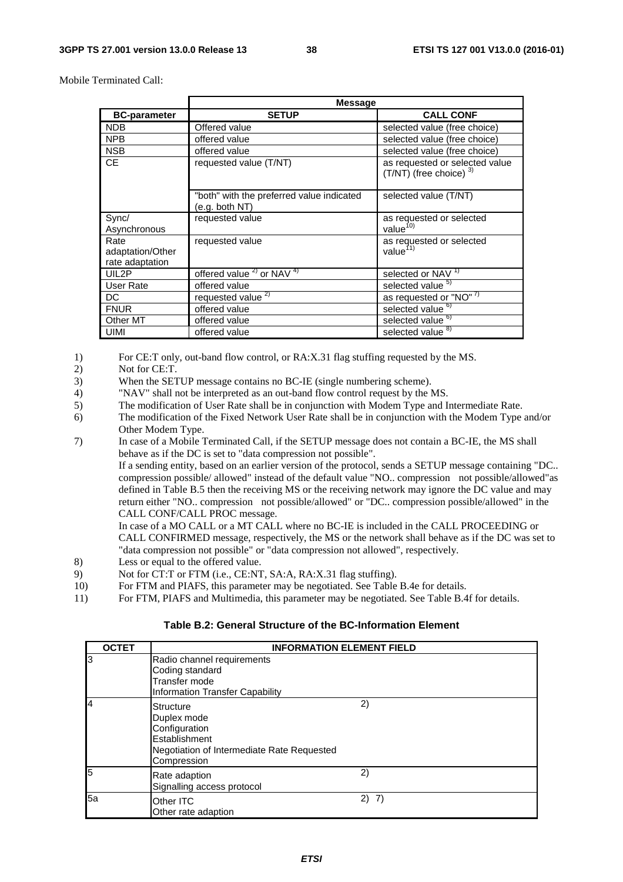Mobile Terminated Call:

| | Message | |
|---|---|---|
| **BC-parameter** | **SETUP** | **CALL CONF** |
| NDB | Offered value | selected value (free choice) |
| NPB | offered value | selected value (free choice) |
| NSB | offered value | selected value (free choice) |
| CE | requested value (T/NT) | as requested or selected value (T/NT) (free choice) [3)] |
| | "both" with the preferred value indicated (e.g. both NT) | selected value (T/NT) |
| Sync/ Asynchronous | requested value | as requested or selected value[10)] |
| Rate adaptation/Other rate adaptation | requested value | as requested or selected value[11)] |
| UIL2P | offered value [2)] or NAV [4)] | selected or NAV [1)] |
| User Rate | offered value | selected value [5)] |
| DC | requested value [2)] | as requested or "NO" [7)] |
| FNUR | offered value | selected value [6)] |
| Other MT | offered value | selected value [6)] |
| UIMI | offered value | selected value [8)] |

1) For CE:T only, out-band flow control, or RA:X.31 flag stuffing requested by the MS.
2) Not for CE:T.
3) When the SETUP message contains no BC-IE (single numbering scheme).
4) "NAV" shall not be interpreted as an out-band flow control request by the MS.
5) The modification of User Rate shall be in conjunction with Modem Type and Intermediate Rate.
6) The modification of the Fixed Network User Rate shall be in conjunction with the Modem Type and/or Other Modem Type.
7) In case of a Mobile Terminated Call, if the SETUP message does not contain a BC-IE, the MS shall behave as if the DC is set to "data compression not possible".
   If a sending entity, based on an earlier version of the protocol, sends a SETUP message containing "DC.. compression possible/ allowed" instead of the default value "NO.. compression not possible/allowed"as defined in Table B.5 then the receiving MS or the receiving network may ignore the DC value and may return either "NO.. compression not possible/allowed" or "DC.. compression possible/allowed" in the CALL CONF/CALL PROC message.
   In case of a MO CALL or a MT CALL where no BC-IE is included in the CALL PROCEEDING or CALL CONFIRMED message, respectively, the MS or the network shall behave as if the DC was set to "data compression not possible" or "data compression not allowed", respectively.
8) Less or equal to the offered value.
9) Not for CT:T or FTM (i.e., CE:NT, SA:A, RA:X.31 flag stuffing).
10) For FTM and PIAFS, this parameter may be negotiated. See Table B.4e for details.
11) For FTM, PIAFS and Multimedia, this parameter may be negotiated. See Table B.4f for details.

**Table B.2: General Structure of the BC-Information Element**

| OCTET | INFORMATION ELEMENT FIELD | |
|---|---|---|
| 3 | Radio channel requirements<br>Coding standard<br>Transfer mode<br>Information Transfer Capability | |
| 4 | Structure<br>Duplex mode<br>Configuration<br>Establishment<br>Negotiation of Intermediate Rate Requested<br>Compression | 2) |
| 5 | Rate adaption<br>Signalling access protocol | 2) |
| 5a | Other ITC<br>Other rate adaption | 2) 7) |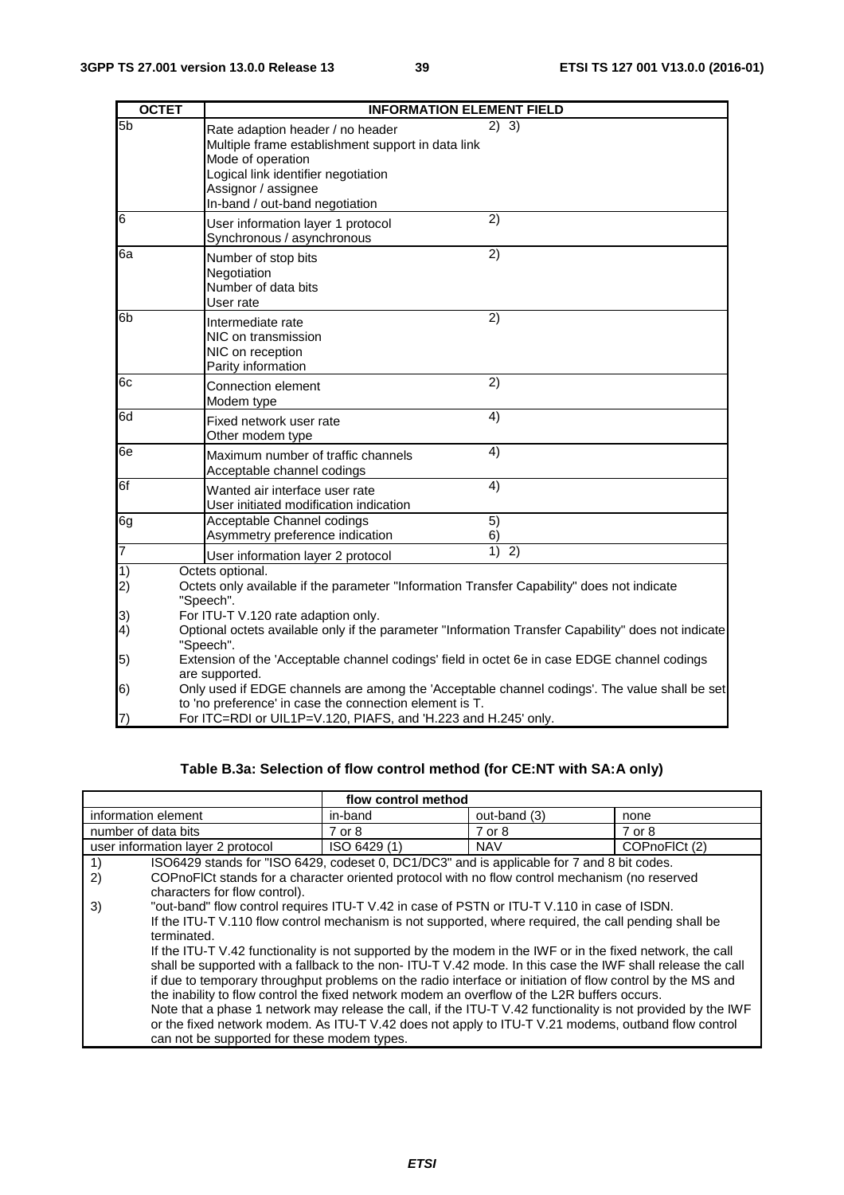| OCTET | INFORMATION ELEMENT FIELD | |
|---|---|---|
| 5b | Rate adaption header / no header<br>Multiple frame establishment support in data link<br>Mode of operation<br>Logical link identifier negotiation<br>Assignor / assignee<br>In-band / out-band negotiation | 2) 3) |
| 6 | User information layer 1 protocol<br>Synchronous / asynchronous | 2) |
| 6a | Number of stop bits<br>Negotiation<br>Number of data bits<br>User rate | 2) |
| 6b | Intermediate rate<br>NIC on transmission<br>NIC on reception<br>Parity information | 2) |
| 6c | Connection element<br>Modem type | 2) |
| 6d | Fixed network user rate<br>Other modem type | 4) |
| 6e | Maximum number of traffic channels<br>Acceptable channel codings | 4) |
| 6f | Wanted air interface user rate<br>User initiated modification indication | 4) |
| 6g | Acceptable Channel codings<br>Asymmetry preference indication | 5)<br>6) |
| 7 | User information layer 2 protocol | 1) 2) |

1) Octets optional.
2) Octets only available if the parameter "Information Transfer Capability" does not indicate "Speech".
3) For ITU-T V.120 rate adaption only.
4) Optional octets available only if the parameter "Information Transfer Capability" does not indicate "Speech".
5) Extension of the 'Acceptable channel codings' field in octet 6e in case EDGE channel codings are supported.
6) Only used if EDGE channels are among the 'Acceptable channel codings'. The value shall be set to 'no preference' in case the connection element is T.
7) For ITC=RDI or UIL1P=V.120, PIAFS, and 'H.223 and H.245' only.

**Table B.3a: Selection of flow control method (for CE:NT with SA:A only)**

| | flow control method | | |
|---|---|---|---|
| information element | in-band | out-band (3) | none |
| number of data bits | 7 or 8 | 7 or 8 | 7 or 8 |
| user information layer 2 protocol | ISO 6429 (1) | NAV | COPnoFlCt (2) |

1) ISO6429 stands for "ISO 6429, codeset 0, DC1/DC3" and is applicable for 7 and 8 bit codes.
2) COPnoFlCt stands for a character oriented protocol with no flow control mechanism (no reserved characters for flow control).
3) "out-band" flow control requires ITU-T V.42 in case of PSTN or ITU-T V.110 in case of ISDN.
If the ITU-T V.110 flow control mechanism is not supported, where required, the call pending shall be terminated.
If the ITU-T V.42 functionality is not supported by the modem in the IWF or in the fixed network, the call shall be supported with a fallback to the non- ITU-T V.42 mode. In this case the IWF shall release the call if due to temporary throughput problems on the radio interface or initiation of flow control by the MS and the inability to flow control the fixed network modem an overflow of the L2R buffers occurs.
Note that a phase 1 network may release the call, if the ITU-T V.42 functionality is not provided by the IWF or the fixed network modem. As ITU-T V.42 does not apply to ITU-T V.21 modems, outband flow control can not be supported for these modem types.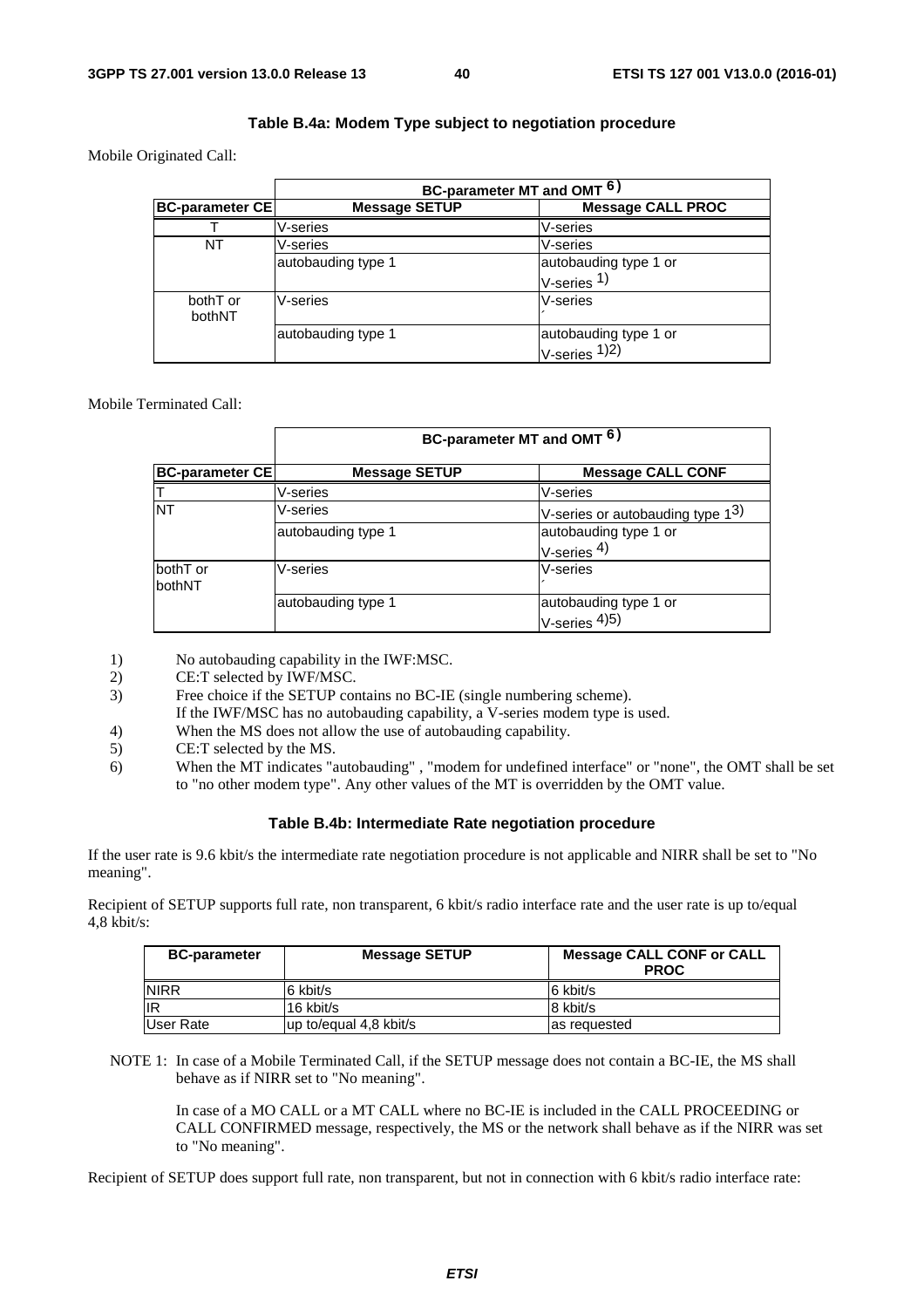**Table B.4a: Modem Type subject to negotiation procedure**

Mobile Originated Call:

| | BC-parameter MT and OMT 6) | |
|---|---|---|
| **BC-parameter CE** | **Message SETUP** | **Message CALL PROC** |
| T | V-series | V-series |
| NT | V-series | V-series |
| | autobauding type 1 | autobauding type 1 or V-series 1) |
| bothT or bothNT | V-series | V-series ´ |
| | autobauding type 1 | autobauding type 1 or V-series 1)2) |

Mobile Terminated Call:

| | BC-parameter MT and OMT 6) | |
|---|---|---|
| **BC-parameter CE** | **Message SETUP** | **Message CALL CONF** |
| T | V-series | V-series |
| NT | V-series | V-series or autobauding type 1 3) |
| | autobauding type 1 | autobauding type 1 or V-series 4) |
| bothT or bothNT | V-series | V-series ´ |
| | autobauding type 1 | autobauding type 1 or V-series 4)5) |

1) No autobauding capability in the IWF:MSC.
2) CE:T selected by IWF/MSC.
3) Free choice if the SETUP contains no BC-IE (single numbering scheme). If the IWF/MSC has no autobauding capability, a V-series modem type is used.
4) When the MS does not allow the use of autobauding capability.
5) CE:T selected by the MS.
6) When the MT indicates "autobauding" , "modem for undefined interface" or "none", the OMT shall be set to "no other modem type". Any other values of the MT is overridden by the OMT value.

**Table B.4b: Intermediate Rate negotiation procedure**

If the user rate is 9.6 kbit/s the intermediate rate negotiation procedure is not applicable and NIRR shall be set to "No meaning".

Recipient of SETUP supports full rate, non transparent, 6 kbit/s radio interface rate and the user rate is up to/equal 4,8 kbit/s:

| BC-parameter | Message SETUP | Message CALL CONF or CALL PROC |
|---|---|---|
| NIRR | 6 kbit/s | 6 kbit/s |
| IR | 16 kbit/s | 8 kbit/s |
| User Rate | up to/equal 4,8 kbit/s | as requested |

NOTE 1: In case of a Mobile Terminated Call, if the SETUP message does not contain a BC-IE, the MS shall behave as if NIRR set to "No meaning".

In case of a MO CALL or a MT CALL where no BC-IE is included in the CALL PROCEEDING or CALL CONFIRMED message, respectively, the MS or the network shall behave as if the NIRR was set to "No meaning".

Recipient of SETUP does support full rate, non transparent, but not in connection with 6 kbit/s radio interface rate: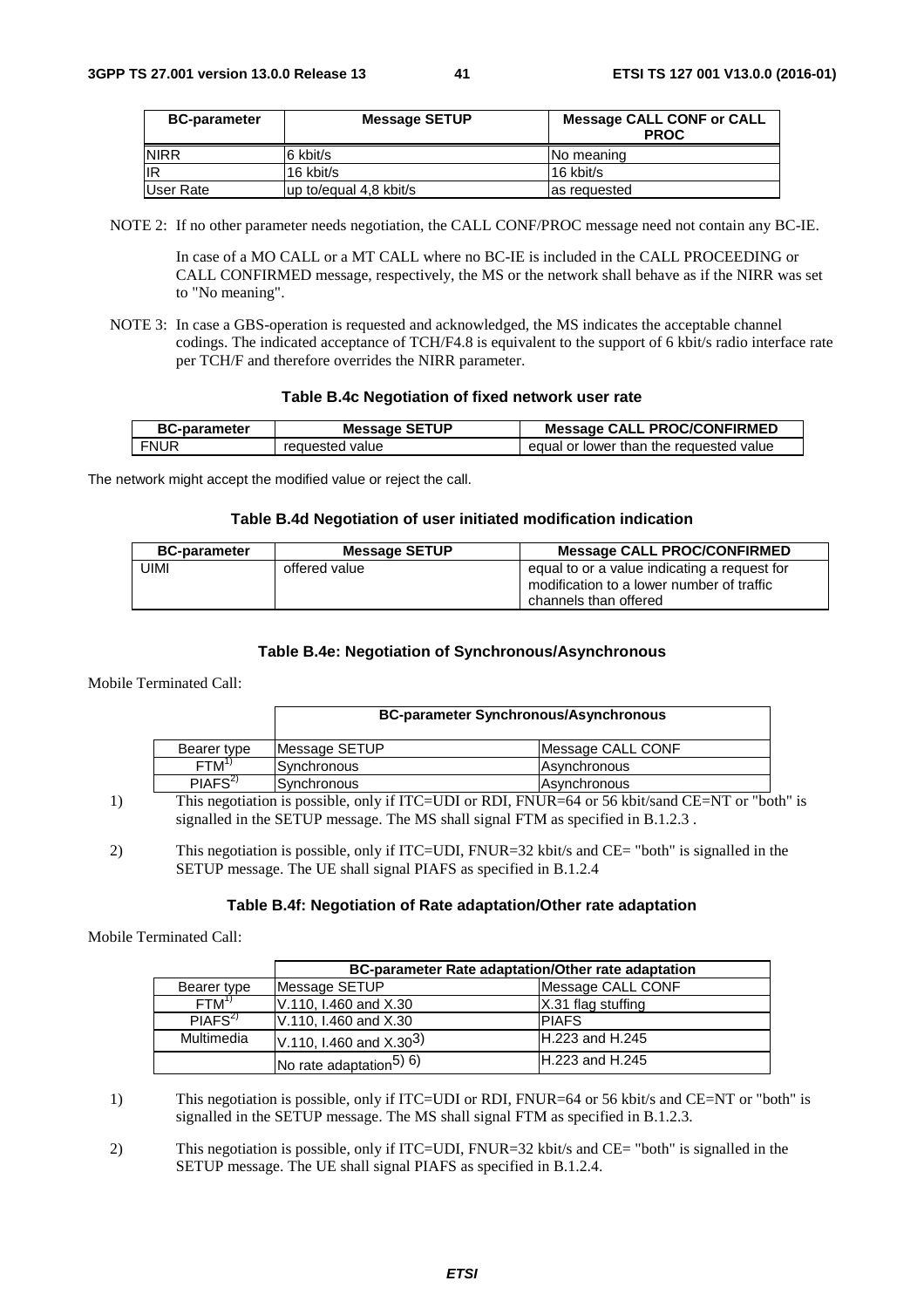| BC-parameter | Message SETUP | Message CALL CONF or CALL PROC |
|---|---|---|
| NIRR | 6 kbit/s | No meaning |
| IR | 16 kbit/s | 16 kbit/s |
| User Rate | up to/equal 4,8 kbit/s | as requested |

NOTE 2: If no other parameter needs negotiation, the CALL CONF/PROC message need not contain any BC-IE.

In case of a MO CALL or a MT CALL where no BC-IE is included in the CALL PROCEEDING or CALL CONFIRMED message, respectively, the MS or the network shall behave as if the NIRR was set to "No meaning".

NOTE 3: In case a GBS-operation is requested and acknowledged, the MS indicates the acceptable channel codings. The indicated acceptance of TCH/F4.8 is equivalent to the support of 6 kbit/s radio interface rate per TCH/F and therefore overrides the NIRR parameter.

**Table B.4c Negotiation of fixed network user rate**

| BC-parameter | Message SETUP | Message CALL PROC/CONFIRMED |
|---|---|---|
| FNUR | requested value | equal or lower than the requested value |

The network might accept the modified value or reject the call.

**Table B.4d Negotiation of user initiated modification indication**

| BC-parameter | Message SETUP | Message CALL PROC/CONFIRMED |
|---|---|---|
| UIMI | offered value | equal to or a value indicating a request for modification to a lower number of traffic channels than offered |

**Table B.4e: Negotiation of Synchronous/Asynchronous**

Mobile Terminated Call:

| | BC-parameter Synchronous/Asynchronous | |
|---|---|---|
| Bearer type | Message SETUP | Message CALL CONF |
| FTM[1)] | Synchronous | Asynchronous |
| PIAFS[2)] | Synchronous | Asynchronous |

1) This negotiation is possible, only if ITC=UDI or RDI, FNUR=64 or 56 kbit/sand CE=NT or "both" is signalled in the SETUP message. The MS shall signal FTM as specified in B.1.2.3 .

2) This negotiation is possible, only if ITC=UDI, FNUR=32 kbit/s and CE= "both" is signalled in the SETUP message. The UE shall signal PIAFS as specified in B.1.2.4

**Table B.4f: Negotiation of Rate adaptation/Other rate adaptation**

Mobile Terminated Call:

| | BC-parameter Rate adaptation/Other rate adaptation | |
|---|---|---|
| Bearer type | Message SETUP | Message CALL CONF |
| FTM[1)] | V.110, I.460 and X.30 | X.31 flag stuffing |
| PIAFS[2)] | V.110, I.460 and X.30 | PIAFS |
| Multimedia | V.110, I.460 and X.30[3)] | H.223 and H.245 |
| | No rate adaptation[5) 6)] | H.223 and H.245 |

1) This negotiation is possible, only if ITC=UDI or RDI, FNUR=64 or 56 kbit/s and CE=NT or "both" is signalled in the SETUP message. The MS shall signal FTM as specified in B.1.2.3.

2) This negotiation is possible, only if ITC=UDI, FNUR=32 kbit/s and CE= "both" is signalled in the SETUP message. The UE shall signal PIAFS as specified in B.1.2.4.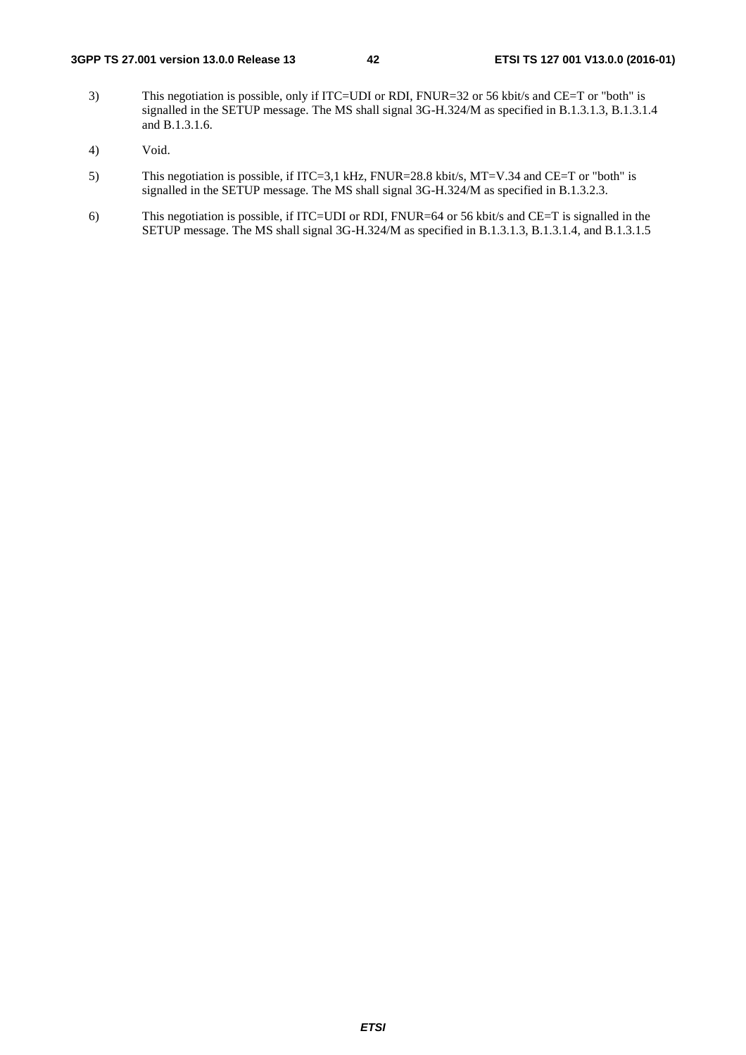3) This negotiation is possible, only if ITC=UDI or RDI, FNUR=32 or 56 kbit/s and CE=T or "both" is signalled in the SETUP message. The MS shall signal 3G-H.324/M as specified in B.1.3.1.3, B.1.3.1.4 and B.1.3.1.6.

4) Void.

5) This negotiation is possible, if ITC=3,1 kHz, FNUR=28.8 kbit/s, MT=V.34 and CE=T or "both" is signalled in the SETUP message. The MS shall signal 3G-H.324/M as specified in B.1.3.2.3.

6) This negotiation is possible, if ITC=UDI or RDI, FNUR=64 or 56 kbit/s and CE=T is signalled in the SETUP message. The MS shall signal 3G-H.324/M as specified in B.1.3.1.3, B.1.3.1.4, and B.1.3.1.5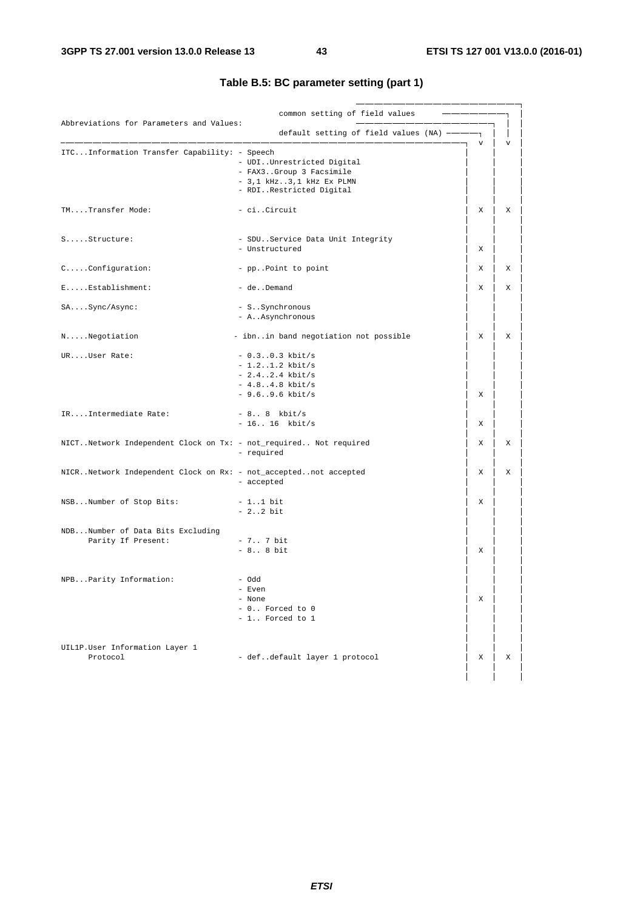# Table B.5: BC parameter setting (part 1)

| Abbreviations for Parameters and Values: | | default setting of field values (NA) | common setting of field values |
|---|---|---|---|
| ITC...Information Transfer Capability: | - Speech | | |
| | - UDI..Unrestricted Digital | | |
| | - FAX3..Group 3 Facsimile | | |
| | - 3,1 kHz..3,1 kHz Ex PLMN | | |
| | - RDI..Restricted Digital | | |
| TM....Transfer Mode: | - ci..Circuit | X | X |
| S.....Structure: | - SDU..Service Data Unit Integrity | | |
| | - Unstructured | X | |
| C.....Configuration: | - pp..Point to point | X | X |
| E.....Establishment: | - de..Demand | X | X |
| SA....Sync/Async: | - S..Synchronous | | |
| | - A..Asynchronous | | |
| N.....Negotiation | - ibn..in band negotiation not possible | X | X |
| UR....User Rate: | - 0.3..0.3 kbit/s | | |
| | - 1.2..1.2 kbit/s | | |
| | - 2.4..2.4 kbit/s | | |
| | - 4.8..4.8 kbit/s | | |
| | - 9.6..9.6 kbit/s | X | |
| IR....Intermediate Rate: | - 8.. 8 kbit/s | | |
| | - 16.. 16 kbit/s | X | |
| NICT..Network Independent Clock on Tx: | - not_required.. Not required | X | X |
| | - required | | |
| NICR..Network Independent Clock on Rx: | - not_accepted..not accepted | X | X |
| | - accepted | | |
| NSB...Number of Stop Bits: | - 1..1 bit | X | |
| | - 2..2 bit | | |
| NDB...Number of Data Bits Excluding Parity If Present: | - 7.. 7 bit | | |
| | - 8.. 8 bit | X | |
| NPB...Parity Information: | - Odd | | |
| | - Even | | |
| | - None | X | |
| | - 0.. Forced to 0 | | |
| | - 1.. Forced to 1 | | |
| UIL1P.User Information Layer 1 Protocol | - def..default layer 1 protocol | X | X |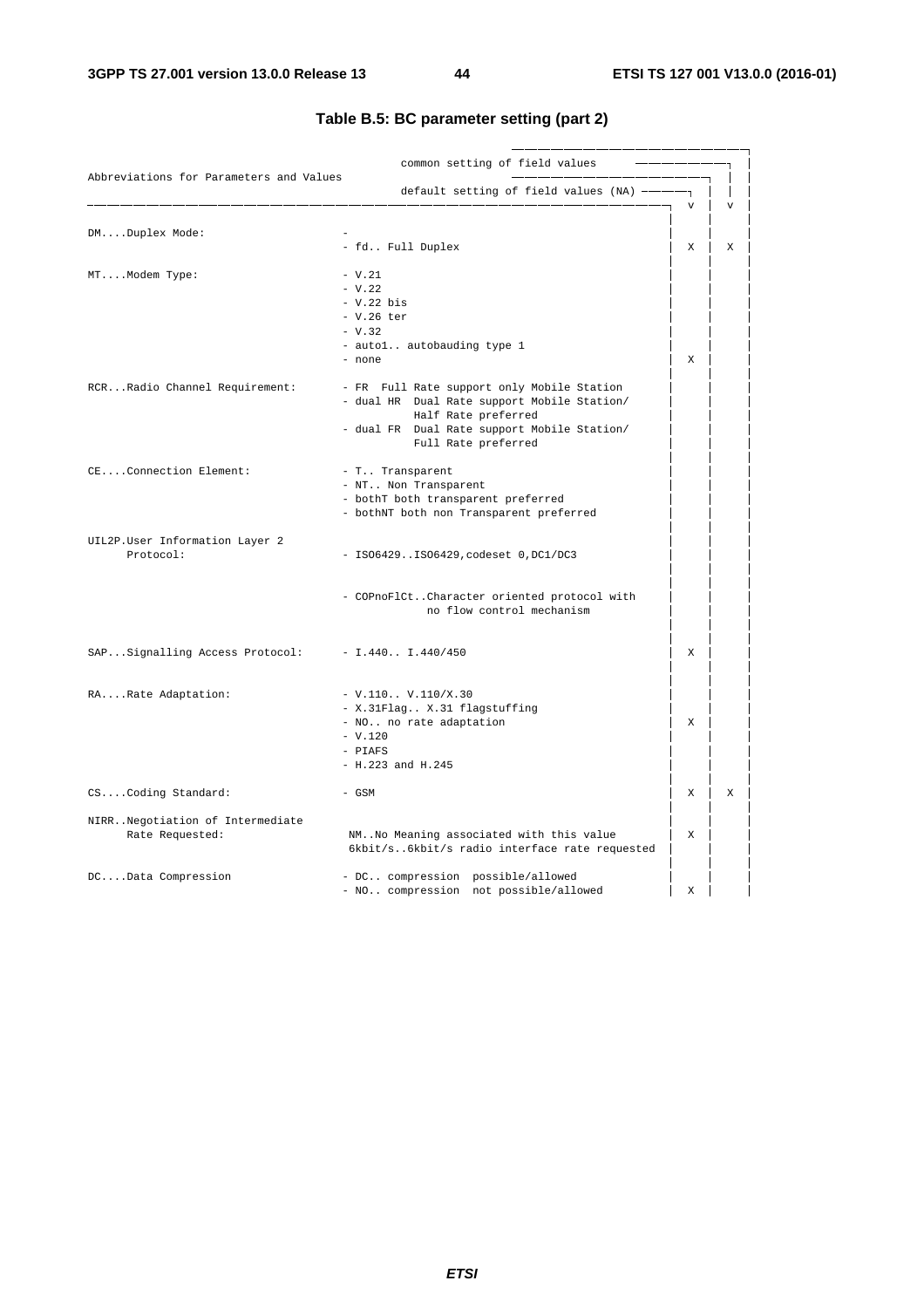### Table B.5: BC parameter setting (part 2)

| Abbreviations for Parameters and Values | | default setting of field values (NA) | common setting of field values |
|---|---|---|---|
| DM....Duplex Mode: | - | | |
| | - fd.. Full Duplex | X | X |
| MT....Modem Type: | - V.21 | | |
| | - V.22 | | |
| | - V.22 bis | | |
| | - V.26 ter | | |
| | - V.32 | | |
| | - auto1.. autobauding type 1 | | |
| | - none | X | |
| RCR...Radio Channel Requirement: | - FR Full Rate support only Mobile Station | | |
| | - dual HR Dual Rate support Mobile Station/ Half Rate preferred | | |
| | - dual FR Dual Rate support Mobile Station/ Full Rate preferred | | |
| CE....Connection Element: | - T.. Transparent | | |
| | - NT.. Non Transparent | | |
| | - bothT both transparent preferred | | |
| | - bothNT both non Transparent preferred | | |
| UIL2P.User Information Layer 2 Protocol: | - ISO6429..ISO6429,codeset 0,DC1/DC3 | | |
| | - COPnoFlCt..Character oriented protocol with no flow control mechanism | | |
| SAP...Signalling Access Protocol: | - I.440.. I.440/450 | X | |
| RA....Rate Adaptation: | - V.110.. V.110/X.30 | | |
| | - X.31Flag.. X.31 flagstuffing | | |
| | - NO.. no rate adaptation | X | |
| | - V.120 | | |
| | - PIAFS | | |
| | - H.223 and H.245 | | |
| CS....Coding Standard: | - GSM | X | X |
| NIRR..Negotiation of Intermediate Rate Requested: | NM..No Meaning associated with this value | X | |
| | 6kbit/s..6kbit/s radio interface rate requested | | |
| DC....Data Compression | - DC.. compression possible/allowed | | |
| | - NO.. compression not possible/allowed | X | |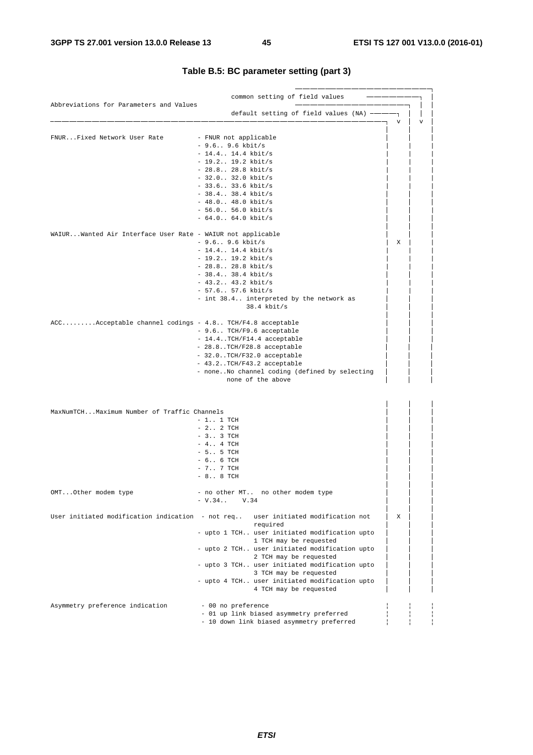# Table B.5: BC parameter setting (part 3)

| Abbreviations for Parameters and Values | | default setting of field values (NA) | common setting of field values |
|---|---|---|---|
| FNUR...Fixed Network User Rate | - FNUR not applicable | | |
| | - 9.6.. 9.6 kbit/s | | |
| | - 14.4.. 14.4 kbit/s | | |
| | - 19.2.. 19.2 kbit/s | | |
| | - 28.8.. 28.8 kbit/s | | |
| | - 32.0.. 32.0 kbit/s | | |
| | - 33.6.. 33.6 kbit/s | | |
| | - 38.4.. 38.4 kbit/s | | |
| | - 48.0.. 48.0 kbit/s | | |
| | - 56.0.. 56.0 kbit/s | | |
| | - 64.0.. 64.0 kbit/s | | |
| WAIUR...Wanted Air Interface User Rate | - WAIUR not applicable | | |
| | - 9.6.. 9.6 kbit/s | X | |
| | - 14.4.. 14.4 kbit/s | | |
| | - 19.2.. 19.2 kbit/s | | |
| | - 28.8.. 28.8 kbit/s | | |
| | - 38.4.. 38.4 kbit/s | | |
| | - 43.2.. 43.2 kbit/s | | |
| | - 57.6.. 57.6 kbit/s | | |
| | - int 38.4.. interpreted by the network as 38.4 kbit/s | | |
| ACC.........Acceptable channel codings | - 4.8.. TCH/F4.8 acceptable | | |
| | - 9.6.. TCH/F9.6 acceptable | | |
| | - 14.4..TCH/F14.4 acceptable | | |
| | - 28.8..TCH/F28.8 acceptable | | |
| | - 32.0..TCH/F32.0 acceptable | | |
| | - 43.2..TCH/F43.2 acceptable | | |
| | - none..No channel coding (defined by selecting none of the above | | |
| MaxNumTCH...Maximum Number of Traffic Channels | | | |
| | - 1.. 1 TCH | | |
| | - 2.. 2 TCH | | |
| | - 3.. 3 TCH | | |
| | - 4.. 4 TCH | | |
| | - 5.. 5 TCH | | |
| | - 6.. 6 TCH | | |
| | - 7.. 7 TCH | | |
| | - 8.. 8 TCH | | |
| OMT...Other modem type | - no other MT.. no other modem type | | |
| | - V.34.. V.34 | | |
| User initiated modification indication | - not req.. user initiated modification not required | X | |
| | - upto 1 TCH.. user initiated modification upto 1 TCH may be requested | | |
| | - upto 2 TCH.. user initiated modification upto 2 TCH may be requested | | |
| | - upto 3 TCH.. user initiated modification upto 3 TCH may be requested | | |
| | - upto 4 TCH.. user initiated modification upto 4 TCH may be requested | | |
| Asymmetry preference indication | - 00 no preference | | |
| | - 01 up link biased asymmetry preferred | | |
| | - 10 down link biased asymmetry preferred | | |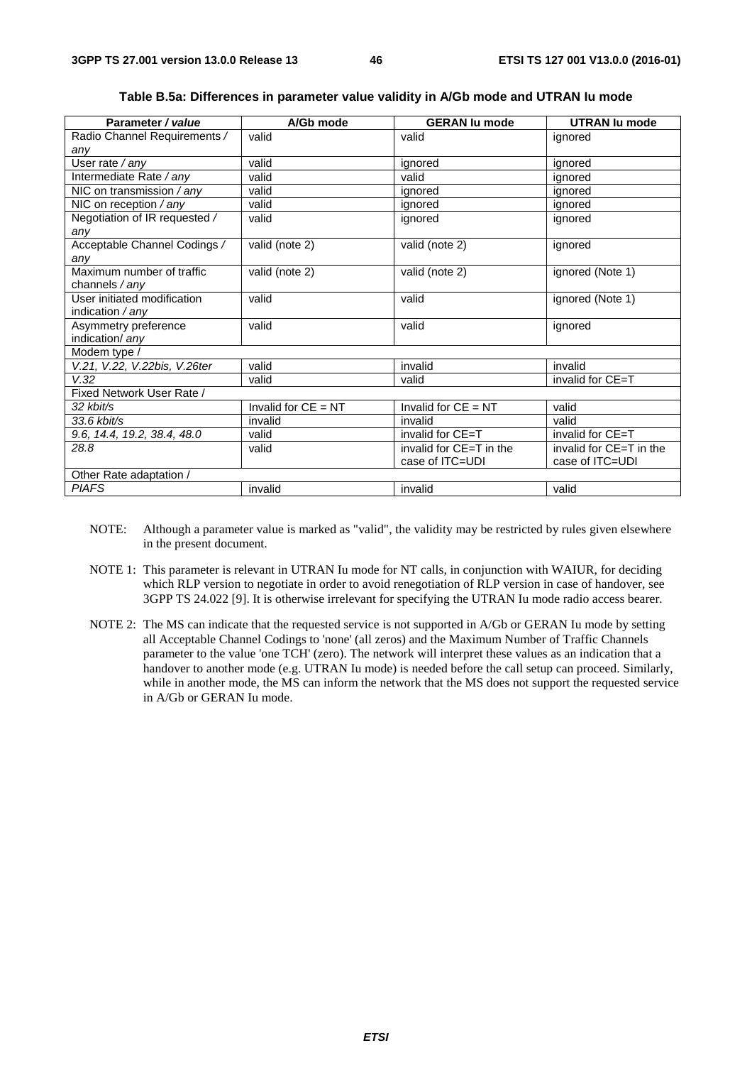**Table B.5a: Differences in parameter value validity in A/Gb mode and UTRAN Iu mode**

| Parameter / *value* | A/Gb mode | GERAN Iu mode | UTRAN Iu mode |
|---|---|---|---|
| Radio Channel Requirements / *any* | valid | valid | ignored |
| User rate / *any* | valid | ignored | ignored |
| Intermediate Rate / *any* | valid | valid | ignored |
| NIC on transmission / *any* | valid | ignored | ignored |
| NIC on reception / *any* | valid | ignored | ignored |
| Negotiation of IR requested / *any* | valid | ignored | ignored |
| Acceptable Channel Codings / *any* | valid (note 2) | valid (note 2) | ignored |
| Maximum number of traffic channels / *any* | valid (note 2) | valid (note 2) | ignored (Note 1) |
| User initiated modification indication / *any* | valid | valid | ignored (Note 1) |
| Asymmetry preference indication/ *any* | valid | valid | ignored |
| Modem type / | | | |
| *V.21, V.22, V.22bis, V.26ter* | valid | invalid | invalid |
| *V.32* | valid | valid | invalid for CE=T |
| Fixed Network User Rate / | | | |
| *32 kbit/s* | Invalid for CE = NT | Invalid for CE = NT | valid |
| *33.6 kbit/s* | invalid | invalid | valid |
| *9.6, 14.4, 19.2, 38.4, 48.0* | valid | invalid for CE=T | invalid for CE=T |
| *28.8* | valid | invalid for CE=T in the case of ITC=UDI | invalid for CE=T in the case of ITC=UDI |
| Other Rate adaptation / | | | |
| *PIAFS* | invalid | invalid | valid |

NOTE: Although a parameter value is marked as "valid", the validity may be restricted by rules given elsewhere in the present document.

NOTE 1: This parameter is relevant in UTRAN Iu mode for NT calls, in conjunction with WAIUR, for deciding which RLP version to negotiate in order to avoid renegotiation of RLP version in case of handover, see 3GPP TS 24.022 [9]. It is otherwise irrelevant for specifying the UTRAN Iu mode radio access bearer.

NOTE 2: The MS can indicate that the requested service is not supported in A/Gb or GERAN Iu mode by setting all Acceptable Channel Codings to 'none' (all zeros) and the Maximum Number of Traffic Channels parameter to the value 'one TCH' (zero). The network will interpret these values as an indication that a handover to another mode (e.g. UTRAN Iu mode) is needed before the call setup can proceed. Similarly, while in another mode, the MS can inform the network that the MS does not support the requested service in A/Gb or GERAN Iu mode.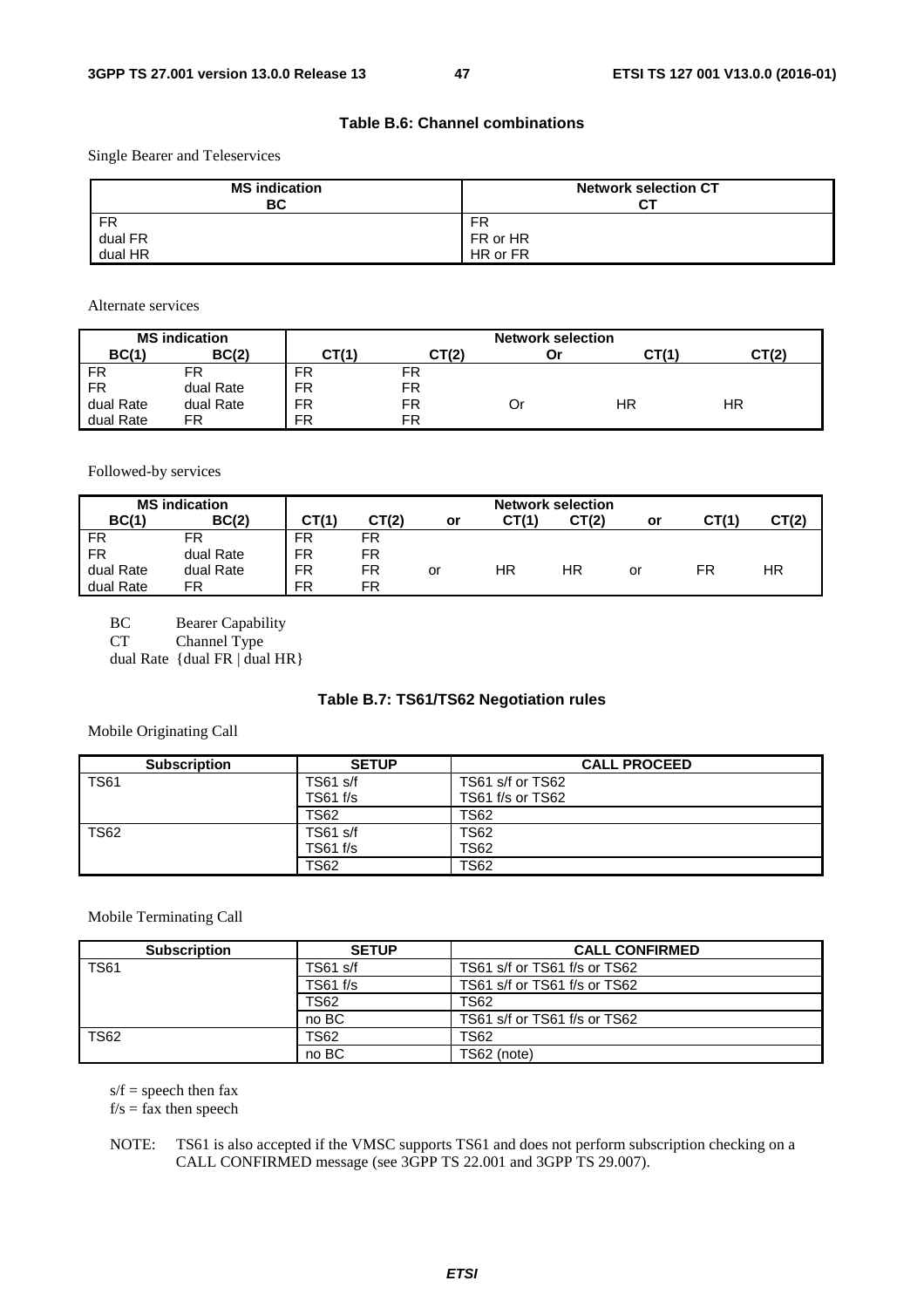**Table B.6: Channel combinations**

Single Bearer and Teleservices

| MS indication BC | Network selection CT |
|---|---|
| FR | FR |
| dual FR | FR or HR |
| dual HR | HR or FR |

Alternate services

| MS indication | | Network selection | | | | |
|---|---|---|---|---|---|---|
| BC(1) | BC(2) | CT(1) | CT(2) | Or | CT(1) | CT(2) |
| FR | FR | FR | FR | | | |
| FR | dual Rate | FR | FR | | | |
| dual Rate | dual Rate | FR | FR | Or | HR | HR |
| dual Rate | FR | FR | FR | | | |

Followed-by services

| MS indication | | Network selection | | | | | | | |
|---|---|---|---|---|---|---|---|---|---|
| BC(1) | BC(2) | CT(1) | CT(2) | or | CT(1) | CT(2) | or | CT(1) | CT(2) |
| FR | FR | FR | FR | | | | | | |
| FR | dual Rate | FR | FR | | | | | | |
| dual Rate | dual Rate | FR | FR | or | HR | HR | or | FR | HR |
| dual Rate | FR | FR | FR | | | | | | |

BC Bearer Capability
CT Channel Type
dual Rate {dual FR | dual HR}

**Table B.7: TS61/TS62 Negotiation rules**

Mobile Originating Call

| Subscription | SETUP | CALL PROCEED |
|---|---|---|
| TS61 | TS61 s/f<br>TS61 f/s | TS61 s/f or TS62<br>TS61 f/s or TS62 |
| | TS62 | TS62 |
| TS62 | TS61 s/f<br>TS61 f/s | TS62<br>TS62 |
| | TS62 | TS62 |

Mobile Terminating Call

| Subscription | SETUP | CALL CONFIRMED |
|---|---|---|
| TS61 | TS61 s/f | TS61 s/f or TS61 f/s or TS62 |
| | TS61 f/s | TS61 s/f or TS61 f/s or TS62 |
| | TS62 | TS62 |
| | no BC | TS61 s/f or TS61 f/s or TS62 |
| TS62 | TS62 | TS62 |
| | no BC | TS62 (note) |

s/f = speech then fax
f/s = fax then speech

NOTE: TS61 is also accepted if the VMSC supports TS61 and does not perform subscription checking on a CALL CONFIRMED message (see 3GPP TS 22.001 and 3GPP TS 29.007).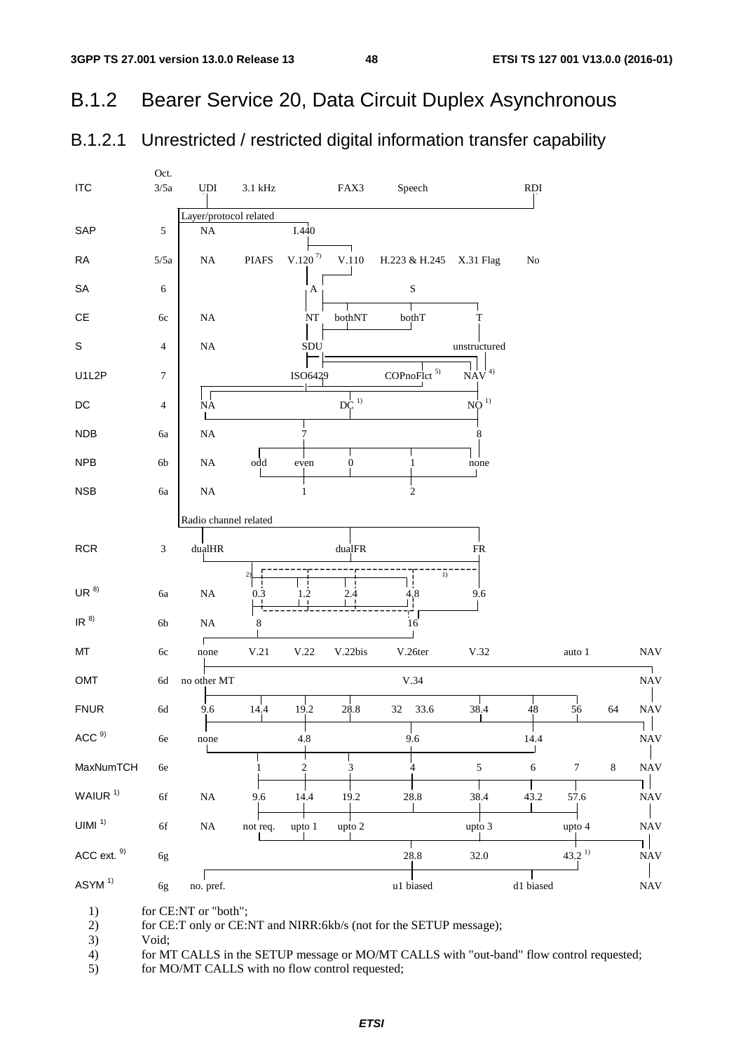## B.1.2 Bearer Service 20, Data Circuit Duplex Asynchronous

### B.1.2.1 Unrestricted / restricted digital information transfer capability

| | Oct. | | | | | | | | | | |
|---|---|---|---|---|---|---|---|---|---|---|---|
| ITC | 3/5a | UDI | 3.1 kHz | | FAX3 | Speech | | RDI | | | |
| | | Layer/protocol related | | | | | | | | | |
| SAP | 5 | NA | | I.440 | | | | | | | |
| RA | 5/5a | NA | PIAFS | V.120 [7)] | V.110 | H.223 & H.245 | X.31 Flag | No | | | |
| SA | 6 | | | A | | S | | | | | |
| CE | 6c | NA | | NT | bothNT | bothT | T | | | | |
| S | 4 | NA | | SDU | | | unstructured | | | | |
| U1L2P | 7 | | | ISO6429 | | COPnoFlct [5)] | NAV [4)] | | | | |
| DC | 4 | NA | | | DC [1)] | | NO [1)] | | | | |
| NDB | 6a | NA | | 7 | | | 8 | | | | |
| NPB | 6b | NA | odd | even | 0 | 1 | none | | | | |
| NSB | 6a | NA | | 1 | | 2 | | | | | |
| | | Radio channel related | | | | | | | | | |
| RCR | 3 | dualHR | | | dualFR | | FR | | | | |
| UR [8)] | 6a | NA | 0.3 | 1.2 | 2.4 | 4.8 | 9.6 | | | | |
| IR [8)] | 6b | NA | 8 | | | 16 | | | | | |
| MT | 6c | none | V.21 | V.22 | V.22bis | V.26ter | V.32 | | auto 1 | | NAV |
| OMT | 6d | no other MT | | | | V.34 | | | | | NAV |
| FNUR | 6d | 9.6 | 14.4 | 19.2 | 28.8 | 32 33.6 | 38.4 | 48 | 56 | 64 | NAV |
| ACC [9)] | 6e | none | | 4.8 | | 9.6 | | 14.4 | | | NAV |
| MaxNumTCH | 6e | | 1 | 2 | 3 | 4 | 5 | 6 | 7 | 8 | NAV |
| WAIUR [1)] | 6f | NA | 9.6 | 14.4 | 19.2 | 28.8 | 38.4 | 43.2 | 57.6 | | NAV |
| UIMI [1)] | 6f | NA | not req. | upto 1 | upto 2 | | upto 3 | | upto 4 | | NAV |
| ACC ext. [9)] | 6g | | | | | 28.8 | 32.0 | | 43.2 [1)] | | NAV |
| ASYM [1)] | 6g | no. pref. | | | | u1 biased | | d1 biased | | | NAV |

1) for CE:NT or "both";
2) for CE:T only or CE:NT and NIRR:6kb/s (not for the SETUP message);
3) Void;
4) for MT CALLS in the SETUP message or MO/MT CALLS with "out-band" flow control requested;
5) for MO/MT CALLS with no flow control requested;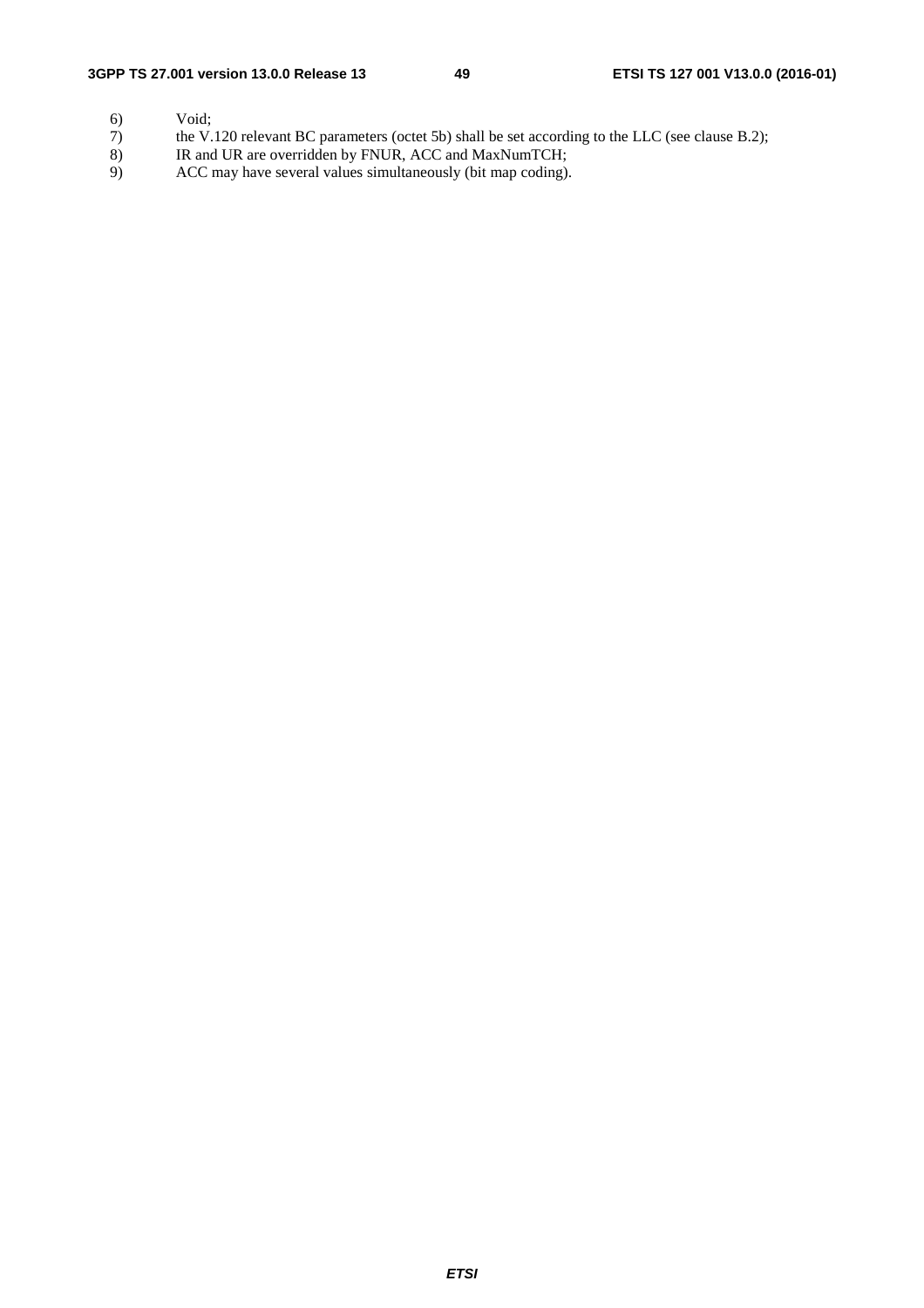6) Void;
7) the V.120 relevant BC parameters (octet 5b) shall be set according to the LLC (see clause B.2);
8) IR and UR are overridden by FNUR, ACC and MaxNumTCH;
9) ACC may have several values simultaneously (bit map coding).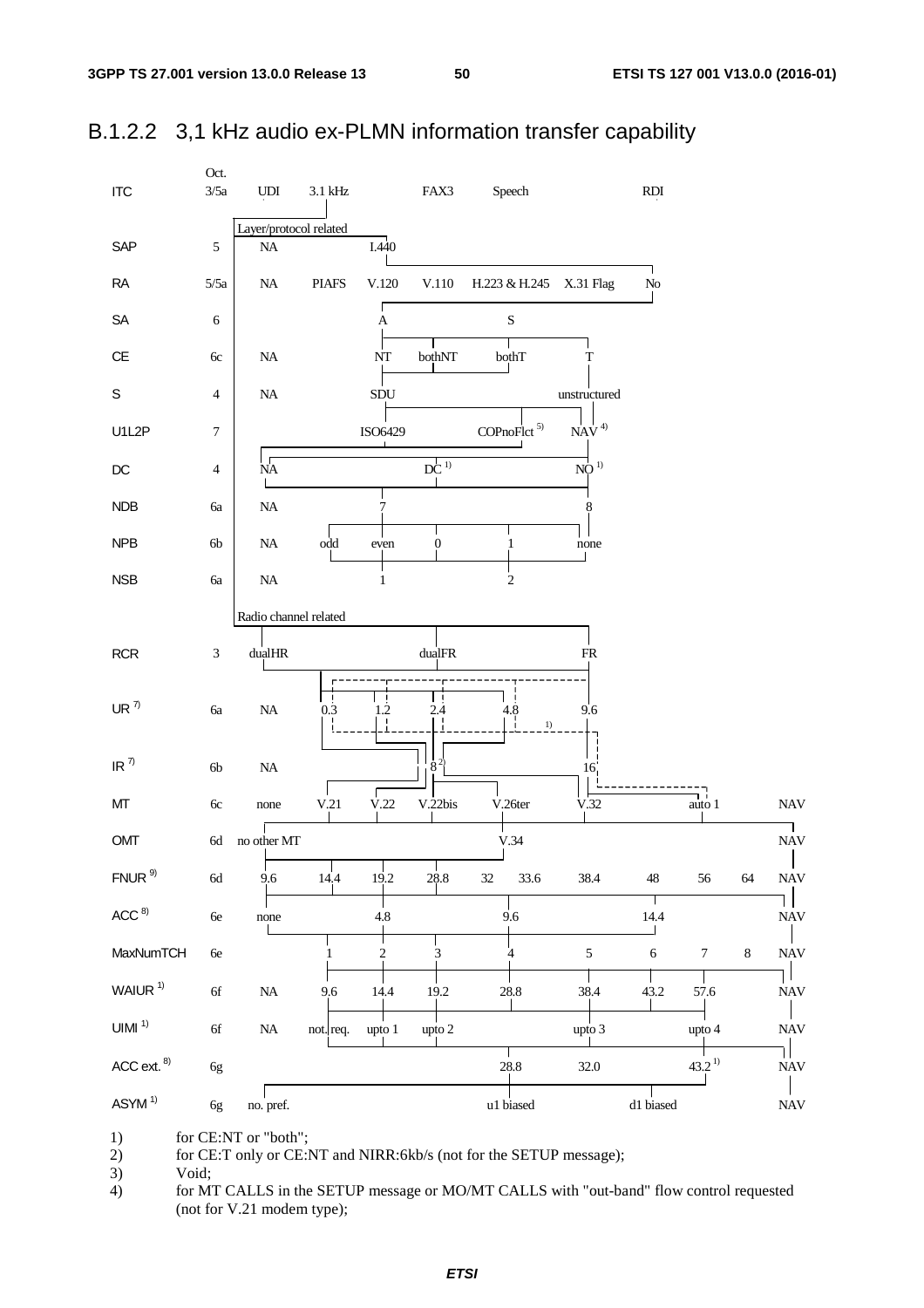### B.1.2.2 3,1 kHz audio ex-PLMN information transfer capability

Oct.

ITC 3/5a UDI 3.1 kHz FAX3 Speech RDI

Layer/protocol related

SAP 5 NA I.440

RA 5/5a NA PIAFS V.120 V.110 H.223 & H.245 X.31 Flag No

SA 6 A S

CE 6c NA NT bothNT bothT T

S 4 NA SDU unstructured

U1L2P 7 ISO6429 COPnoFlct [5] NAV [4]

DC 4 NA DC [1] NO [1]

NDB 6a NA 7 8

NPB 6b NA odd even 0 1 none

NSB 6a NA 1 2

Radio channel related

RCR 3 dualHR dualFR FR

UR [7] 6a NA 0.3 1.2 2.4 4.8 9.6 [1]

IR [7] 6b NA 8 [2] 16

MT 6c none V.21 V.22 V.22bis V.26ter V.32 auto 1 NAV

OMT 6d no other MT V.34 NAV

FNUR [9] 6d 9.6 14.4 19.2 28.8 32 33.6 38.4 48 56 64 NAV

ACC [8] 6e none 4.8 9.6 14.4 NAV

MaxNumTCH 6e 1 2 3 4 5 6 7 8 NAV

WAIUR [1] 6f NA 9.6 14.4 19.2 28.8 38.4 43.2 57.6 NAV

UIMI [1] 6f NA not. req. upto 1 upto 2 upto 3 upto 4 NAV

ACC ext. [8] 6g 28.8 32.0 43.2 [1] NAV

ASYM [1] 6g no. pref. u1 biased d1 biased NAV

1) for CE:NT or "both";

2) for CE:T only or CE:NT and NIRR:6kb/s (not for the SETUP message);

3) Void;

4) for MT CALLS in the SETUP message or MO/MT CALLS with "out-band" flow control requested (not for V.21 modem type);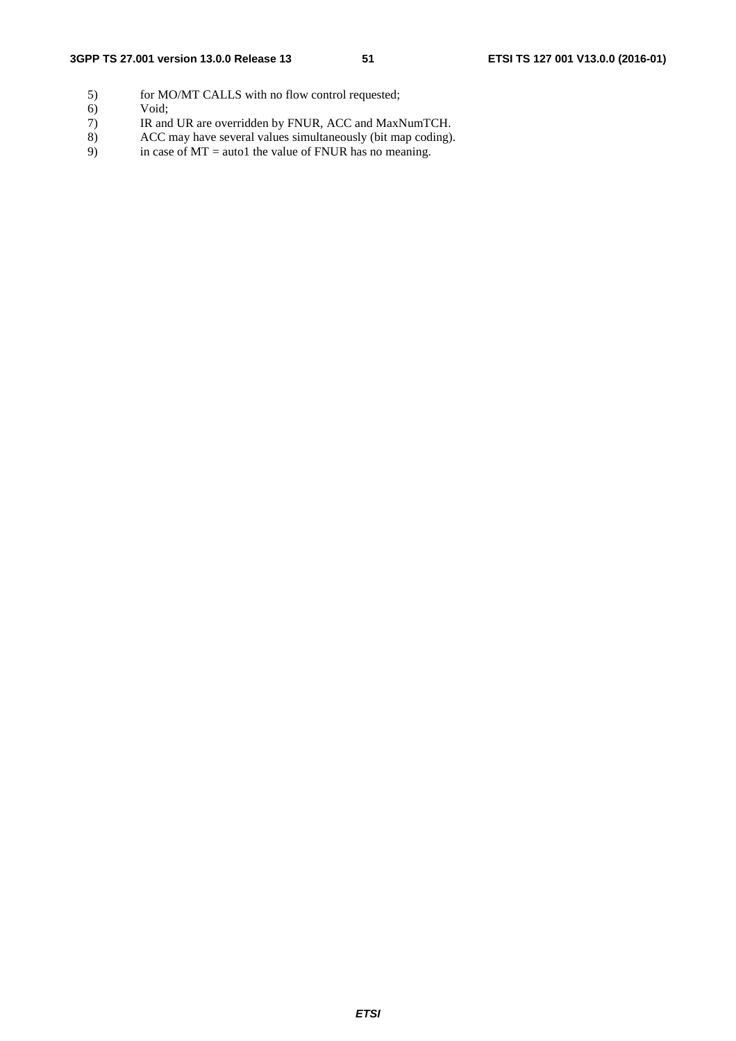5) for MO/MT CALLS with no flow control requested;

6) Void;

7) IR and UR are overridden by FNUR, ACC and MaxNumTCH.

8) ACC may have several values simultaneously (bit map coding).

9) in case of MT = auto1 the value of FNUR has no meaning.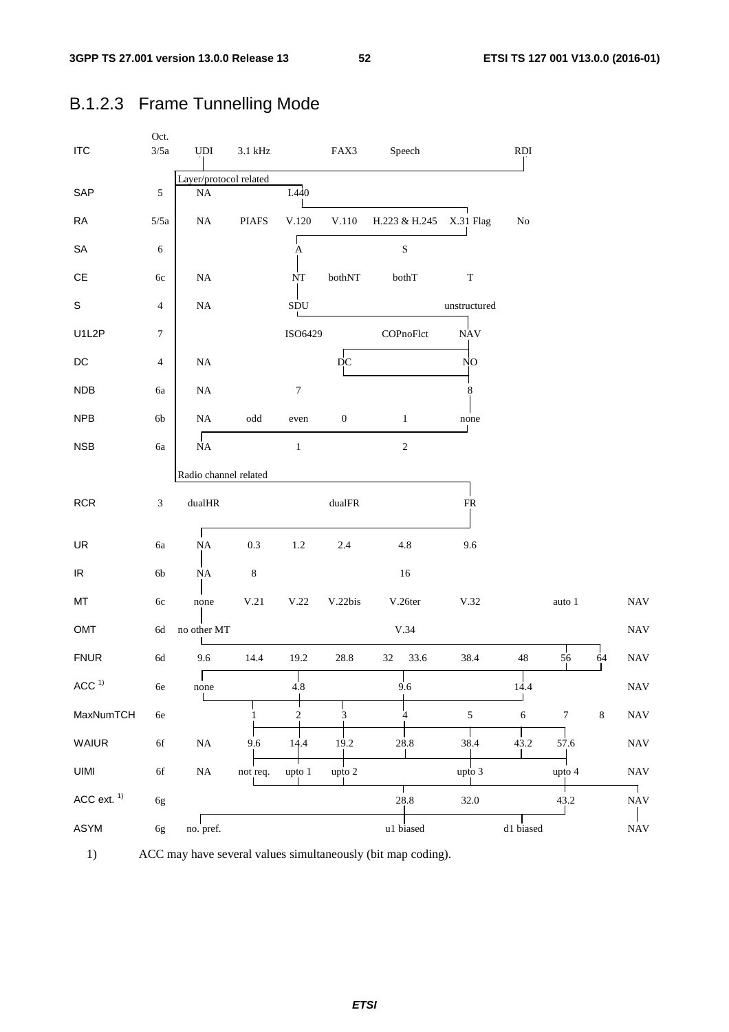## B.1.2.3 Frame Tunnelling Mode

| | Oct. | | | | | | | | | | |
|---|---|---|---|---|---|---|---|---|---|---|---|
| ITC | 3/5a | UDI | 3.1 kHz | | FAX3 | Speech | | RDI | | | |
| | | Layer/protocol related | | | | | | | | | |
| SAP | 5 | NA | | I.440 | | | | | | | |
| RA | 5/5a | NA | PIAFS | V.120 | V.110 | H.223 & H.245 | X.31 Flag | No | | | |
| SA | 6 | | | A | | S | | | | | |
| CE | 6c | NA | | NT | bothNT | bothT | T | | | | |
| S | 4 | NA | | SDU | | | unstructured | | | | |
| U1L2P | 7 | | | ISO6429 | | COPnoFlct | NAV | | | | |
| DC | 4 | NA | | | DC | | NO | | | | |
| NDB | 6a | NA | | 7 | | | 8 | | | | |
| NPB | 6b | NA | odd | even | 0 | 1 | none | | | | |
| NSB | 6a | NA | | 1 | | 2 | | | | | |
| | | Radio channel related | | | | | | | | | |
| RCR | 3 | dualHR | | | dualFR | | FR | | | | |
| UR | 6a | NA | 0.3 | 1.2 | 2.4 | 4.8 | 9.6 | | | | |
| IR | 6b | NA | 8 | | | 16 | | | | | |
| MT | 6c | none | V.21 | V.22 | V.22bis | V.26ter | V.32 | | auto 1 | | NAV |
| OMT | 6d | no other MT | | | | V.34 | | | | | NAV |
| FNUR | 6d | 9.6 | 14.4 | 19.2 | 28.8 | 32 33.6 | 38.4 | 48 | 56 | 64 | NAV |
| ACC [1] | 6e | none | | 4.8 | | 9.6 | | 14.4 | | | NAV |
| MaxNumTCH | 6e | | 1 | 2 | 3 | 4 | 5 | 6 | 7 | 8 | NAV |
| WAIUR | 6f | NA | 9.6 | 14.4 | 19.2 | 28.8 | 38.4 | 43.2 | 57.6 | | NAV |
| UIMI | 6f | NA | not req. | upto 1 | upto 2 | | upto 3 | | upto 4 | | NAV |
| ACC ext. [1] | 6g | | | | | 28.8 | 32.0 | | 43.2 | | NAV |
| ASYM | 6g | no. pref. | | | | u1 biased | | d1 biased | | | NAV |

1) ACC may have several values simultaneously (bit map coding).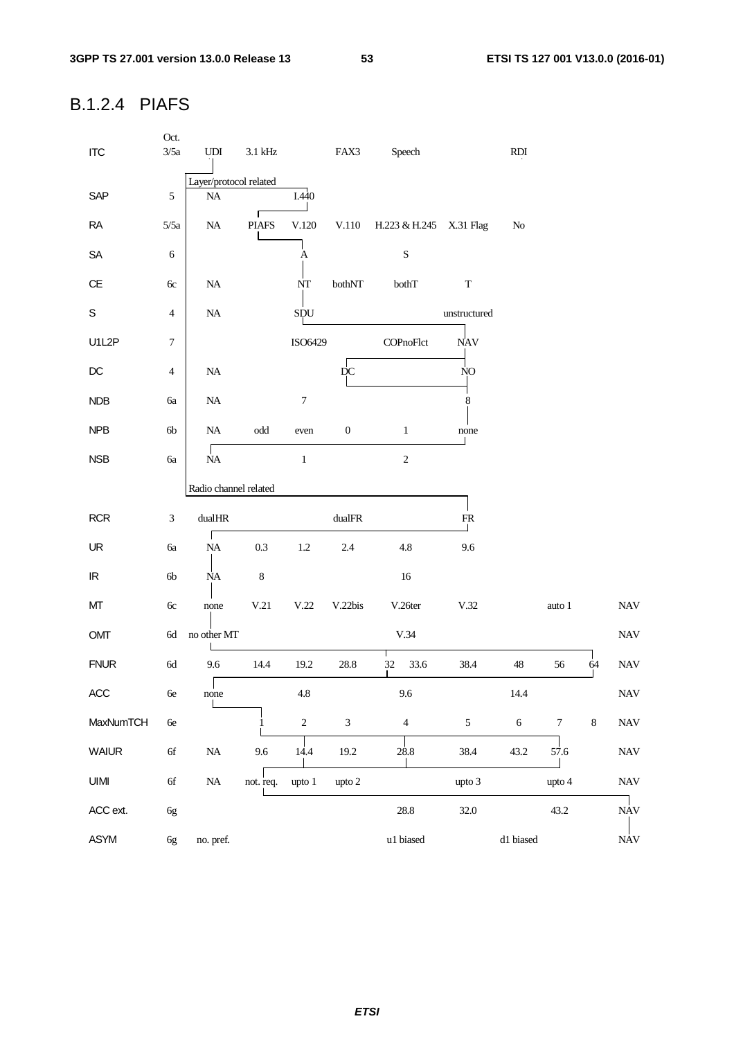## B.1.2.4 PIAFS

| | Oct. | | | | | | | | | | |
|---|---|---|---|---|---|---|---|---|---|---|---|
| ITC | 3/5a | UDI | 3.1 kHz | | FAX3 | Speech | | RDI | | | |
| | | Layer/protocol related | | | | | | | | | |
| SAP | 5 | NA | | I.440 | | | | | | | |
| RA | 5/5a | NA | PIAFS | V.120 | V.110 | H.223 & H.245 | X.31 Flag | No | | | |
| SA | 6 | | | A | | S | | | | | |
| CE | 6c | NA | | NT | bothNT | bothT | T | | | | |
| S | 4 | NA | | SDU | | | unstructured | | | | |
| U1L2P | 7 | | | ISO6429 | | COPnoFlct | NAV | | | | |
| DC | 4 | NA | | | DC | | NO | | | | |
| NDB | 6a | NA | | 7 | | | 8 | | | | |
| NPB | 6b | NA | odd | even | 0 | 1 | none | | | | |
| NSB | 6a | NA | | 1 | | 2 | | | | | |
| | | Radio channel related | | | | | | | | | |
| RCR | 3 | dualHR | | | dualFR | | FR | | | | |
| UR | 6a | NA | 0.3 | 1.2 | 2.4 | 4.8 | 9.6 | | | | |
| IR | 6b | NA | 8 | | | 16 | | | | | |
| MT | 6c | none | V.21 | V.22 | V.22bis | V.26ter | V.32 | | auto 1 | | NAV |
| OMT | 6d | no other MT | | | | V.34 | | | | | NAV |
| FNUR | 6d | 9.6 | 14.4 | 19.2 | 28.8 | 32 33.6 | 38.4 | 48 | 56 | 64 | NAV |
| ACC | 6e | none | | 4.8 | | 9.6 | | 14.4 | | | NAV |
| MaxNumTCH | 6e | | 1 | 2 | 3 | 4 | 5 | 6 | 7 | 8 | NAV |
| WAIUR | 6f | NA | 9.6 | 14.4 | 19.2 | 28.8 | 38.4 | 43.2 | 57.6 | | NAV |
| UIMI | 6f | NA | not. req. | upto 1 | upto 2 | | upto 3 | | upto 4 | | NAV |
| ACC ext. | 6g | | | | | 28.8 | 32.0 | | 43.2 | | NAV |
| ASYM | 6g | no. pref. | | | | u1 biased | | d1 biased | | | NAV |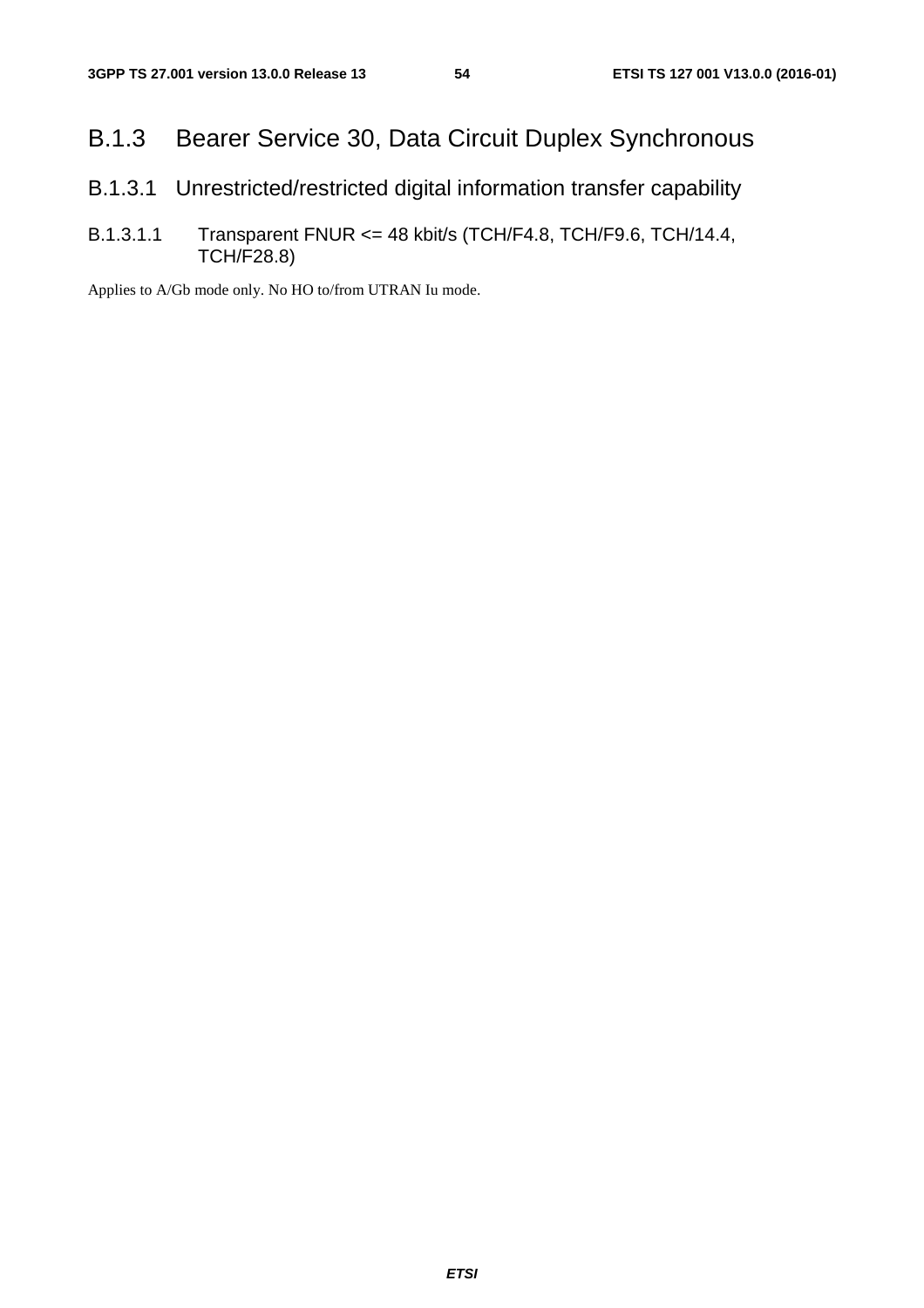## B.1.3 Bearer Service 30, Data Circuit Duplex Synchronous

### B.1.3.1 Unrestricted/restricted digital information transfer capability

#### B.1.3.1.1 Transparent FNUR <= 48 kbit/s (TCH/F4.8, TCH/F9.6, TCH/14.4, TCH/F28.8)

Applies to A/Gb mode only. No HO to/from UTRAN Iu mode.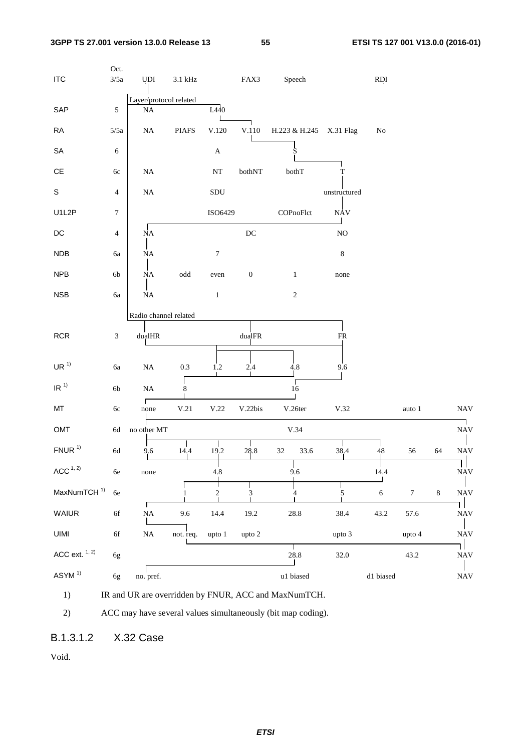| | Oct. | | | | | | | | | | |
|---|---|---|---|---|---|---|---|---|---|---|---|
| ITC | 3/5a | UDI | 3.1 kHz | | FAX3 | Speech | | RDI | | | |
| | | Layer/protocol related | | | | | | | | | |
| SAP | 5 | NA | | I.440 | | | | | | | |
| RA | 5/5a | NA | PIAFS | V.120 | V.110 | H.223 & H.245 | X.31 Flag | No | | | |
| SA | 6 | | | A | | S | | | | | |
| CE | 6c | NA | | NT | bothNT | bothT | T | | | | |
| S | 4 | NA | | SDU | | | unstructured | | | | |
| U1L2P | 7 | | | ISO6429 | | COPnoFlct | NAV | | | | |
| DC | 4 | NA | | | DC | | NO | | | | |
| NDB | 6a | NA | | 7 | | | 8 | | | | |
| NPB | 6b | NA | odd | even | 0 | 1 | none | | | | |
| NSB | 6a | NA | | 1 | | 2 | | | | | |
| | | Radio channel related | | | | | | | | | |
| RCR | 3 | dualHR | | | dualFR | | FR | | | | |
| UR 1) | 6a | NA | 0.3 | 1.2 | 2.4 | 4.8 | 9.6 | | | | |
| IR 1) | 6b | NA | 8 | | | 16 | | | | | |
| MT | 6c | none | V.21 | V.22 | V.22bis | V.26ter | V.32 | | auto 1 | | NAV |
| OMT | 6d | no other MT | | | | V.34 | | | | | NAV |
| FNUR 1) | 6d | 9.6 | 14.4 | 19.2 | 28.8 | 32 33.6 | 38.4 | 48 | 56 | 64 | NAV |
| ACC 1, 2) | 6e | none | | 4.8 | | 9.6 | | 14.4 | | | NAV |
| MaxNumTCH 1) | 6e | | 1 | 2 | 3 | 4 | 5 | 6 | 7 | 8 | NAV |
| WAIUR | 6f | NA | 9.6 | 14.4 | 19.2 | 28.8 | 38.4 | 43.2 | 57.6 | | NAV |
| UIMI | 6f | NA | not. req. | upto 1 | upto 2 | | upto 3 | | upto 4 | | NAV |
| ACC ext. 1, 2) | 6g | | | | | 28.8 | 32.0 | | 43.2 | | NAV |
| ASYM 1) | 6g | no. pref. | | | | u1 biased | | d1 biased | | | NAV |

1) IR and UR are overridden by FNUR, ACC and MaxNumTCH.

2) ACC may have several values simultaneously (bit map coding).

#### B.1.3.1.2 X.32 Case

Void.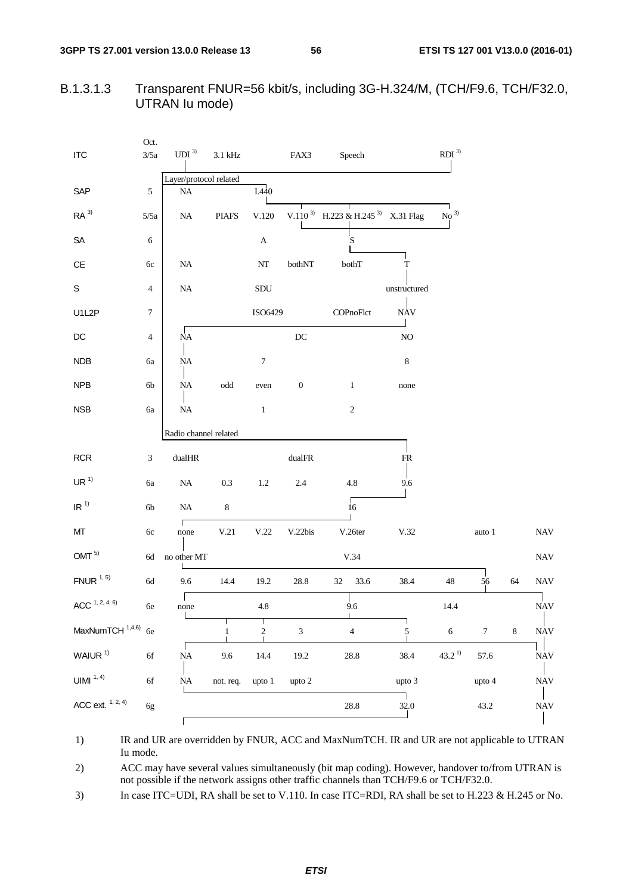#### B.1.3.1.3 Transparent FNUR=56 kbit/s, including 3G-H.324/M, (TCH/F9.6, TCH/F32.0, UTRAN Iu mode)

| | Oct. | | | | | | | | | | |
|---|---|---|---|---|---|---|---|---|---|---|---|
| ITC | 3/5a | UDI [3)] | 3.1 kHz | | FAX3 | Speech | | RDI [3)] | | | |
| | | Layer/protocol related | | | | | | | | | |
| SAP | 5 | NA | | I.440 | | | | | | | |
| RA [3)] | 5/5a | NA | PIAFS | V.120 | V.110 [3)] | H.223 & H.245 [3)] | X.31 Flag | No [3)] | | | |
| SA | 6 | | | A | | S | | | | | |
| CE | 6c | NA | | NT | bothNT | bothT | T | | | | |
| S | 4 | NA | | SDU | | | unstructured | | | | |
| U1L2P | 7 | | | ISO6429 | | COPnoFlct | NAV | | | | |
| DC | 4 | NA | | | DC | | NO | | | | |
| NDB | 6a | NA | | 7 | | | 8 | | | | |
| NPB | 6b | NA | odd | even | 0 | 1 | none | | | | |
| NSB | 6a | NA | | 1 | | 2 | | | | | |
| | | Radio channel related | | | | | | | | | |
| RCR | 3 | dualHR | | | dualFR | | FR | | | | |
| UR [1)] | 6a | NA | 0.3 | 1.2 | 2.4 | 4.8 | 9.6 | | | | |
| IR [1)] | 6b | NA | 8 | | | 16 | | | | | |
| MT | 6c | none | V.21 | V.22 | V.22bis | V.26ter | V.32 | | auto 1 | | NAV |
| OMT [5)] | 6d | no other MT | | | | V.34 | | | | | NAV |
| FNUR [1, 5)] | 6d | 9.6 | 14.4 | 19.2 | 28.8 | 32 33.6 | 38.4 | 48 | 56 | 64 | NAV |
| ACC [1, 2, 4, 6)] | 6e | none | | 4.8 | | 9.6 | | 14.4 | | | NAV |
| MaxNumTCH [1,4,6)] | 6e | | 1 | 2 | 3 | 4 | 5 | 6 | 7 | 8 | NAV |
| WAIUR [1)] | 6f | NA | 9.6 | 14.4 | 19.2 | 28.8 | 38.4 | 43.2 [1)] | 57.6 | | NAV |
| UIMI [1, 4)] | 6f | NA | not. req. | upto 1 | upto 2 | | upto 3 | | upto 4 | | NAV |
| ACC ext. [1, 2, 4)] | 6g | | | | | 28.8 | 32.0 | | 43.2 | | NAV |

1) IR and UR are overridden by FNUR, ACC and MaxNumTCH. IR and UR are not applicable to UTRAN Iu mode.

2) ACC may have several values simultaneously (bit map coding). However, handover to/from UTRAN is not possible if the network assigns other traffic channels than TCH/F9.6 or TCH/F32.0.

3) In case ITC=UDI, RA shall be set to V.110. In case ITC=RDI, RA shall be set to H.223 & H.245 or No.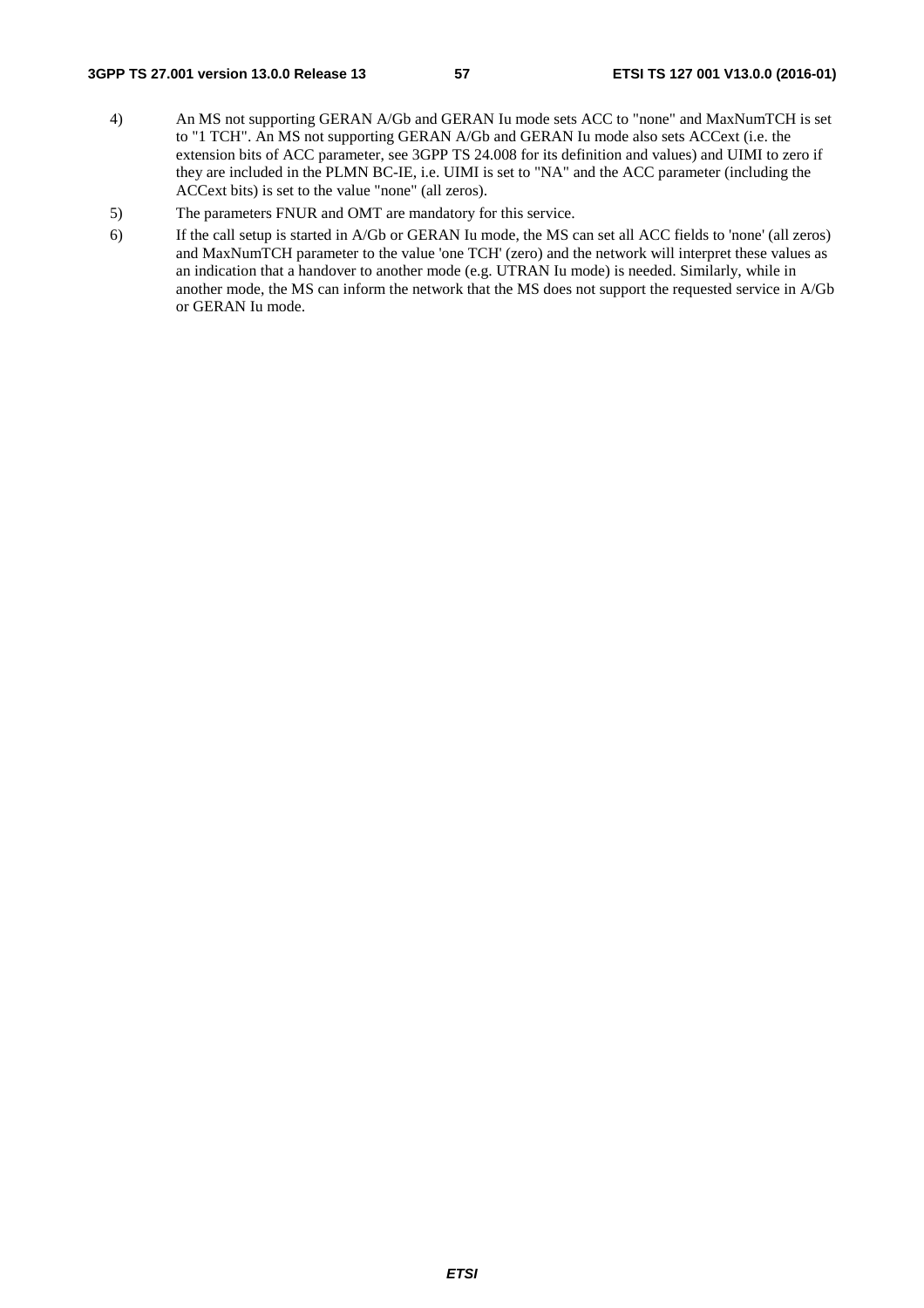4) An MS not supporting GERAN A/Gb and GERAN Iu mode sets ACC to "none" and MaxNumTCH is set to "1 TCH". An MS not supporting GERAN A/Gb and GERAN Iu mode also sets ACCext (i.e. the extension bits of ACC parameter, see 3GPP TS 24.008 for its definition and values) and UIMI to zero if they are included in the PLMN BC-IE, i.e. UIMI is set to "NA" and the ACC parameter (including the ACCext bits) is set to the value "none" (all zeros).

5) The parameters FNUR and OMT are mandatory for this service.

6) If the call setup is started in A/Gb or GERAN Iu mode, the MS can set all ACC fields to 'none' (all zeros) and MaxNumTCH parameter to the value 'one TCH' (zero) and the network will interpret these values as an indication that a handover to another mode (e.g. UTRAN Iu mode) is needed. Similarly, while in another mode, the MS can inform the network that the MS does not support the requested service in A/Gb or GERAN Iu mode.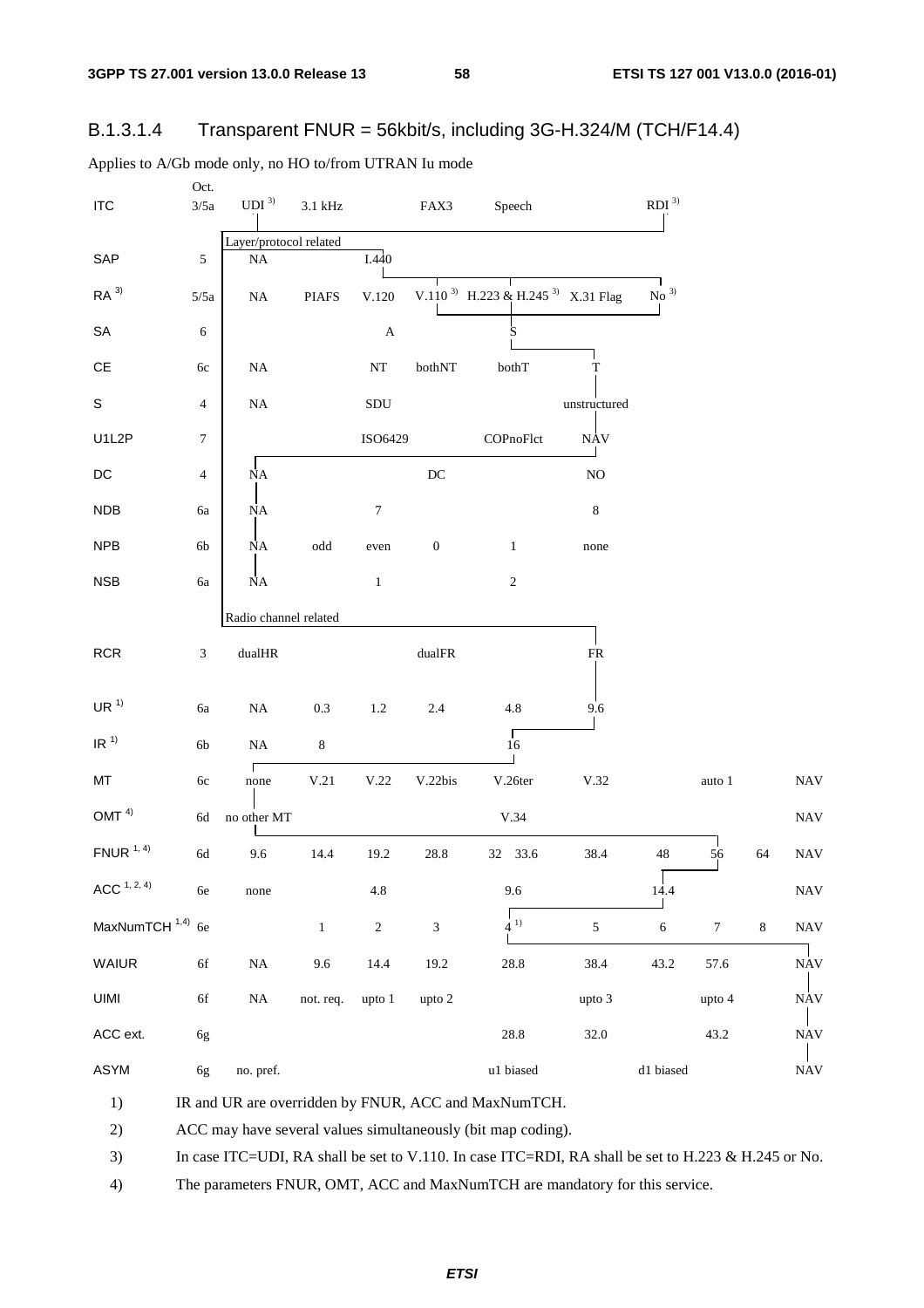### B.1.3.1.4 Transparent FNUR = 56kbit/s, including 3G-H.324/M (TCH/F14.4)

Applies to A/Gb mode only, no HO to/from UTRAN Iu mode

| | Oct. | | | | | | | | | | |
|---|---|---|---|---|---|---|---|---|---|---|---|
| ITC | 3/5a | UDI 3) | 3.1 kHz | | FAX3 | Speech | | RDI 3) | | | |
| | | Layer/protocol related | | | | | | | | | |
| SAP | 5 | NA | | I.440 | | | | | | | |
| RA 3) | 5/5a | NA | PIAFS | V.120 | V.110 3) | H.223 & H.245 3) | X.31 Flag | No 3) | | | |
| SA | 6 | | | A | | S | | | | | |
| CE | 6c | NA | | NT | bothNT | bothT | T | | | | |
| S | 4 | NA | | SDU | | | unstructured | | | | |
| U1L2P | 7 | | | ISO6429 | | COPnoFlct | NAV | | | | |
| DC | 4 | NA | | | DC | | NO | | | | |
| NDB | 6a | NA | | 7 | | | 8 | | | | |
| NPB | 6b | NA | odd | even | 0 | 1 | none | | | | |
| NSB | 6a | NA | | 1 | | 2 | | | | | |
| | | Radio channel related | | | | | | | | | |
| RCR | 3 | dualHR | | | dualFR | | FR | | | | |
| UR 1) | 6a | NA | 0.3 | 1.2 | 2.4 | 4.8 | 9.6 | | | | |
| IR 1) | 6b | NA | 8 | | | 16 | | | | | |
| MT | 6c | none | V.21 | V.22 | V.22bis | V.26ter | V.32 | | auto 1 | | NAV |
| OMT 4) | 6d | no other MT | | | | V.34 | | | | | NAV |
| FNUR 1, 4) | 6d | 9.6 | 14.4 | 19.2 | 28.8 | 32 33.6 | 38.4 | 48 | 56 | 64 | NAV |
| ACC 1, 2, 4) | 6e | none | | 4.8 | | 9.6 | | 14.4 | | | NAV |
| MaxNumTCH 1,4) | 6e | | 1 | 2 | 3 | 4 1) | 5 | 6 | 7 | 8 | NAV |
| WAIUR | 6f | NA | 9.6 | 14.4 | 19.2 | 28.8 | 38.4 | 43.2 | 57.6 | | NAV |
| UIMI | 6f | NA | not. req. | upto 1 | upto 2 | | upto 3 | | upto 4 | | NAV |
| ACC ext. | 6g | | | | | 28.8 | 32.0 | | 43.2 | | NAV |
| ASYM | 6g | no. pref. | | | | u1 biased | | d1 biased | | | NAV |

1) IR and UR are overridden by FNUR, ACC and MaxNumTCH.

2) ACC may have several values simultaneously (bit map coding).

3) In case ITC=UDI, RA shall be set to V.110. In case ITC=RDI, RA shall be set to H.223 & H.245 or No.

4) The parameters FNUR, OMT, ACC and MaxNumTCH are mandatory for this service.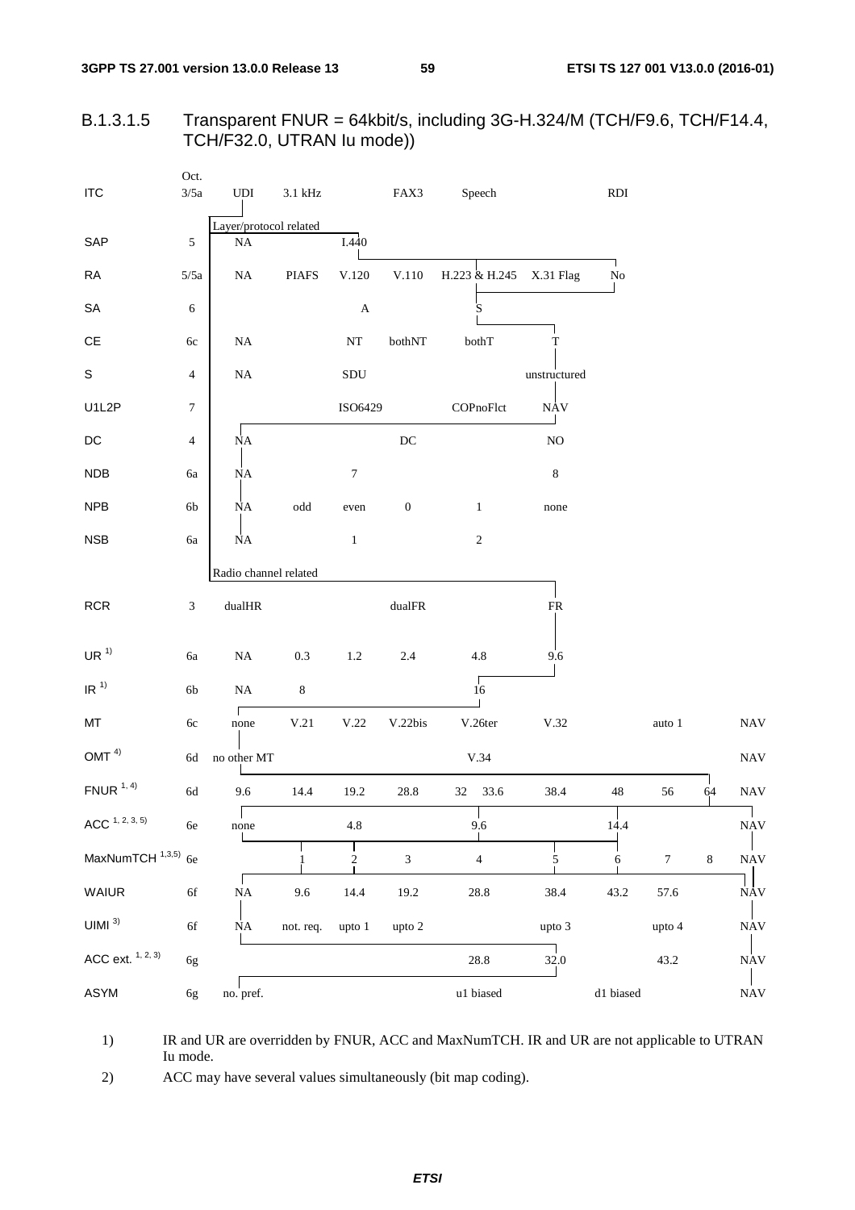### B.1.3.1.5 Transparent FNUR = 64kbit/s, including 3G-H.324/M (TCH/F9.6, TCH/F14.4, TCH/F32.0, UTRAN Iu mode))

| | Oct. | | | | | | | | | | |
|---|---|---|---|---|---|---|---|---|---|---|---|
| ITC | 3/5a | UDI | 3.1 kHz | | FAX3 | Speech | | RDI | | | |
| | | Layer/protocol related | | | | | | | | | |
| SAP | 5 | NA | | I.440 | | | | | | | |
| RA | 5/5a | NA | PIAFS | V.120 | V.110 | H.223 & H.245 | X.31 Flag | No | | | |
| SA | 6 | | | A | | S | | | | | |
| CE | 6c | NA | | NT | bothNT | bothT | T | | | | |
| S | 4 | NA | | SDU | | | unstructured | | | | |
| U1L2P | 7 | | | ISO6429 | | COPnoFlct | NAV | | | | |
| DC | 4 | NA | | | DC | | NO | | | | |
| NDB | 6a | NA | | 7 | | | 8 | | | | |
| NPB | 6b | NA | odd | even | 0 | 1 | none | | | | |
| NSB | 6a | NA | | 1 | | 2 | | | | | |
| | | Radio channel related | | | | | | | | | |
| RCR | 3 | dualHR | | | dualFR | | FR | | | | |
| UR [1)] | 6a | NA | 0.3 | 1.2 | 2.4 | 4.8 | 9.6 | | | | |
| IR [1)] | 6b | NA | 8 | | | 16 | | | | | |
| MT | 6c | none | V.21 | V.22 | V.22bis | V.26ter | V.32 | | auto 1 | | NAV |
| OMT [4)] | 6d | no other MT | | | | V.34 | | | | | NAV |
| FNUR [1, 4)] | 6d | 9.6 | 14.4 | 19.2 | 28.8 | 32 33.6 | 38.4 | 48 | 56 | 64 | NAV |
| ACC [1, 2, 3, 5)] | 6e | none | | 4.8 | | 9.6 | | 14.4 | | | NAV |
| MaxNumTCH [1,3,5)] | 6e | | 1 | 2 | 3 | 4 | 5 | 6 | 7 | 8 | NAV |
| WAIUR | 6f | NA | 9.6 | 14.4 | 19.2 | 28.8 | 38.4 | 43.2 | 57.6 | | NAV |
| UIMI [3)] | 6f | NA | not. req. | upto 1 | upto 2 | | upto 3 | | upto 4 | | NAV |
| ACC ext. [1, 2, 3)] | 6g | | | | | 28.8 | 32.0 | | 43.2 | | NAV |
| ASYM | 6g | no. pref. | | | | u1 biased | | d1 biased | | | NAV |

1) IR and UR are overridden by FNUR, ACC and MaxNumTCH. IR and UR are not applicable to UTRAN Iu mode.

2) ACC may have several values simultaneously (bit map coding).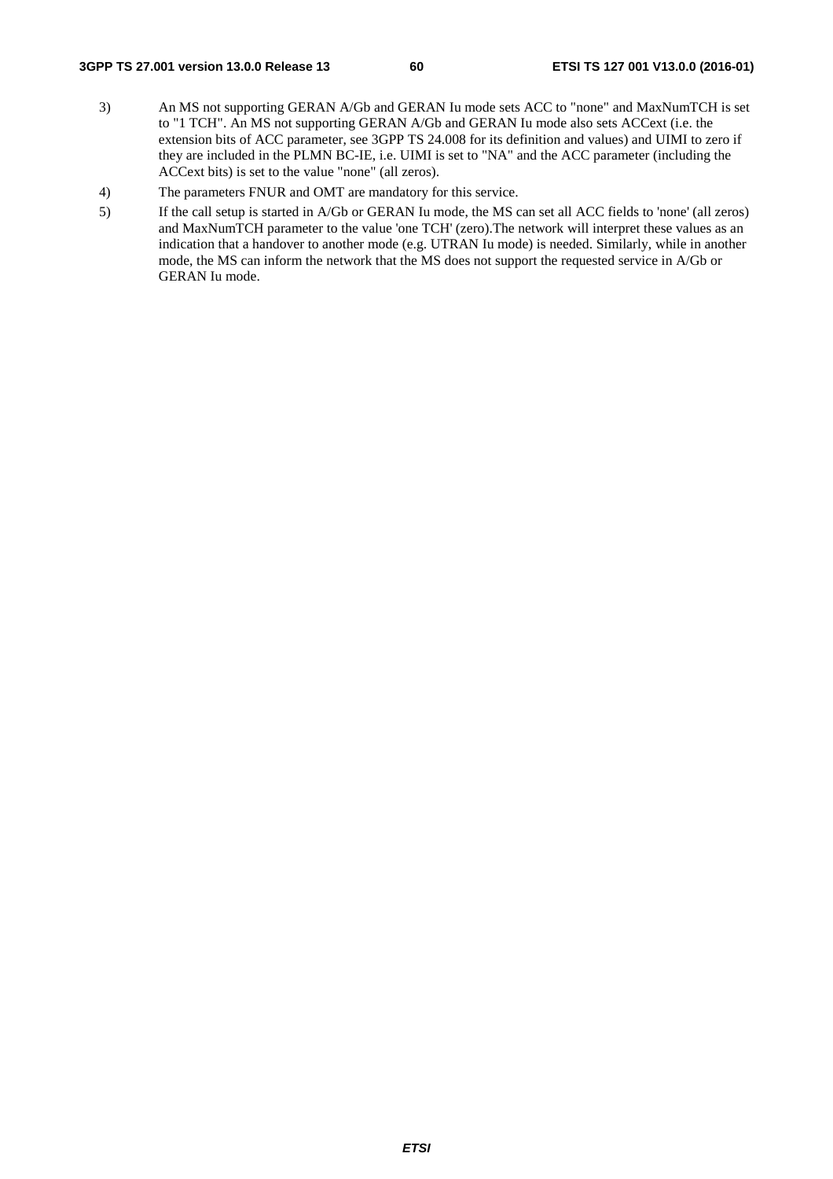3) An MS not supporting GERAN A/Gb and GERAN Iu mode sets ACC to "none" and MaxNumTCH is set to "1 TCH". An MS not supporting GERAN A/Gb and GERAN Iu mode also sets ACCext (i.e. the extension bits of ACC parameter, see 3GPP TS 24.008 for its definition and values) and UIMI to zero if they are included in the PLMN BC-IE, i.e. UIMI is set to "NA" and the ACC parameter (including the ACCext bits) is set to the value "none" (all zeros).

4) The parameters FNUR and OMT are mandatory for this service.

5) If the call setup is started in A/Gb or GERAN Iu mode, the MS can set all ACC fields to 'none' (all zeros) and MaxNumTCH parameter to the value 'one TCH' (zero).The network will interpret these values as an indication that a handover to another mode (e.g. UTRAN Iu mode) is needed. Similarly, while in another mode, the MS can inform the network that the MS does not support the requested service in A/Gb or GERAN Iu mode.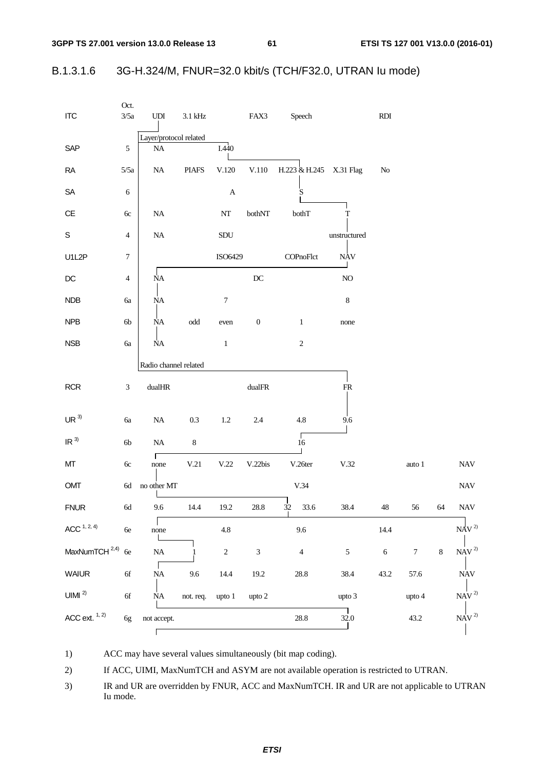#### B.1.3.1.6 3G-H.324/M, FNUR=32.0 kbit/s (TCH/F32.0, UTRAN Iu mode)

| | Oct. | | | | | | | | | | |
|---|---|---|---|---|---|---|---|---|---|---|---|
| ITC | 3/5a | UDI | 3.1 kHz | | FAX3 | Speech | | RDI | | | |
| | | Layer/protocol related | | | | | | | | | |
| SAP | 5 | NA | | I.440 | | | | | | | |
| RA | 5/5a | NA | PIAFS | V.120 | V.110 | H.223 & H.245 | X.31 Flag | No | | | |
| SA | 6 | | | A | | S | | | | | |
| CE | 6c | NA | | NT | bothNT | bothT | T | | | | |
| S | 4 | NA | | SDU | | | unstructured | | | | |
| U1L2P | 7 | | | ISO6429 | | COPnoFlct | NAV | | | | |
| DC | 4 | NA | | | DC | | NO | | | | |
| NDB | 6a | NA | | 7 | | | 8 | | | | |
| NPB | 6b | NA | odd | even | 0 | 1 | none | | | | |
| NSB | 6a | NA | | 1 | | 2 | | | | | |
| | | Radio channel related | | | | | | | | | |
| RCR | 3 | dualHR | | | dualFR | | FR | | | | |
| UR [3)] | 6a | NA | 0.3 | 1.2 | 2.4 | 4.8 | 9.6 | | | | |
| IR [3)] | 6b | NA | 8 | | | 16 | | | | | |
| MT | 6c | none | V.21 | V.22 | V.22bis | V.26ter | V.32 | | auto 1 | | NAV |
| OMT | 6d | no other MT | | | | V.34 | | | | | NAV |
| FNUR | 6d | 9.6 | 14.4 | 19.2 | 28.8 | 32 33.6 | 38.4 | 48 | 56 | 64 | NAV |
| ACC [1, 2, 4)] | 6e | none | | 4.8 | | 9.6 | | 14.4 | | | NAV [2)] |
| MaxNumTCH [2,4)] | 6e | NA | 1 | 2 | 3 | 4 | 5 | 6 | 7 | 8 | NAV [2)] |
| WAIUR | 6f | NA | 9.6 | 14.4 | 19.2 | 28.8 | 38.4 | 43.2 | 57.6 | | NAV |
| UIMI [2)] | 6f | NA | not. req. | upto 1 | upto 2 | | upto 3 | | upto 4 | | NAV [2)] |
| ACC ext. [1, 2)] | 6g | not accept. | | | | 28.8 | 32.0 | | 43.2 | | NAV [2)] |

1) ACC may have several values simultaneously (bit map coding).

2) If ACC, UIMI, MaxNumTCH and ASYM are not available operation is restricted to UTRAN.

3) IR and UR are overridden by FNUR, ACC and MaxNumTCH. IR and UR are not applicable to UTRAN Iu mode.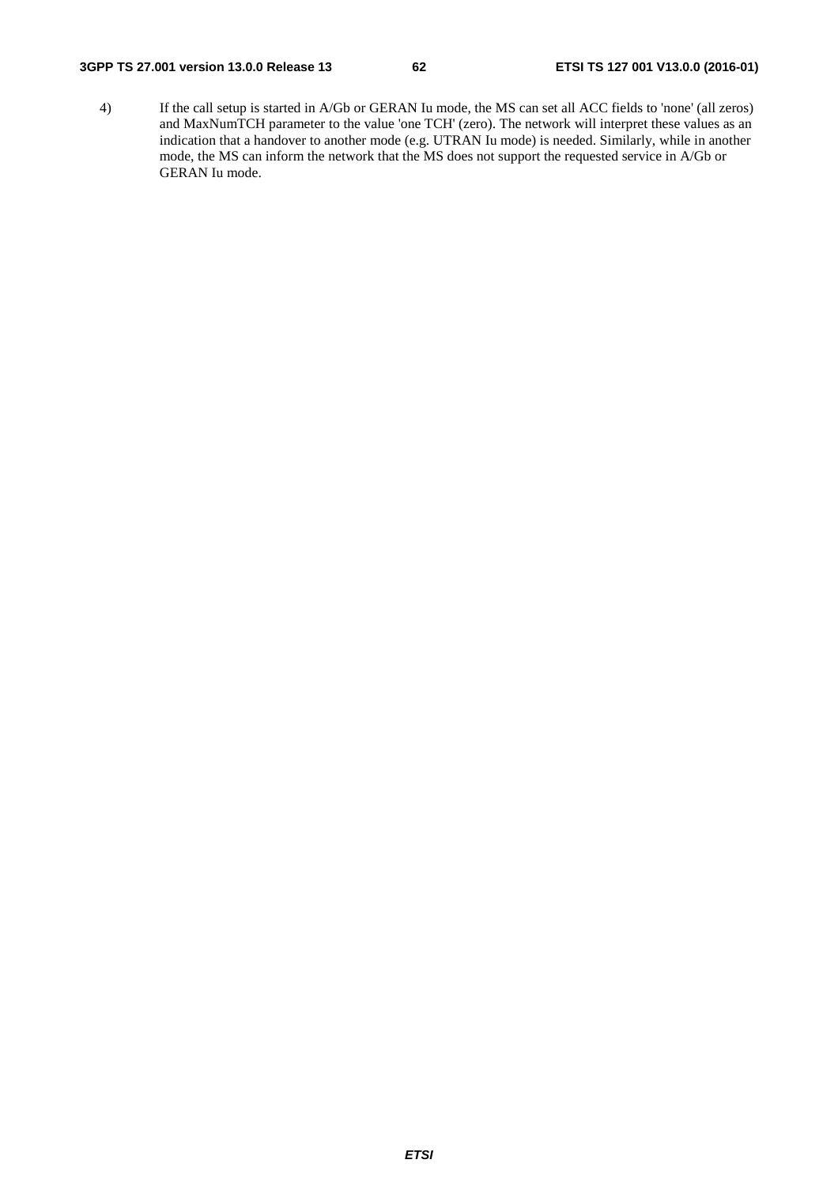4) If the call setup is started in A/Gb or GERAN Iu mode, the MS can set all ACC fields to 'none' (all zeros) and MaxNumTCH parameter to the value 'one TCH' (zero). The network will interpret these values as an indication that a handover to another mode (e.g. UTRAN Iu mode) is needed. Similarly, while in another mode, the MS can inform the network that the MS does not support the requested service in A/Gb or GERAN Iu mode.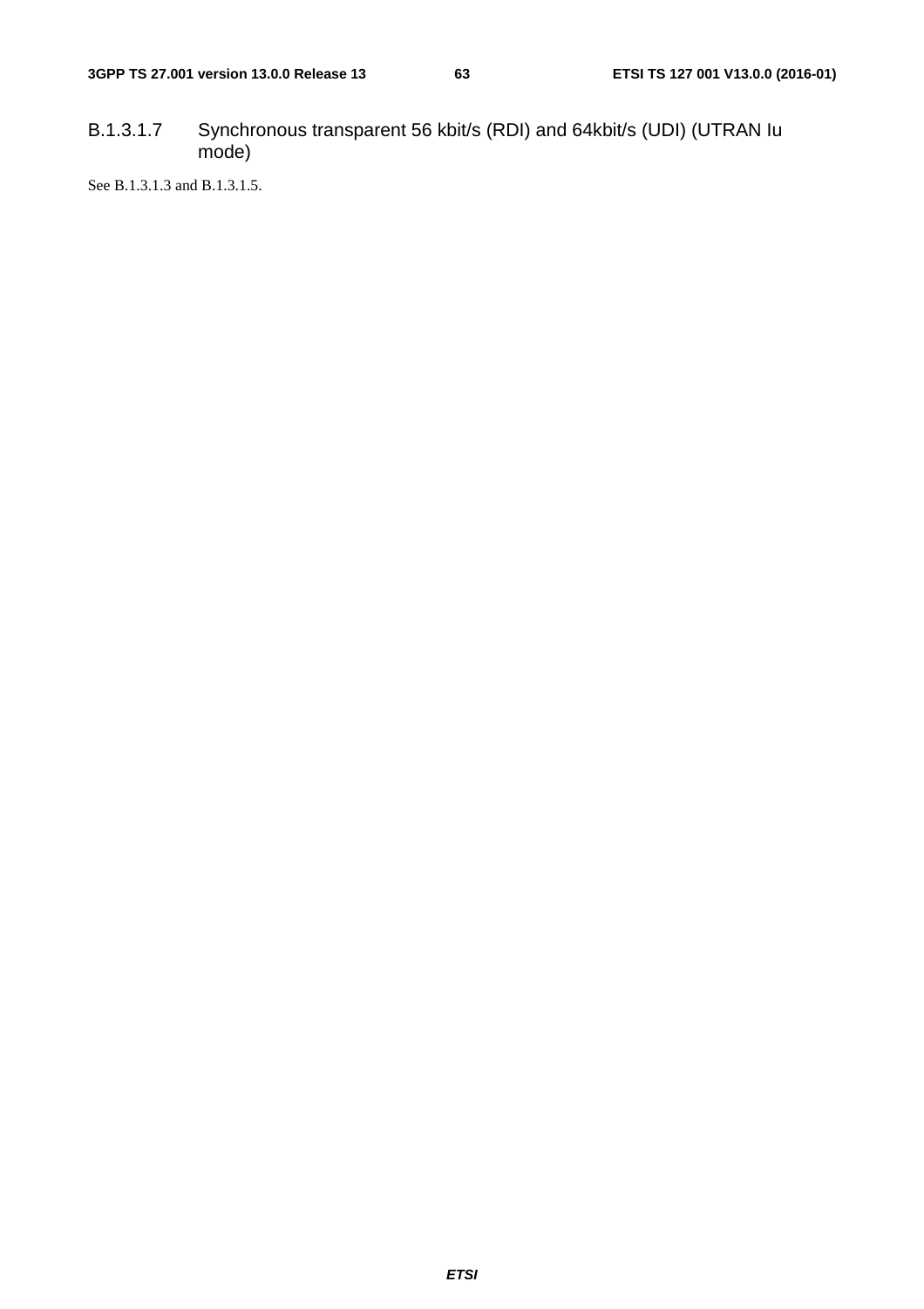#### B.1.3.1.7 Synchronous transparent 56 kbit/s (RDI) and 64kbit/s (UDI) (UTRAN Iu mode)

See B.1.3.1.3 and B.1.3.1.5.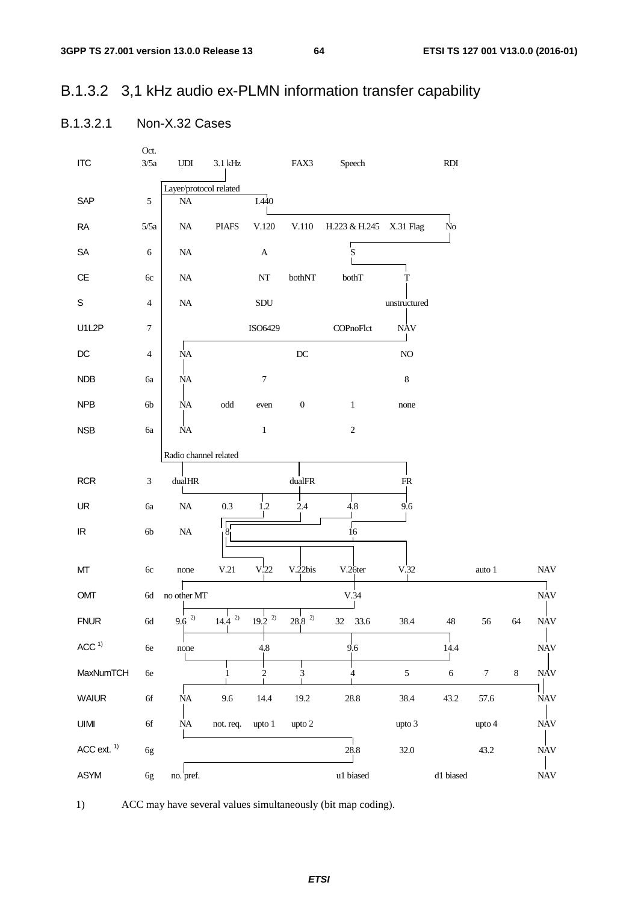## B.1.3.2 3,1 kHz audio ex-PLMN information transfer capability

### B.1.3.2.1 Non-X.32 Cases

| | Oct. | | | | | | | | | | | |
|---|---|---|---|---|---|---|---|---|---|---|---|---|
| ITC | 3/5a | UDI | 3.1 kHz | | FAX3 | Speech | | RDI | | | | |
| | | Layer/protocol related | | | | | | | | | | |
| SAP | 5 | NA | | I.440 | | | | | | | | |
| RA | 5/5a | NA | PIAFS | V.120 | V.110 | H.223 & H.245 | X.31 Flag | No | | | | |
| SA | 6 | NA | | A | | S | | | | | | |
| CE | 6c | NA | | NT | bothNT | bothT | T | | | | | |
| S | 4 | NA | | SDU | | | unstructured | | | | | |
| U1L2P | 7 | | | ISO6429 | | COPnoFlct | NAV | | | | | |
| DC | 4 | NA | | | DC | | NO | | | | | |
| NDB | 6a | NA | | 7 | | | 8 | | | | | |
| NPB | 6b | NA | odd | even | 0 | 1 | none | | | | | |
| NSB | 6a | NA | | 1 | | 2 | | | | | | |
| | | Radio channel related | | | | | | | | | | |
| RCR | 3 | dualHR | | | dualFR | | FR | | | | | |
| UR | 6a | NA | 0.3 | 1.2 | 2.4 | 4.8 | 9.6 | | | | | |
| IR | 6b | NA | 8 | | | 16 | | | | | | |
| MT | 6c | none | V.21 | V.22 | V.22bis | V.26ter | V.32 | | auto 1 | | NAV | |
| OMT | 6d | no other MT | | | | V.34 | | | | | NAV | |
| FNUR | 6d | 9.6 [2) ] | 14.4 [2)] | 19.2 [2)] | 28.8 [2)] | 32 33.6 | 38.4 | 48 | 56 | 64 | NAV | |
| ACC [1)] | 6e | none | | 4.8 | | 9.6 | | 14.4 | | | NAV | |
| MaxNumTCH | 6e | | 1 | 2 | 3 | 4 | 5 | 6 | 7 | 8 | NAV | |
| WAIUR | 6f | NA | 9.6 | 14.4 | 19.2 | 28.8 | 38.4 | 43.2 | 57.6 | | NAV | |
| UIMI | 6f | NA | not. req. | upto 1 | upto 2 | | upto 3 | | upto 4 | | NAV | |
| ACC ext. [1)] | 6g | | | | | 28.8 | 32.0 | | 43.2 | | NAV | |
| ASYM | 6g | no. pref. | | | | u1 biased | | d1 biased | | | NAV | |

1) ACC may have several values simultaneously (bit map coding).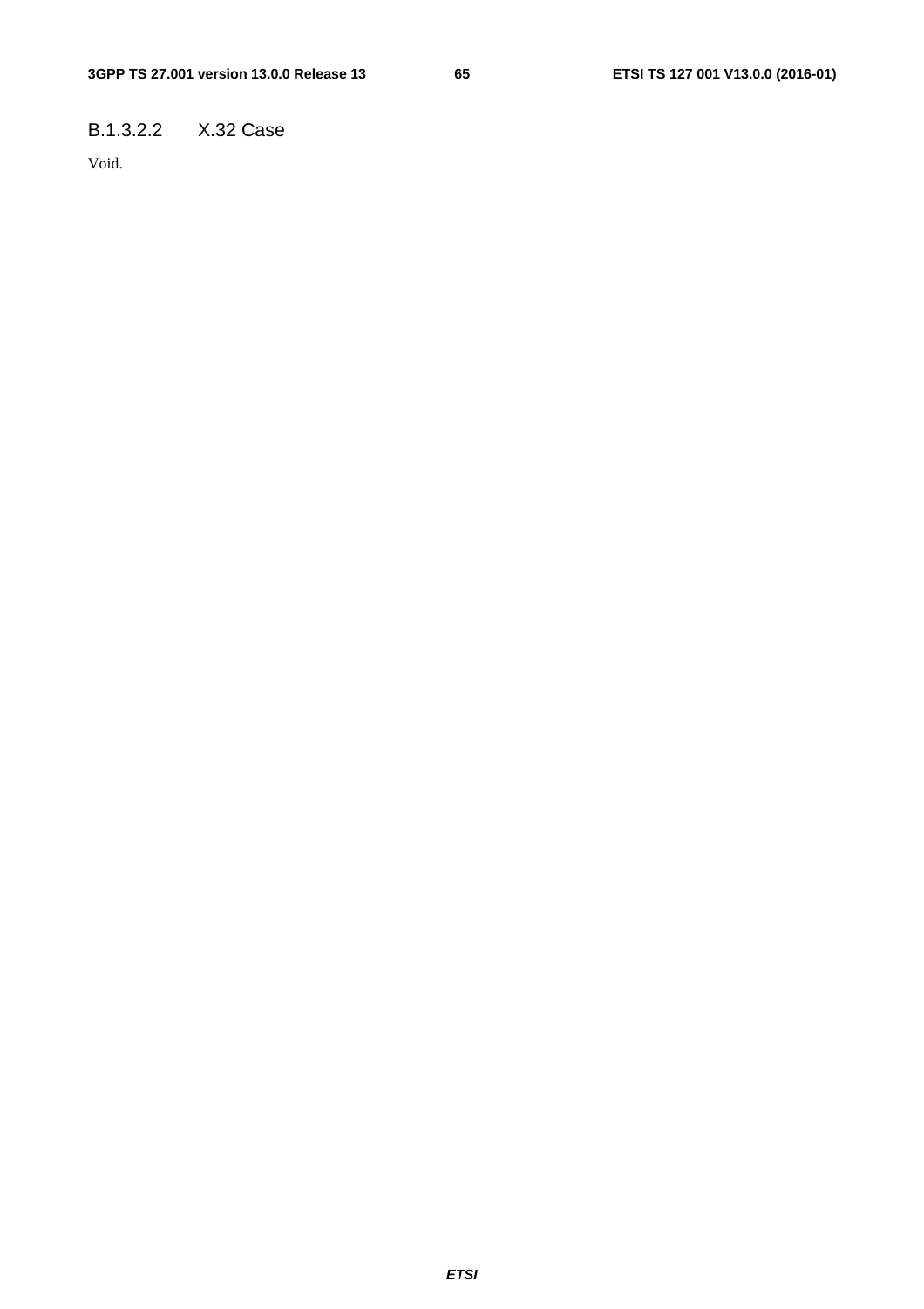##### B.1.3.2.2 X.32 Case

Void.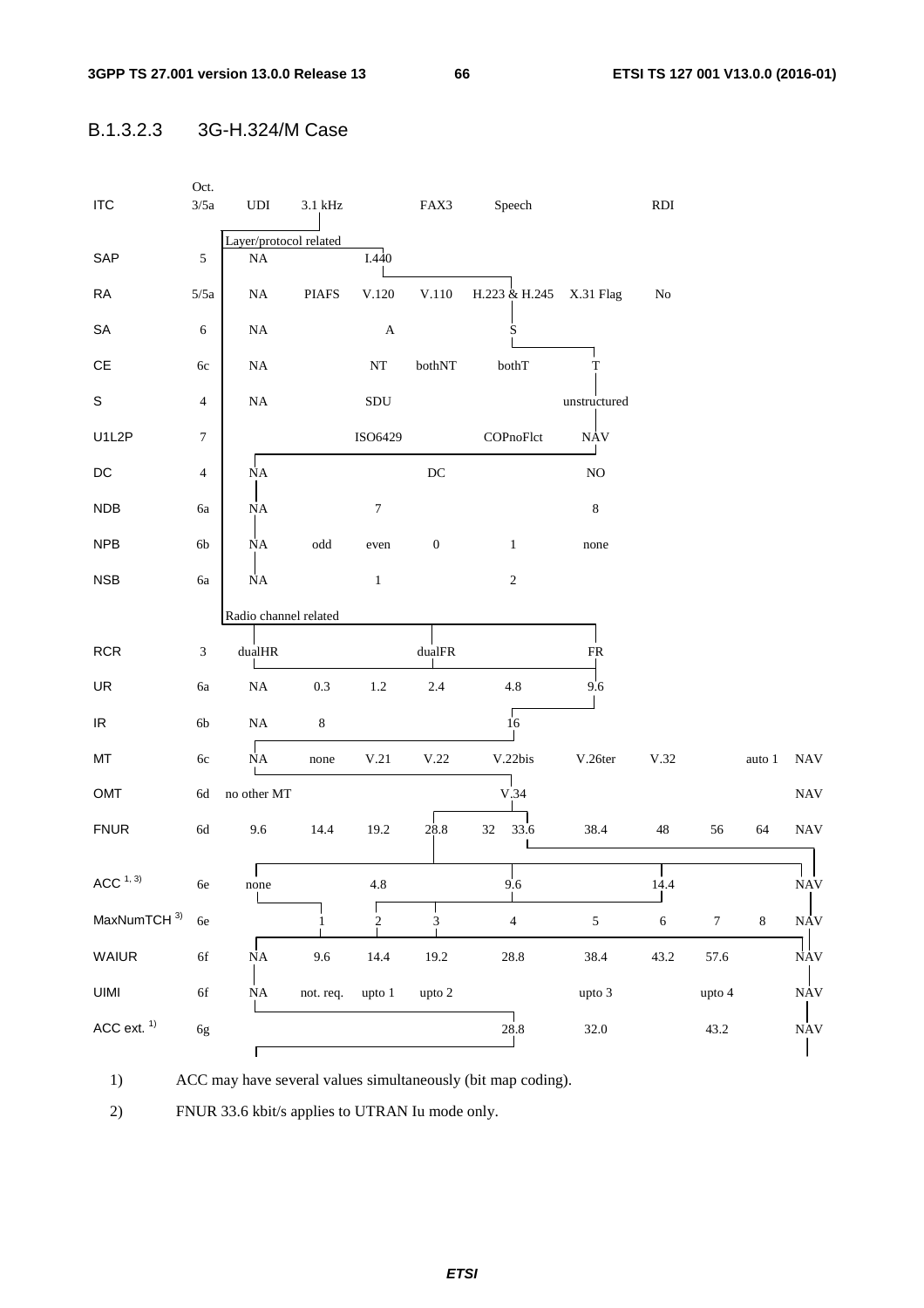### B.1.3.2.3 3G-H.324/M Case

Oct.

ITC 3/5a UDI 3.1 kHz FAX3 Speech RDI

Layer/protocol related

SAP 5 NA I.440

RA 5/5a NA PIAFS V.120 V.110 H.223 & H.245 X.31 Flag No

SA 6 NA A S

CE 6c NA NT bothNT bothT T

S 4 NA SDU unstructured

U1L2P 7 ISO6429 COPnoFlct NAV

DC 4 NA DC NO

NDB 6a NA 7 8

NPB 6b NA odd even 0 1 none

NSB 6a NA 1 2

Radio channel related

RCR 3 dualHR dualFR FR

UR 6a NA 0.3 1.2 2.4 4.8 9.6

IR 6b NA 8 16

MT 6c NA none V.21 V.22 V.22bis V.26ter V.32 auto 1 NAV

OMT 6d no other MT V.34 NAV

FNUR 6d 9.6 14.4 19.2 28.8 32 33.6 38.4 48 56 64 NAV

ACC [1, 3)] 6e none 4.8 9.6 14.4 NAV

MaxNumTCH [3)] 6e 1 2 3 4 5 6 7 8 NAV

WAIUR 6f NA 9.6 14.4 19.2 28.8 38.4 43.2 57.6 NAV

UIMI 6f NA not. req. upto 1 upto 2 upto 3 upto 4 NAV

ACC ext. [1)] 6g 28.8 32.0 43.2 NAV

1) ACC may have several values simultaneously (bit map coding).

2) FNUR 33.6 kbit/s applies to UTRAN Iu mode only.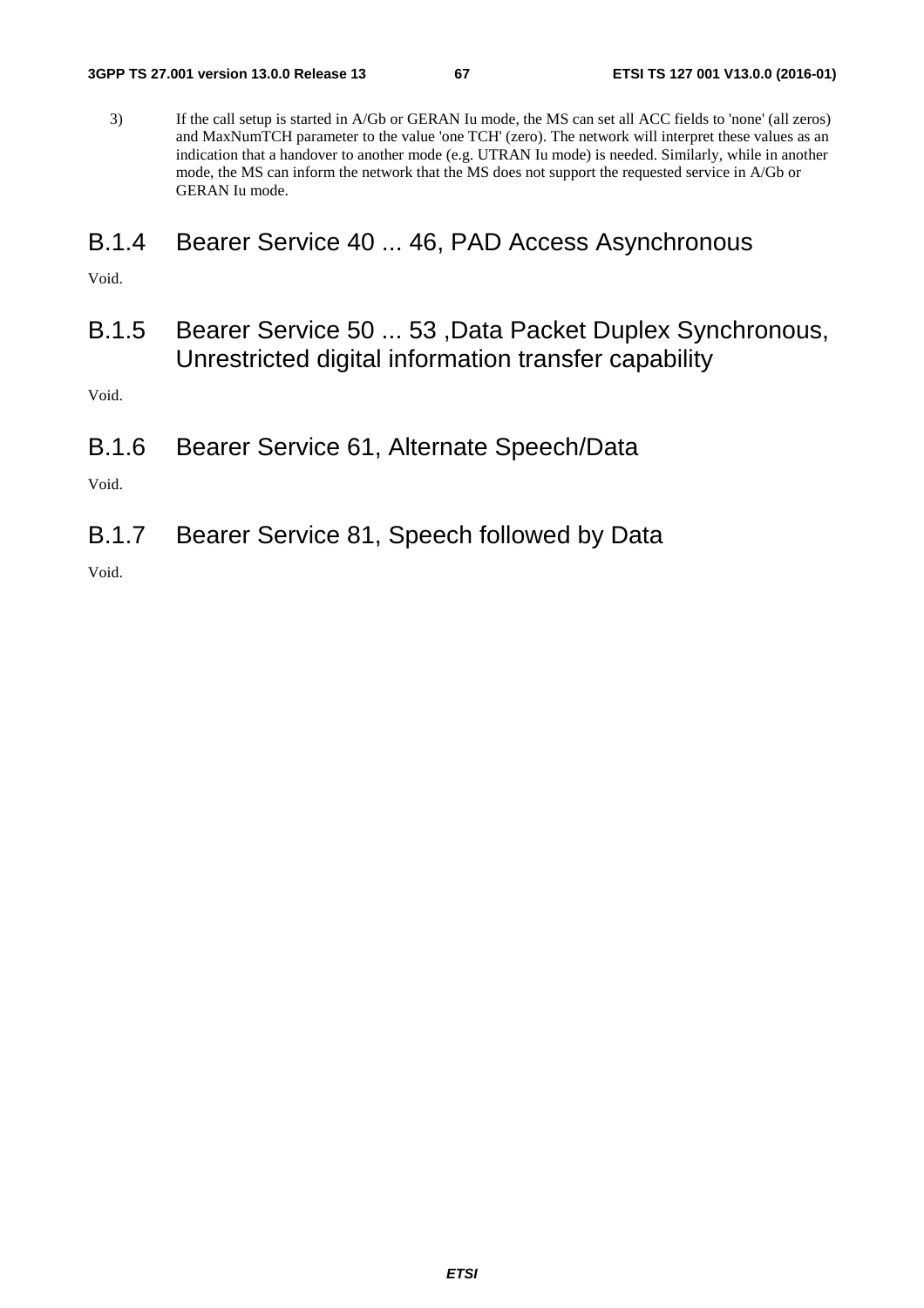3) If the call setup is started in A/Gb or GERAN Iu mode, the MS can set all ACC fields to 'none' (all zeros) and MaxNumTCH parameter to the value 'one TCH' (zero). The network will interpret these values as an indication that a handover to another mode (e.g. UTRAN Iu mode) is needed. Similarly, while in another mode, the MS can inform the network that the MS does not support the requested service in A/Gb or GERAN Iu mode.

### B.1.4 Bearer Service 40 ... 46, PAD Access Asynchronous

Void.

### B.1.5 Bearer Service 50 ... 53 ,Data Packet Duplex Synchronous, Unrestricted digital information transfer capability

Void.

### B.1.6 Bearer Service 61, Alternate Speech/Data

Void.

### B.1.7 Bearer Service 81, Speech followed by Data

Void.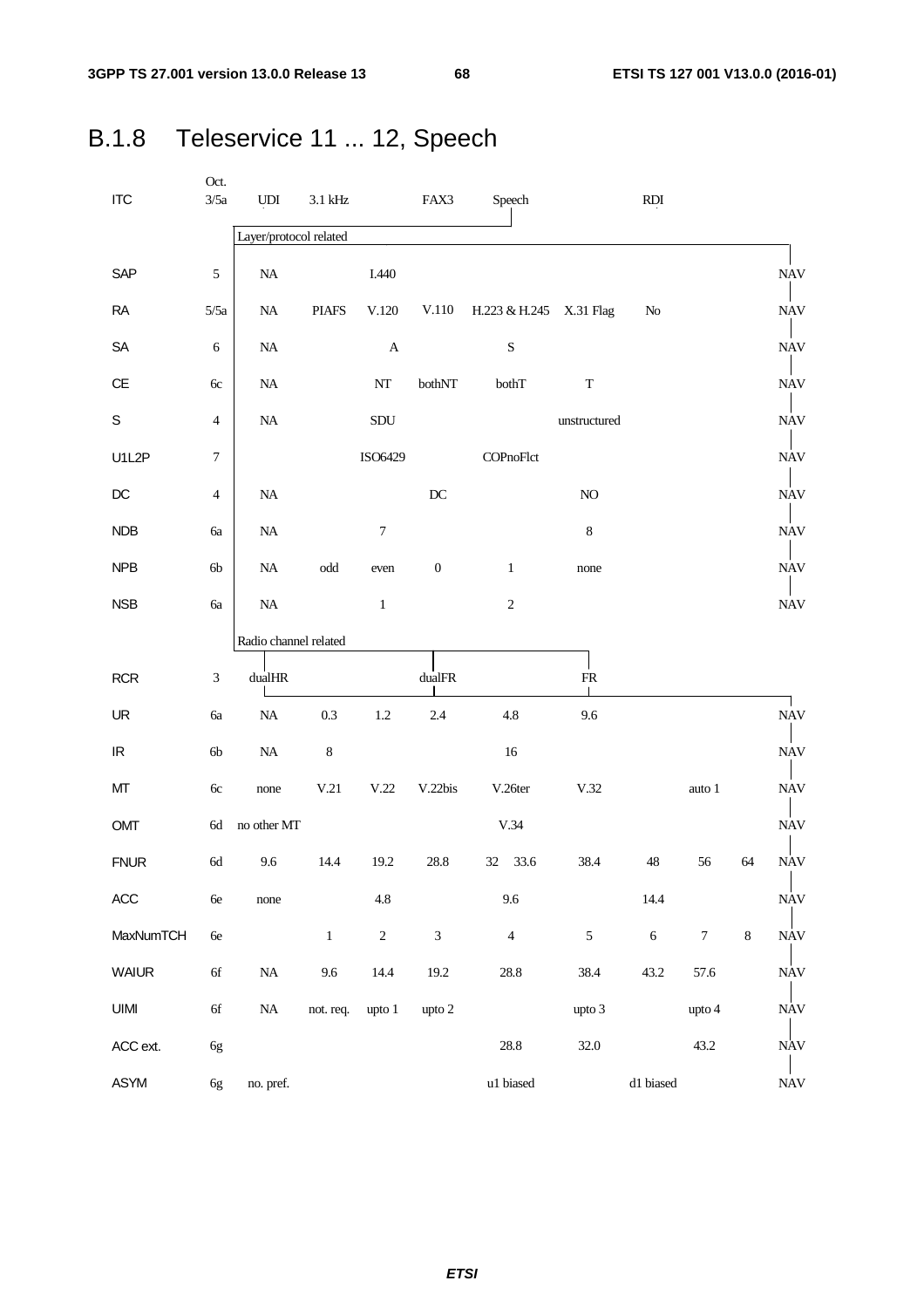## B.1.8 Teleservice 11 ... 12, Speech

| | Oct. | | | | | | | | | | |
|---|---|---|---|---|---|---|---|---|---|---|---|
| ITC | 3/5a | UDI | 3.1 kHz | | FAX3 | Speech | | RDI | | | |
| | | Layer/protocol related | | | | | | | | | |
| SAP | 5 | NA | | I.440 | | | | | | | NAV |
| RA | 5/5a | NA | PIAFS | V.120 | V.110 | H.223 & H.245 | X.31 Flag | No | | | NAV |
| SA | 6 | NA | | A | | S | | | | | NAV |
| CE | 6c | NA | | NT | bothNT | bothT | T | | | | NAV |
| S | 4 | NA | | SDU | | | unstructured | | | | NAV |
| U1L2P | 7 | | | ISO6429 | | COPnoFlct | | | | | NAV |
| DC | 4 | NA | | | DC | | NO | | | | NAV |
| NDB | 6a | NA | | 7 | | | 8 | | | | NAV |
| NPB | 6b | NA | odd | even | 0 | 1 | none | | | | NAV |
| NSB | 6a | NA | | 1 | | 2 | | | | | NAV |
| | | Radio channel related | | | | | | | | | |
| RCR | 3 | dualHR | | | dualFR | | FR | | | | |
| UR | 6a | NA | 0.3 | 1.2 | 2.4 | 4.8 | 9.6 | | | | NAV |
| IR | 6b | NA | 8 | | | 16 | | | | | NAV |
| MT | 6c | none | V.21 | V.22 | V.22bis | V.26ter | V.32 | | auto 1 | | NAV |
| OMT | 6d | no other MT | | | | V.34 | | | | | NAV |
| FNUR | 6d | 9.6 | 14.4 | 19.2 | 28.8 | 32 33.6 | 38.4 | 48 | 56 | 64 | NAV |
| ACC | 6e | none | | 4.8 | | 9.6 | | 14.4 | | | NAV |
| MaxNumTCH | 6e | | 1 | 2 | 3 | 4 | 5 | 6 | 7 | 8 | NAV |
| WAIUR | 6f | NA | 9.6 | 14.4 | 19.2 | 28.8 | 38.4 | 43.2 | 57.6 | | NAV |
| UIMI | 6f | NA | not. req. | upto 1 | upto 2 | | upto 3 | | upto 4 | | NAV |
| ACC ext. | 6g | | | | | 28.8 | 32.0 | | 43.2 | | NAV |
| ASYM | 6g | no. pref. | | | | u1 biased | | d1 biased | | | NAV |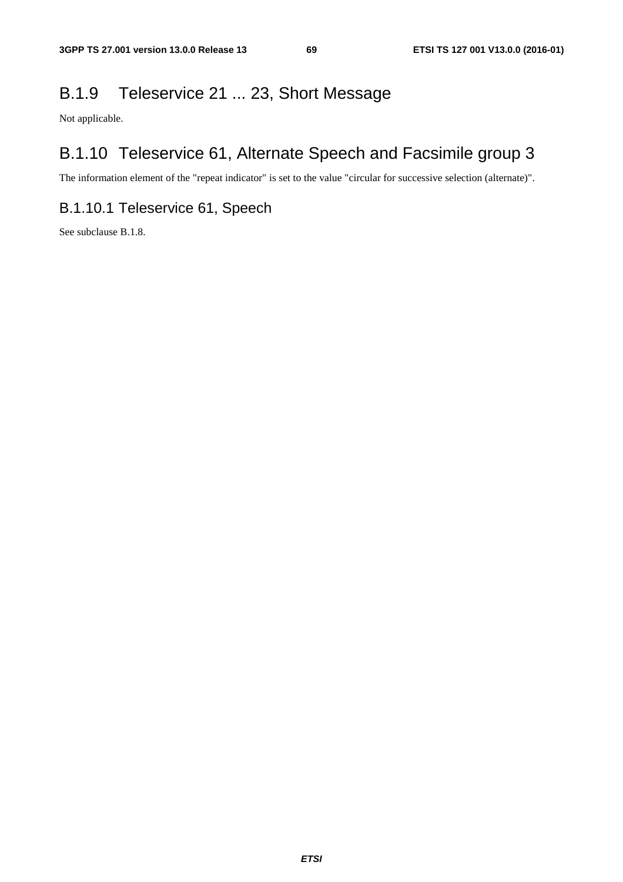## B.1.9 Teleservice 21 ... 23, Short Message

Not applicable.

## B.1.10 Teleservice 61, Alternate Speech and Facsimile group 3

The information element of the "repeat indicator" is set to the value "circular for successive selection (alternate)".

### B.1.10.1 Teleservice 61, Speech

See subclause B.1.8.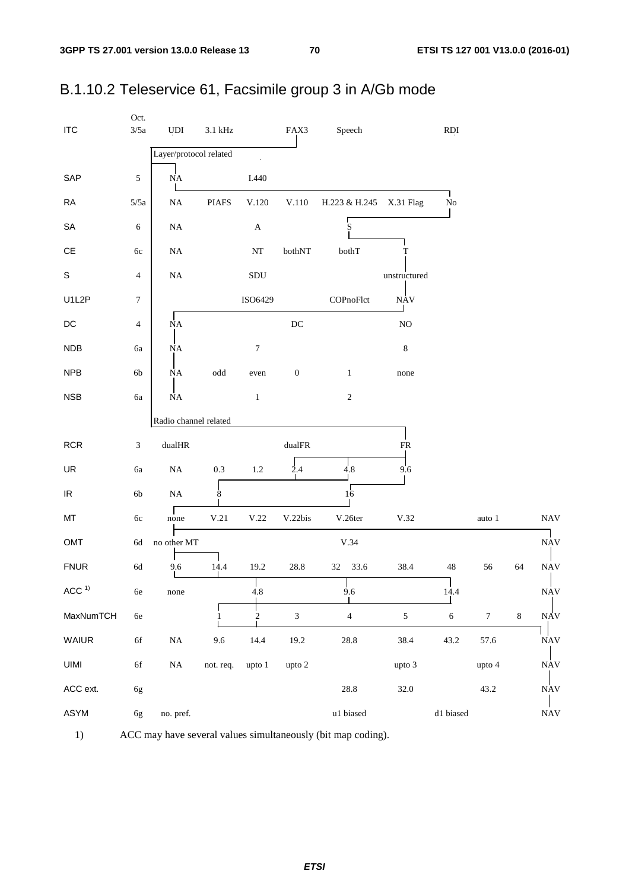## B.1.10.2 Teleservice 61, Facsimile group 3 in A/Gb mode

| | Oct. | | | | | | | | | | |
|---|---|---|---|---|---|---|---|---|---|---|---|
| ITC | 3/5a | UDI | 3.1 kHz | | FAX3 | Speech | | RDI | | | |
| | | Layer/protocol related | | | | | | | | | |
| SAP | 5 | NA | | I.440 | | | | | | | |
| RA | 5/5a | NA | PIAFS | V.120 | V.110 | H.223 & H.245 | X.31 Flag | No | | | |
| SA | 6 | NA | | A | | S | | | | | |
| CE | 6c | NA | | NT | bothNT | bothT | T | | | | |
| S | 4 | NA | | SDU | | | unstructured | | | | |
| U1L2P | 7 | | | ISO6429 | | COPnoFlct | NAV | | | | |
| DC | 4 | NA | | | DC | | NO | | | | |
| NDB | 6a | NA | | 7 | | | 8 | | | | |
| NPB | 6b | NA | odd | even | 0 | 1 | none | | | | |
| NSB | 6a | NA | | 1 | | 2 | | | | | |
| | | Radio channel related | | | | | | | | | |
| RCR | 3 | dualHR | | | dualFR | | FR | | | | |
| UR | 6a | NA | 0.3 | 1.2 | 2.4 | 4.8 | 9.6 | | | | |
| IR | 6b | NA | 8 | | | 16 | | | | | |
| MT | 6c | none | V.21 | V.22 | V.22bis | V.26ter | V.32 | | auto 1 | | NAV |
| OMT | 6d | no other MT | | | | V.34 | | | | | NAV |
| FNUR | 6d | 9.6 | 14.4 | 19.2 | 28.8 | 32 33.6 | 38.4 | 48 | 56 | 64 | NAV |
| ACC [1)] | 6e | none | | 4.8 | | 9.6 | | 14.4 | | | NAV |
| MaxNumTCH | 6e | | 1 | 2 | 3 | 4 | 5 | 6 | 7 | 8 | NAV |
| WAIUR | 6f | NA | 9.6 | 14.4 | 19.2 | 28.8 | 38.4 | 43.2 | 57.6 | | NAV |
| UIMI | 6f | NA | not. req. | upto 1 | upto 2 | | upto 3 | | upto 4 | | NAV |
| ACC ext. | 6g | | | | | 28.8 | 32.0 | | 43.2 | | NAV |
| ASYM | 6g | no. pref. | | | | u1 biased | | d1 biased | | | NAV |

1) ACC may have several values simultaneously (bit map coding).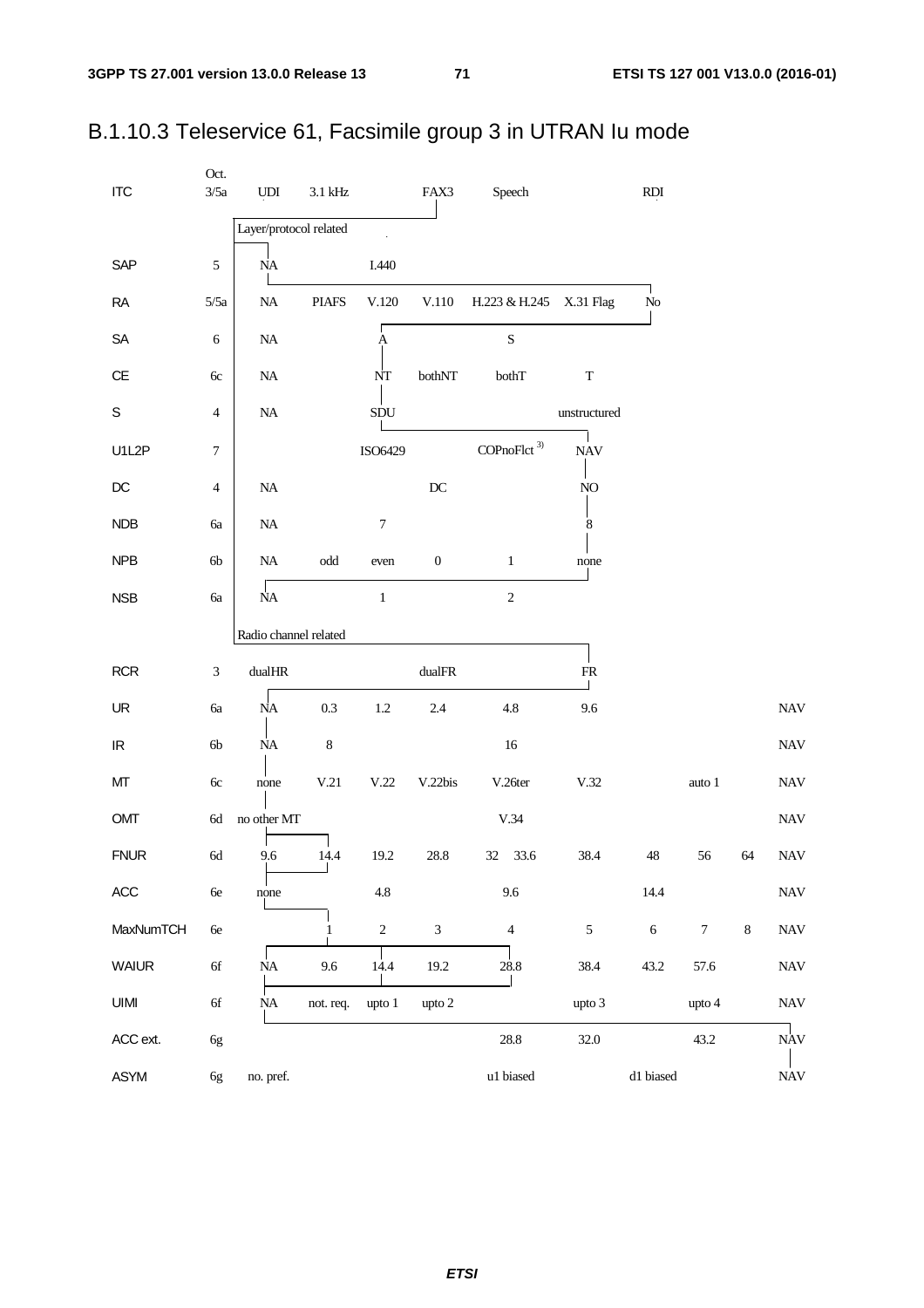## B.1.10.3 Teleservice 61, Facsimile group 3 in UTRAN Iu mode

| | Oct. | | | | | | | | | | | |
|---|---|---|---|---|---|---|---|---|---|---|---|---|
| ITC | 3/5a | UDI | 3.1 kHz | | FAX3 | Speech | | RDI | | | | |
| | | Layer/protocol related | | | | | | | | | | |
| SAP | 5 | NA | | I.440 | | | | | | | | |
| RA | 5/5a | NA | PIAFS | V.120 | V.110 | H.223 & H.245 | X.31 Flag | No | | | | |
| SA | 6 | NA | | A | | S | | | | | | |
| CE | 6c | NA | | NT | bothNT | bothT | T | | | | | |
| S | 4 | NA | | SDU | | | unstructured | | | | | |
| U1L2P | 7 | | | ISO6429 | | COPnoFlct [3)] | NAV | | | | | |
| DC | 4 | NA | | | DC | | NO | | | | | |
| NDB | 6a | NA | | 7 | | | 8 | | | | | |
| NPB | 6b | NA | odd | even | 0 | 1 | none | | | | | |
| NSB | 6a | NA | | 1 | | 2 | | | | | | |
| | | Radio channel related | | | | | | | | | | |
| RCR | 3 | dualHR | | | dualFR | | FR | | | | | |
| UR | 6a | NA | 0.3 | 1.2 | 2.4 | 4.8 | 9.6 | | | | | NAV |
| IR | 6b | NA | 8 | | | 16 | | | | | | NAV |
| MT | 6c | none | V.21 | V.22 | V.22bis | V.26ter | V.32 | | auto 1 | | | NAV |
| OMT | 6d | no other MT | | | | V.34 | | | | | | NAV |
| FNUR | 6d | 9.6 | 14.4 | 19.2 | 28.8 | 32 33.6 | 38.4 | 48 | 56 | 64 | | NAV |
| ACC | 6e | none | | 4.8 | | 9.6 | | 14.4 | | | | NAV |
| MaxNumTCH | 6e | | 1 | 2 | 3 | 4 | 5 | 6 | 7 | 8 | | NAV |
| WAIUR | 6f | NA | 9.6 | 14.4 | 19.2 | 28.8 | 38.4 | 43.2 | 57.6 | | | NAV |
| UIMI | 6f | NA | not. req. | upto 1 | upto 2 | | upto 3 | | upto 4 | | | NAV |
| ACC ext. | 6g | | | | | 28.8 | 32.0 | | 43.2 | | | NAV |
| ASYM | 6g | no. pref. | | | | u1 biased | | d1 biased | | | | NAV |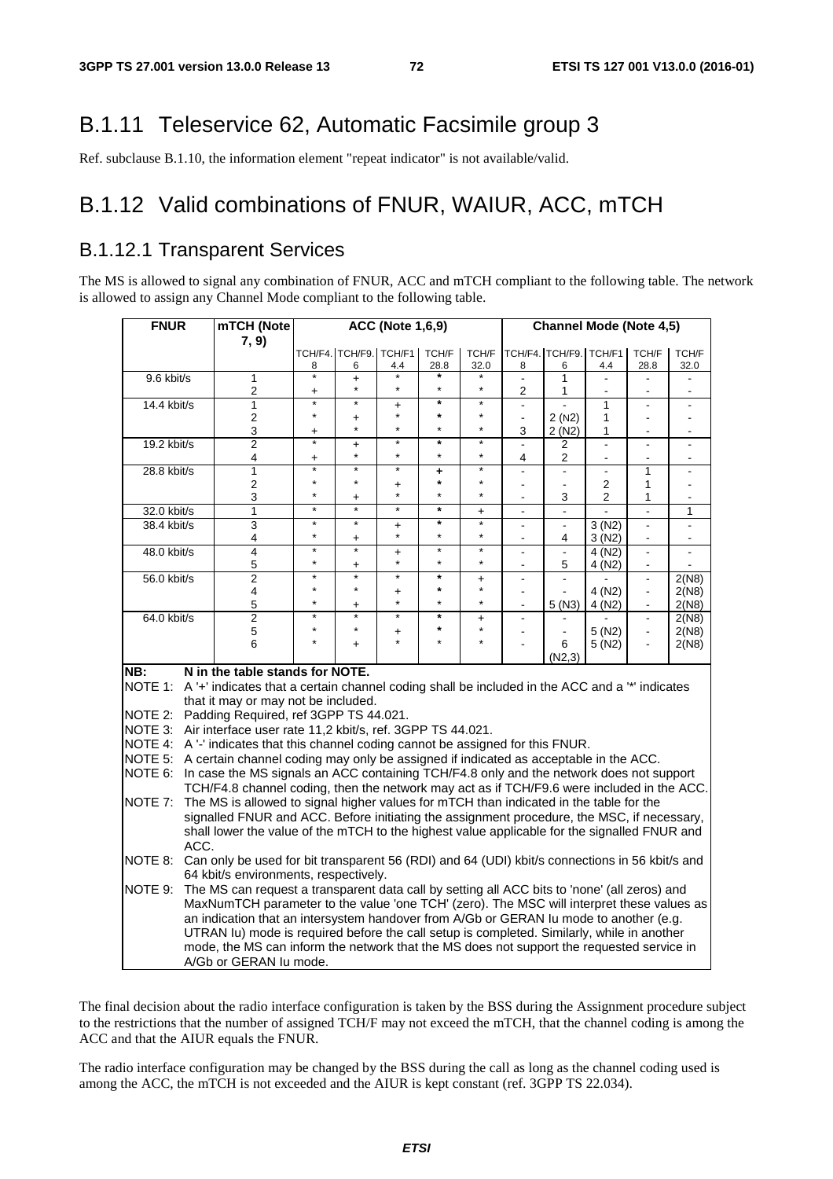## B.1.11 Teleservice 62, Automatic Facsimile group 3

Ref. subclause B.1.10, the information element "repeat indicator" is not available/valid.

## B.1.12 Valid combinations of FNUR, WAIUR, ACC, mTCH

### B.1.12.1 Transparent Services

The MS is allowed to signal any combination of FNUR, ACC and mTCH compliant to the following table. The network is allowed to assign any Channel Mode compliant to the following table.

| FNUR | mTCH (Note 7, 9) | ACC (Note 1,6,9) | | | | | Channel Mode (Note 4,5) | | | | |
|---|---|---|---|---|---|---|---|---|---|---|---|
| | | TCH/F4.8 | TCH/F9.6 | TCH/F14.4 | TCH/F28.8 | TCH/F32.0 | TCH/F4.8 | TCH/F9.6 | TCH/F14.4 | TCH/F28.8 | TCH/F32.0 |
| 9.6 kbit/s | 1 | * | + | * | * | * | - | 1 | - | - | - |
| | 2 | + | * | * | * | * | 2 | 1 | - | - | - |
| 14.4 kbit/s | 1 | * | * | + | * | * | - | - | 1 | - | - |
| | 2 | * | + | * | * | * | - | 2 (N2) | 1 | - | - |
| | 3 | + | * | * | * | * | 3 | 2 (N2) | 1 | - | - |
| 19.2 kbit/s | 2 | * | + | * | * | * | - | 2 | - | - | - |
| | 4 | + | * | * | * | * | 4 | 2 | - | - | - |
| 28.8 kbit/s | 1 | * | * | * | + | * | - | - | - | 1 | - |
| | 2 | * | * | + | * | * | - | - | 2 | 1 | - |
| | 3 | * | + | * | * | * | - | 3 | 2 | 1 | - |
| 32.0 kbit/s | 1 | * | * | * | * | + | - | - | - | - | 1 |
| 38.4 kbit/s | 3 | * | * | + | * | * | - | - | 3 (N2) | - | - |
| | 4 | * | + | * | * | * | - | 4 | 3 (N2) | - | - |
| 48.0 kbit/s | 4 | * | * | + | * | * | - | - | 4 (N2) | - | - |
| | 5 | * | + | * | * | * | - | 5 | 4 (N2) | - | - |
| 56.0 kbit/s | 2 | * | * | * | * | + | - | - | - | - | 2(N8) |
| | 4 | * | * | + | * | * | - | - | 4 (N2) | - | 2(N8) |
| | 5 | * | + | * | * | * | - | 5 (N3) | 4 (N2) | - | 2(N8) |
| 64.0 kbit/s | 2 | * | * | * | * | + | - | - | - | - | 2(N8) |
| | 5 | * | * | + | * | * | - | - | 5 (N2) | - | 2(N8) |
| | 6 | * | + | * | * | * | - | 6 (N2,3) | 5 (N2) | - | 2(N8) |

NB: N in the table stands for NOTE.

NOTE 1: A '+' indicates that a certain channel coding shall be included in the ACC and a '*' indicates that it may or may not be included.

NOTE 2: Padding Required, ref 3GPP TS 44.021.

NOTE 3: Air interface user rate 11,2 kbit/s, ref. 3GPP TS 44.021.

NOTE 4: A '-' indicates that this channel coding cannot be assigned for this FNUR.

NOTE 5: A certain channel coding may only be assigned if indicated as acceptable in the ACC.

NOTE 6: In case the MS signals an ACC containing TCH/F4.8 only and the network does not support TCH/F4.8 channel coding, then the network may act as if TCH/F9.6 were included in the ACC.

NOTE 7: The MS is allowed to signal higher values for mTCH than indicated in the table for the signalled FNUR and ACC. Before initiating the assignment procedure, the MSC, if necessary, shall lower the value of the mTCH to the highest value applicable for the signalled FNUR and ACC.

NOTE 8: Can only be used for bit transparent 56 (RDI) and 64 (UDI) kbit/s connections in 56 kbit/s and 64 kbit/s environments, respectively.

NOTE 9: The MS can request a transparent data call by setting all ACC bits to 'none' (all zeros) and MaxNumTCH parameter to the value 'one TCH' (zero). The MSC will interpret these values as an indication that an intersystem handover from A/Gb or GERAN Iu mode to another (e.g. UTRAN Iu) mode is required before the call setup is completed. Similarly, while in another mode, the MS can inform the network that the MS does not support the requested service in A/Gb or GERAN Iu mode.

The final decision about the radio interface configuration is taken by the BSS during the Assignment procedure subject to the restrictions that the number of assigned TCH/F may not exceed the mTCH, that the channel coding is among the ACC and that the AIUR equals the FNUR.

The radio interface configuration may be changed by the BSS during the call as long as the channel coding used is among the ACC, the mTCH is not exceeded and the AIUR is kept constant (ref. 3GPP TS 22.034).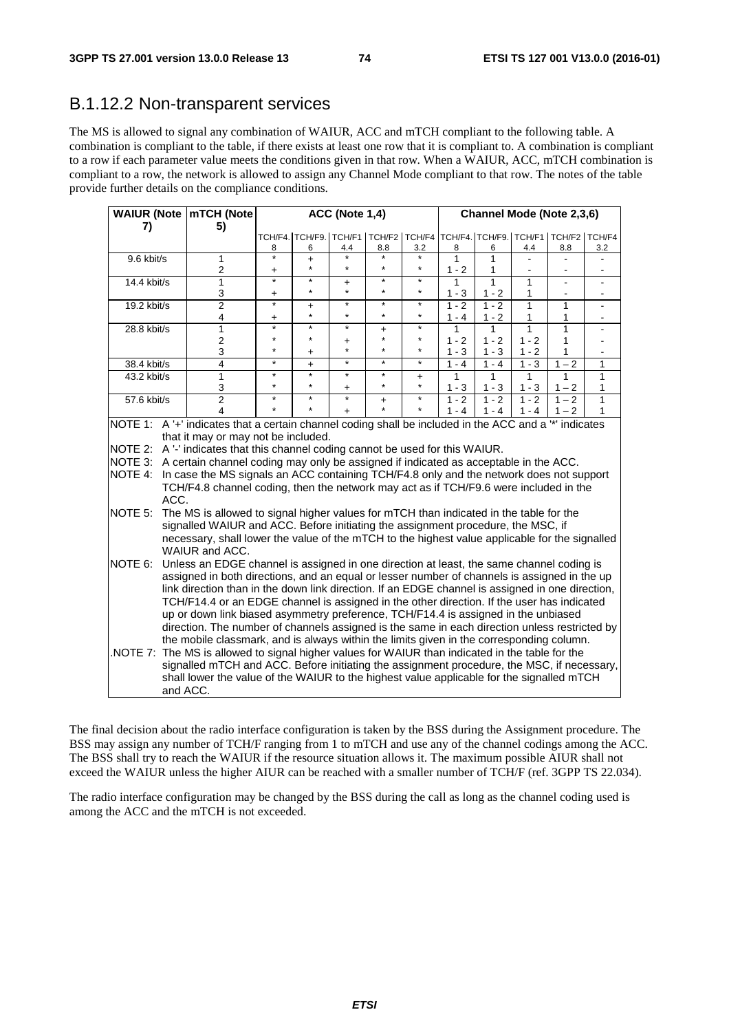## B.1.12.2 Non-transparent services

The MS is allowed to signal any combination of WAIUR, ACC and mTCH compliant to the following table. A combination is compliant to the table, if there exists at least one row that it is compliant to. A combination is compliant to a row if each parameter value meets the conditions given in that row. When a WAIUR, ACC, mTCH combination is compliant to a row, the network is allowed to assign any Channel Mode compliant to that row. The notes of the table provide further details on the compliance conditions.

| WAIUR (Note 7) | mTCH (Note 5) | ACC (Note 1,4) | | | | | Channel Mode (Note 2,3,6) | | | | |
|---|---|---|---|---|---|---|---|---|---|---|---|
| | | TCH/F4.8 | TCH/F9.6 | TCH/F14.4 | TCH/F28.8 | TCH/F43.2 | TCH/F4.8 | TCH/F9.6 | TCH/F14.4 | TCH/F28.8 | TCH/F43.2 |
| 9.6 kbit/s | 1 | * | + | * | * | * | 1 | 1 | - | - | - |
| | 2 | + | * | * | * | * | 1 - 2 | 1 | - | - | - |
| 14.4 kbit/s | 1 | * | * | + | * | * | 1 | 1 | 1 | - | - |
| | 3 | + | * | * | * | * | 1 - 3 | 1 - 2 | 1 | - | - |
| 19.2 kbit/s | 2 | * | + | * | * | * | 1 - 2 | 1 - 2 | 1 | 1 | - |
| | 4 | + | * | * | * | * | 1 - 4 | 1 - 2 | 1 | 1 | - |
| 28.8 kbit/s | 1 | * | * | * | + | * | 1 | 1 | 1 | 1 | - |
| | 2 | * | * | + | * | * | 1 - 2 | 1 - 2 | 1 - 2 | 1 | - |
| | 3 | * | + | * | * | * | 1 - 3 | 1 - 3 | 1 - 2 | 1 | - |
| 38.4 kbit/s | 4 | * | + | * | * | * | 1 - 4 | 1 - 4 | 1 - 3 | 1 – 2 | 1 |
| 43.2 kbit/s | 1 | * | * | * | * | + | 1 | 1 | 1 | 1 | 1 |
| | 3 | * | * | + | * | * | 1 - 3 | 1 - 3 | 1 - 3 | 1 – 2 | 1 |
| 57.6 kbit/s | 2 | * | * | * | + | * | 1 - 2 | 1 - 2 | 1 - 2 | 1 – 2 | 1 |
| | 4 | * | * | + | * | * | 1 - 4 | 1 - 4 | 1 - 4 | 1 – 2 | 1 |

NOTE 1: A '+' indicates that a certain channel coding shall be included in the ACC and a '*' indicates that it may or may not be included.

NOTE 2: A '-' indicates that this channel coding cannot be used for this WAIUR.

NOTE 3: A certain channel coding may only be assigned if indicated as acceptable in the ACC.

NOTE 4: In case the MS signals an ACC containing TCH/F4.8 only and the network does not support TCH/F4.8 channel coding, then the network may act as if TCH/F9.6 were included in the ACC.

NOTE 5: The MS is allowed to signal higher values for mTCH than indicated in the table for the signalled WAIUR and ACC. Before initiating the assignment procedure, the MSC, if necessary, shall lower the value of the mTCH to the highest value applicable for the signalled WAIUR and ACC.

NOTE 6: Unless an EDGE channel is assigned in one direction at least, the same channel coding is assigned in both directions, and an equal or lesser number of channels is assigned in the up link direction than in the down link direction. If an EDGE channel is assigned in one direction, TCH/F14.4 or an EDGE channel is assigned in the other direction. If the user has indicated up or down link biased asymmetry preference, TCH/F14.4 is assigned in the unbiased direction. The number of channels assigned is the same in each direction unless restricted by the mobile classmark, and is always within the limits given in the corresponding column.

.NOTE 7: The MS is allowed to signal higher values for WAIUR than indicated in the table for the signalled mTCH and ACC. Before initiating the assignment procedure, the MSC, if necessary, shall lower the value of the WAIUR to the highest value applicable for the signalled mTCH and ACC.

The final decision about the radio interface configuration is taken by the BSS during the Assignment procedure. The BSS may assign any number of TCH/F ranging from 1 to mTCH and use any of the channel codings among the ACC. The BSS shall try to reach the WAIUR if the resource situation allows it. The maximum possible AIUR shall not exceed the WAIUR unless the higher AIUR can be reached with a smaller number of TCH/F (ref. 3GPP TS 22.034).

The radio interface configuration may be changed by the BSS during the call as long as the channel coding used is among the ACC and the mTCH is not exceeded.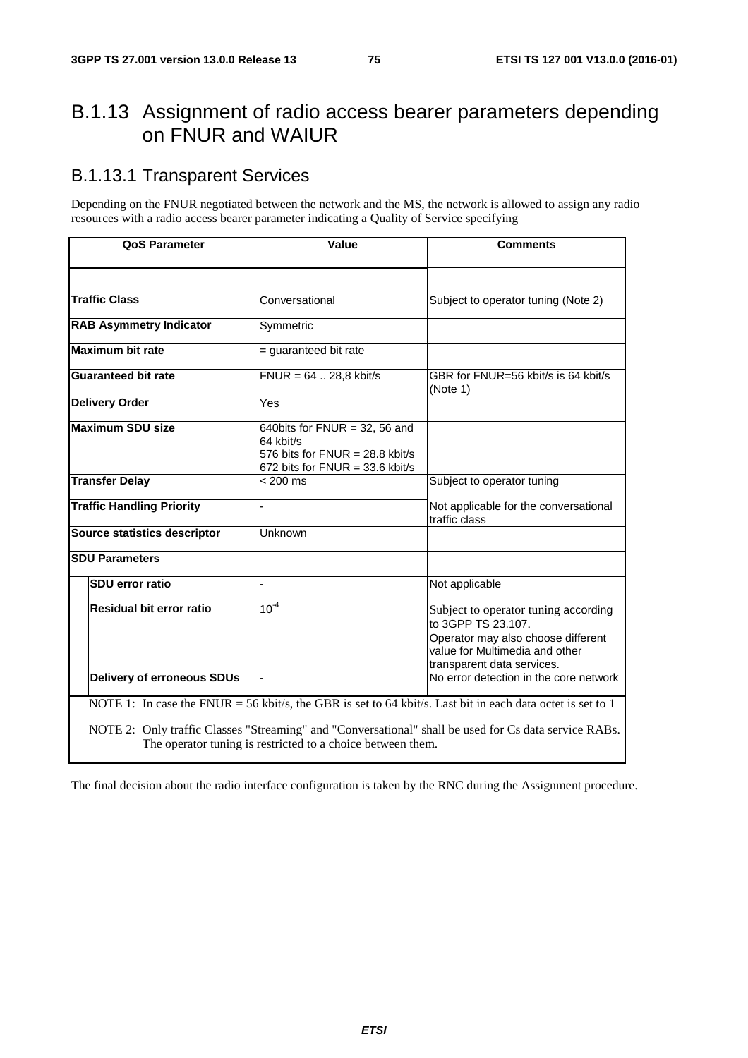## B.1.13 Assignment of radio access bearer parameters depending on FNUR and WAIUR

### B.1.13.1 Transparent Services

Depending on the FNUR negotiated between the network and the MS, the network is allowed to assign any radio resources with a radio access bearer parameter indicating a Quality of Service specifying

| QoS Parameter | Value | Comments |
|---|---|---|
| | | |
| **Traffic Class** | Conversational | Subject to operator tuning (Note 2) |
| **RAB Asymmetry Indicator** | Symmetric | |
| **Maximum bit rate** | = guaranteed bit rate | |
| **Guaranteed bit rate** | FNUR = 64 .. 28,8 kbit/s | GBR for FNUR=56 kbit/s is 64 kbit/s (Note 1) |
| **Delivery Order** | Yes | |
| **Maximum SDU size** | 640bits for FNUR = 32, 56 and 64 kbit/s<br>576 bits for FNUR = 28.8 kbit/s<br>672 bits for FNUR = 33.6 kbit/s | |
| **Transfer Delay** | < 200 ms | Subject to operator tuning |
| **Traffic Handling Priority** | - | Not applicable for the conversational traffic class |
| **Source statistics descriptor** | Unknown | |
| **SDU Parameters** | | |
| **SDU error ratio** | - | Not applicable |
| **Residual bit error ratio** | $10^{-4}$ | Subject to operator tuning according to 3GPP TS 23.107.<br>Operator may also choose different value for Multimedia and other transparent data services. |
| **Delivery of erroneous SDUs** | - | No error detection in the core network |
| NOTE 1: In case the FNUR = 56 kbit/s, the GBR is set to 64 kbit/s. Last bit in each data octet is set to 1<br><br>NOTE 2: Only traffic Classes "Streaming" and "Conversational" shall be used for Cs data service RABs. The operator tuning is restricted to a choice between them. | | |

The final decision about the radio interface configuration is taken by the RNC during the Assignment procedure.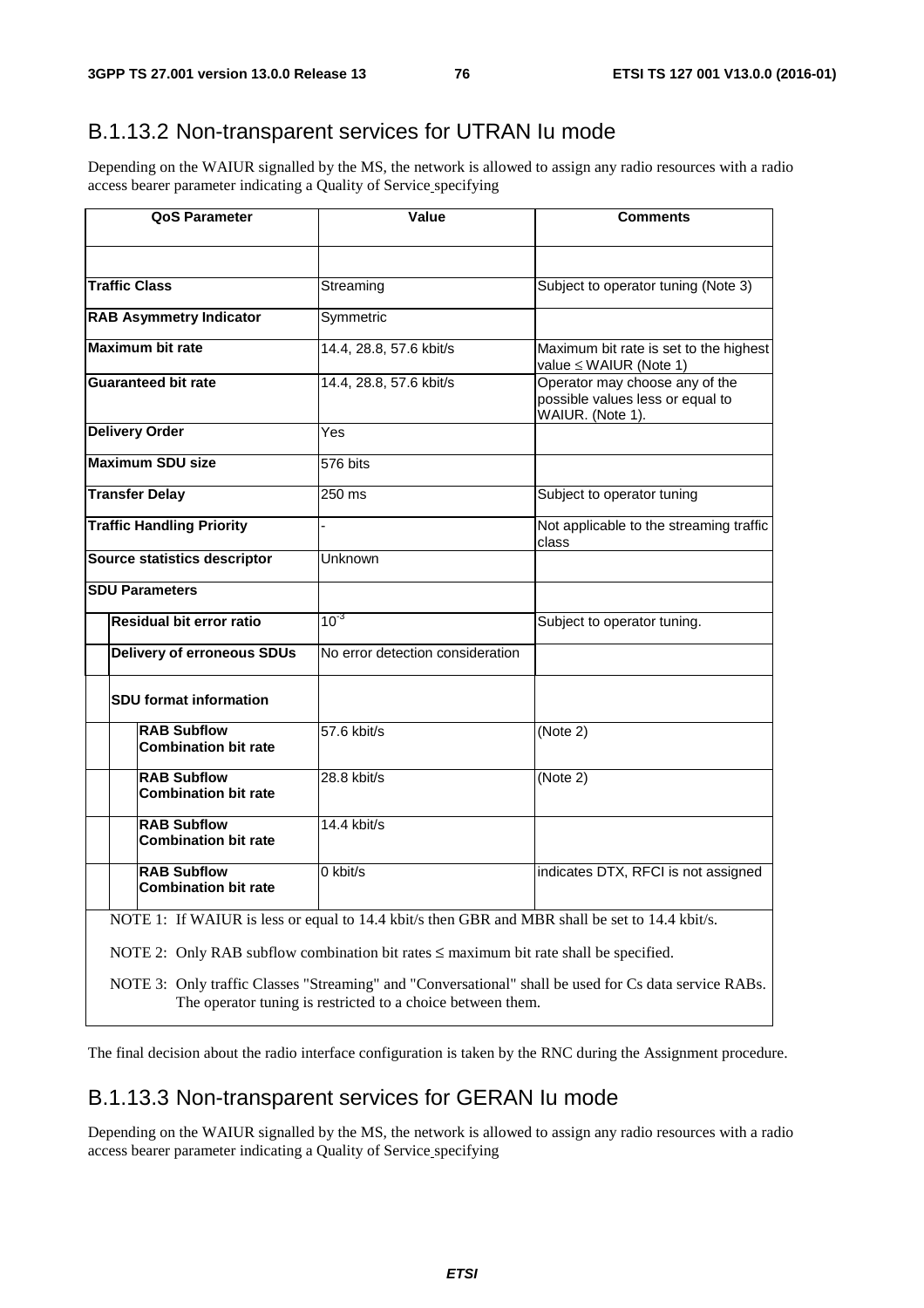## B.1.13.2 Non-transparent services for UTRAN Iu mode

Depending on the WAIUR signalled by the MS, the network is allowed to assign any radio resources with a radio access bearer parameter indicating a Quality of Service specifying

| QoS Parameter | Value | Comments |
|---|---|---|
| | | |
| **Traffic Class** | Streaming | Subject to operator tuning (Note 3) |
| **RAB Asymmetry Indicator** | Symmetric | |
| **Maximum bit rate** | 14.4, 28.8, 57.6 kbit/s | Maximum bit rate is set to the highest value ≤ WAIUR (Note 1) |
| **Guaranteed bit rate** | 14.4, 28.8, 57.6 kbit/s | Operator may choose any of the possible values less or equal to WAIUR. (Note 1). |
| **Delivery Order** | Yes | |
| **Maximum SDU size** | 576 bits | |
| **Transfer Delay** | 250 ms | Subject to operator tuning |
| **Traffic Handling Priority** | - | Not applicable to the streaming traffic class |
| **Source statistics descriptor** | Unknown | |
| **SDU Parameters** | | |
| **Residual bit error ratio** | $10^{-3}$ | Subject to operator tuning. |
| **Delivery of erroneous SDUs** | No error detection consideration | |
| **SDU format information** | | |
| **RAB Subflow Combination bit rate** | 57.6 kbit/s | (Note 2) |
| **RAB Subflow Combination bit rate** | 28.8 kbit/s | (Note 2) |
| **RAB Subflow Combination bit rate** | 14.4 kbit/s | |
| **RAB Subflow Combination bit rate** | 0 kbit/s | indicates DTX, RFCI is not assigned |
| NOTE 1: If WAIUR is less or equal to 14.4 kbit/s then GBR and MBR shall be set to 14.4 kbit/s.<br>NOTE 2: Only RAB subflow combination bit rates ≤ maximum bit rate shall be specified.<br>NOTE 3: Only traffic Classes "Streaming" and "Conversational" shall be used for Cs data service RABs. The operator tuning is restricted to a choice between them. | | |

The final decision about the radio interface configuration is taken by the RNC during the Assignment procedure.

## B.1.13.3 Non-transparent services for GERAN Iu mode

Depending on the WAIUR signalled by the MS, the network is allowed to assign any radio resources with a radio access bearer parameter indicating a Quality of Service specifying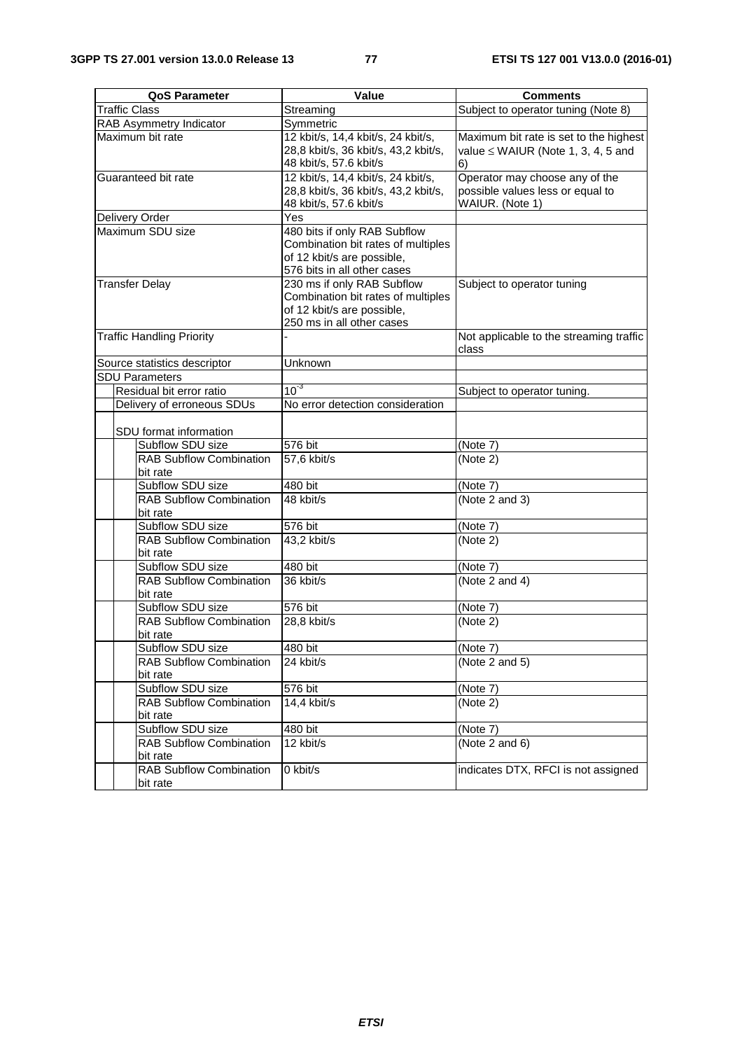| QoS Parameter | | | Value | Comments |
|---|---|---|---|---|
| Traffic Class | | | Streaming | Subject to operator tuning (Note 8) |
| RAB Asymmetry Indicator | | | Symmetric | |
| Maximum bit rate | | | 12 kbit/s, 14,4 kbit/s, 24 kbit/s, 28,8 kbit/s, 36 kbit/s, 43,2 kbit/s, 48 kbit/s, 57.6 kbit/s | Maximum bit rate is set to the highest value ≤ WAIUR (Note 1, 3, 4, 5 and 6) |
| Guaranteed bit rate | | | 12 kbit/s, 14,4 kbit/s, 24 kbit/s, 28,8 kbit/s, 36 kbit/s, 43,2 kbit/s, 48 kbit/s, 57.6 kbit/s | Operator may choose any of the possible values less or equal to WAIUR. (Note 1) |
| Delivery Order | | | Yes | |
| Maximum SDU size | | | 480 bits if only RAB Subflow Combination bit rates of multiples of 12 kbit/s are possible, 576 bits in all other cases | |
| Transfer Delay | | | 230 ms if only RAB Subflow Combination bit rates of multiples of 12 kbit/s are possible, 250 ms in all other cases | Subject to operator tuning |
| Traffic Handling Priority | | | - | Not applicable to the streaming traffic class |
| Source statistics descriptor | | | Unknown | |
| SDU Parameters | | | | |
| | Residual bit error ratio | | $10^{-3}$ | Subject to operator tuning. |
| | Delivery of erroneous SDUs | | No error detection consideration | |
| | SDU format information | | | |
| | | Subflow SDU size | 576 bit | (Note 7) |
| | | RAB Subflow Combination bit rate | 57,6 kbit/s | (Note 2) |
| | | Subflow SDU size | 480 bit | (Note 7) |
| | | RAB Subflow Combination bit rate | 48 kbit/s | (Note 2 and 3) |
| | | Subflow SDU size | 576 bit | (Note 7) |
| | | RAB Subflow Combination bit rate | 43,2 kbit/s | (Note 2) |
| | | Subflow SDU size | 480 bit | (Note 7) |
| | | RAB Subflow Combination bit rate | 36 kbit/s | (Note 2 and 4) |
| | | Subflow SDU size | 576 bit | (Note 7) |
| | | RAB Subflow Combination bit rate | 28,8 kbit/s | (Note 2) |
| | | Subflow SDU size | 480 bit | (Note 7) |
| | | RAB Subflow Combination bit rate | 24 kbit/s | (Note 2 and 5) |
| | | Subflow SDU size | 576 bit | (Note 7) |
| | | RAB Subflow Combination bit rate | 14,4 kbit/s | (Note 2) |
| | | Subflow SDU size | 480 bit | (Note 7) |
| | | RAB Subflow Combination bit rate | 12 kbit/s | (Note 2 and 6) |
| | | RAB Subflow Combination bit rate | 0 kbit/s | indicates DTX, RFCI is not assigned |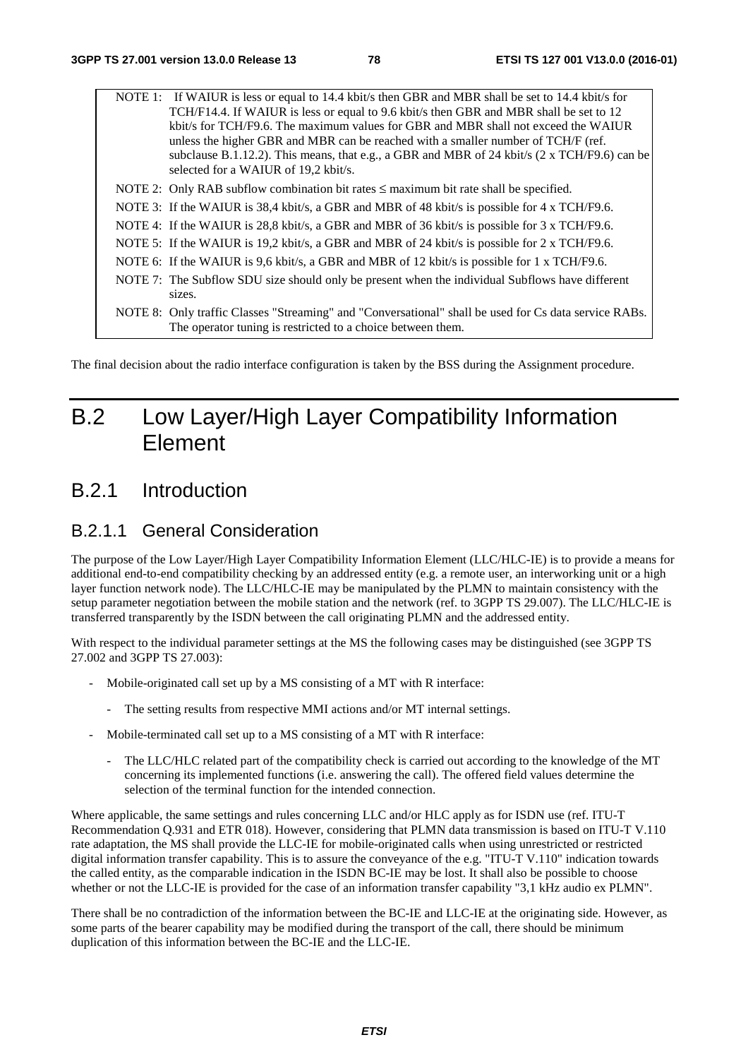NOTE 1: If WAIUR is less or equal to 14.4 kbit/s then GBR and MBR shall be set to 14.4 kbit/s for TCH/F14.4. If WAIUR is less or equal to 9.6 kbit/s then GBR and MBR shall be set to 12 kbit/s for TCH/F9.6. The maximum values for GBR and MBR shall not exceed the WAIUR unless the higher GBR and MBR can be reached with a smaller number of TCH/F (ref. subclause B.1.12.2). This means, that e.g., a GBR and MBR of 24 kbit/s (2 x TCH/F9.6) can be selected for a WAIUR of 19,2 kbit/s.

NOTE 2: Only RAB subflow combination bit rates ≤ maximum bit rate shall be specified.

NOTE 3: If the WAIUR is 38,4 kbit/s, a GBR and MBR of 48 kbit/s is possible for 4 x TCH/F9.6.

NOTE 4: If the WAIUR is 28,8 kbit/s, a GBR and MBR of 36 kbit/s is possible for 3 x TCH/F9.6.

NOTE 5: If the WAIUR is 19,2 kbit/s, a GBR and MBR of 24 kbit/s is possible for 2 x TCH/F9.6.

NOTE 6: If the WAIUR is 9,6 kbit/s, a GBR and MBR of 12 kbit/s is possible for 1 x TCH/F9.6.

NOTE 7: The Subflow SDU size should only be present when the individual Subflows have different sizes.

NOTE 8: Only traffic Classes "Streaming" and "Conversational" shall be used for Cs data service RABs. The operator tuning is restricted to a choice between them.

The final decision about the radio interface configuration is taken by the BSS during the Assignment procedure.

# B.2 Low Layer/High Layer Compatibility Information Element

## B.2.1 Introduction

### B.2.1.1 General Consideration

The purpose of the Low Layer/High Layer Compatibility Information Element (LLC/HLC-IE) is to provide a means for additional end-to-end compatibility checking by an addressed entity (e.g. a remote user, an interworking unit or a high layer function network node). The LLC/HLC-IE may be manipulated by the PLMN to maintain consistency with the setup parameter negotiation between the mobile station and the network (ref. to 3GPP TS 29.007). The LLC/HLC-IE is transferred transparently by the ISDN between the call originating PLMN and the addressed entity.

With respect to the individual parameter settings at the MS the following cases may be distinguished (see 3GPP TS 27.002 and 3GPP TS 27.003):

- Mobile-originated call set up by a MS consisting of a MT with R interface:
    - The setting results from respective MMI actions and/or MT internal settings.
- Mobile-terminated call set up to a MS consisting of a MT with R interface:
    - The LLC/HLC related part of the compatibility check is carried out according to the knowledge of the MT concerning its implemented functions (i.e. answering the call). The offered field values determine the selection of the terminal function for the intended connection.

Where applicable, the same settings and rules concerning LLC and/or HLC apply as for ISDN use (ref. ITU-T Recommendation Q.931 and ETR 018). However, considering that PLMN data transmission is based on ITU-T V.110 rate adaptation, the MS shall provide the LLC-IE for mobile-originated calls when using unrestricted or restricted digital information transfer capability. This is to assure the conveyance of the e.g. "ITU-T V.110" indication towards the called entity, as the comparable indication in the ISDN BC-IE may be lost. It shall also be possible to choose whether or not the LLC-IE is provided for the case of an information transfer capability "3,1 kHz audio ex PLMN".

There shall be no contradiction of the information between the BC-IE and LLC-IE at the originating side. However, as some parts of the bearer capability may be modified during the transport of the call, there should be minimum duplication of this information between the BC-IE and the LLC-IE.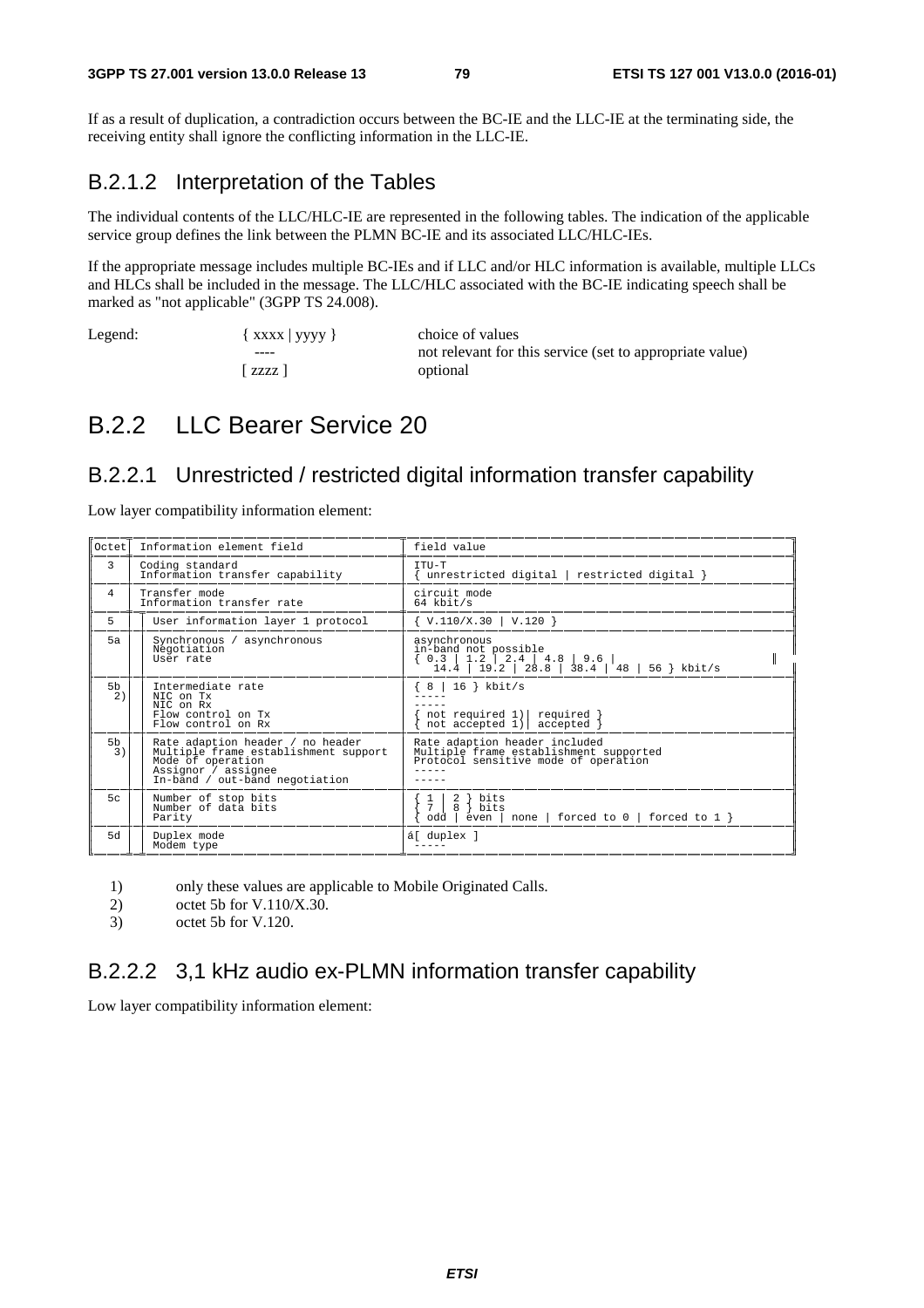If as a result of duplication, a contradiction occurs between the BC-IE and the LLC-IE at the terminating side, the receiving entity shall ignore the conflicting information in the LLC-IE.

### B.2.1.2 Interpretation of the Tables

The individual contents of the LLC/HLC-IE are represented in the following tables. The indication of the applicable service group defines the link between the PLMN BC-IE and its associated LLC/HLC-IEs.

If the appropriate message includes multiple BC-IEs and if LLC and/or HLC information is available, multiple LLCs and HLCs shall be included in the message. The LLC/HLC associated with the BC-IE indicating speech shall be marked as "not applicable" (3GPP TS 24.008).

| | | |
|---|---|---|
| Legend: | { xxxx \| yyyy } | choice of values |
| | ---- | not relevant for this service (set to appropriate value) |
| | [ zzzz ] | optional |

## B.2.2 LLC Bearer Service 20

### B.2.2.1 Unrestricted / restricted digital information transfer capability

Low layer compatibility information element:

| Octet | Information element field | field value |
|---|---|---|
| 3 | Coding standard<br>Information transfer capability | ITU-T<br>{ unrestricted digital \| restricted digital } |
| 4 | Transfer mode<br>Information transfer rate | circuit mode<br>64 kbit/s |
| 5 | User information layer 1 protocol | { V.110/X.30 \| V.120 } |
| 5a | Synchronous / asynchronous<br>Negotiation<br>User rate | asynchronous<br>in-band not possible<br>{ 0.3 \| 1.2 \| 2.4 \| 4.8 \| 9.6 \|<br>14.4 \| 19.2 \| 28.8 \| 38.4 \| 48 \| 56 } kbit/s |
| 5b 2) | Intermediate rate<br>NIC on Tx<br>NIC on Rx<br>Flow control on Tx<br>Flow control on Rx | { 8 \| 16 } kbit/s<br>-----<br>-----<br>{ not required 1)\| required }<br>{ not accepted 1)\| accepted } |
| 5b 3) | Rate adaption header / no header<br>Multiple frame establishment support<br>Mode of operation<br>Assignor / assignee<br>In-band / out-band negotiation | Rate adaption header included<br>Multiple frame establishment supported<br>Protocol sensitive mode of operation<br>-----<br>----- |
| 5c | Number of stop bits<br>Number of data bits<br>Parity | { 1 \| 2 } bits<br>{ 7 \| 8 } bits<br>{ odd \| even \| none \| forced to 0 \| forced to 1 } |
| 5d | Duplex mode<br>Modem type | á[ duplex ]<br>----- |

1) only these values are applicable to Mobile Originated Calls.
2) octet 5b for V.110/X.30.
3) octet 5b for V.120.

### B.2.2.2 3,1 kHz audio ex-PLMN information transfer capability

Low layer compatibility information element: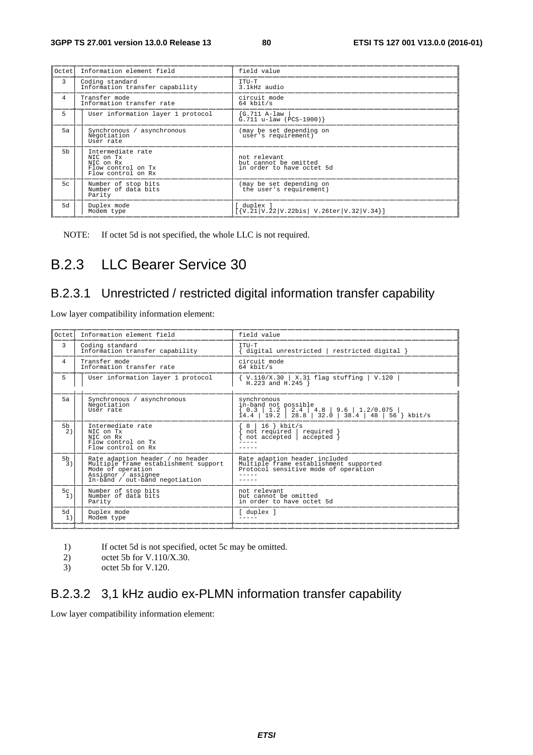| Octet | Information element field | field value |
|---|---|---|
| 3 | Coding standard<br>Information transfer capability | ITU-T<br>3.1kHz audio |
| 4 | Transfer mode<br>Information transfer rate | circuit mode<br>64 kbit/s |
| 5 | User information layer 1 protocol | {G.711 A-law \|<br>G.711 u-law (PCS-1900)} |
| 5a | Synchronous / asynchronous<br>Negotiation<br>User rate | (may be set depending on<br>user's requirement) |
| 5b | Intermediate rate<br>NIC on Tx<br>NIC on Rx<br>Flow control on Tx<br>Flow control on Rx | not relevant<br>but cannot be omitted<br>in order to have octet 5d |
| 5c | Number of stop bits<br>Number of data bits<br>Parity | (may be set depending on<br>the user's requirement) |
| 5d | Duplex mode<br>Modem type | [ duplex ]<br>[{V.21\|V.22\|V.22bis\| V.26ter\|V.32\|V.34}] |

NOTE: If octet 5d is not specified, the whole LLC is not required.

## B.2.3 LLC Bearer Service 30

### B.2.3.1 Unrestricted / restricted digital information transfer capability

Low layer compatibility information element:

| Octet | Information element field | field value |
|---|---|---|
| 3 | Coding standard<br>Information transfer capability | ITU-T<br>{ digital unrestricted \| restricted digital } |
| 4 | Transfer mode<br>Information transfer rate | circuit mode<br>64 kbit/s |
| 5 | User information layer 1 protocol | { V.110/X.30 \| X.31 flag stuffing \| V.120 \|<br>H.223 and H.245 } |
| 5a | Synchronous / asynchronous<br>Negotiation<br>User rate | synchronous<br>in-band not possible<br>{ 0.3 \| 1.2 \| 2.4 \| 4.8 \| 9.6 \| 1.2/0.075 \|<br>14.4 \| 19.2 \| 28.8 \| 32.0 \| 38.4 \| 48 \| 56 } kbit/s |
| 5b 2) | Intermediate rate<br>NIC on Tx<br>NIC on Rx<br>Flow control on Tx<br>Flow control on Rx | { 8 \| 16 } kbit/s<br>{ not required \| required }<br>{ not accepted \| accepted }<br>-----<br>----- |
| 5b 3) | Rate adaption header / no header<br>Multiple frame establishment support<br>Mode of operation<br>Assignor / assignee<br>In-band / out-band negotiation | Rate adaption header included<br>Multiple frame establishment supported<br>Protocol sensitive mode of operation<br>-----<br>----- |
| 5c 1) | Number of stop bits<br>Number of data bits<br>Parity | not relevant<br>but cannot be omitted<br>in order to have octet 5d |
| 5d 1) | Duplex mode<br>Modem type | [ duplex ]<br>----- |

1) If octet 5d is not specified, octet 5c may be omitted.

2) octet 5b for V.110/X.30.

3) octet 5b for V.120.

### B.2.3.2 3,1 kHz audio ex-PLMN information transfer capability

Low layer compatibility information element: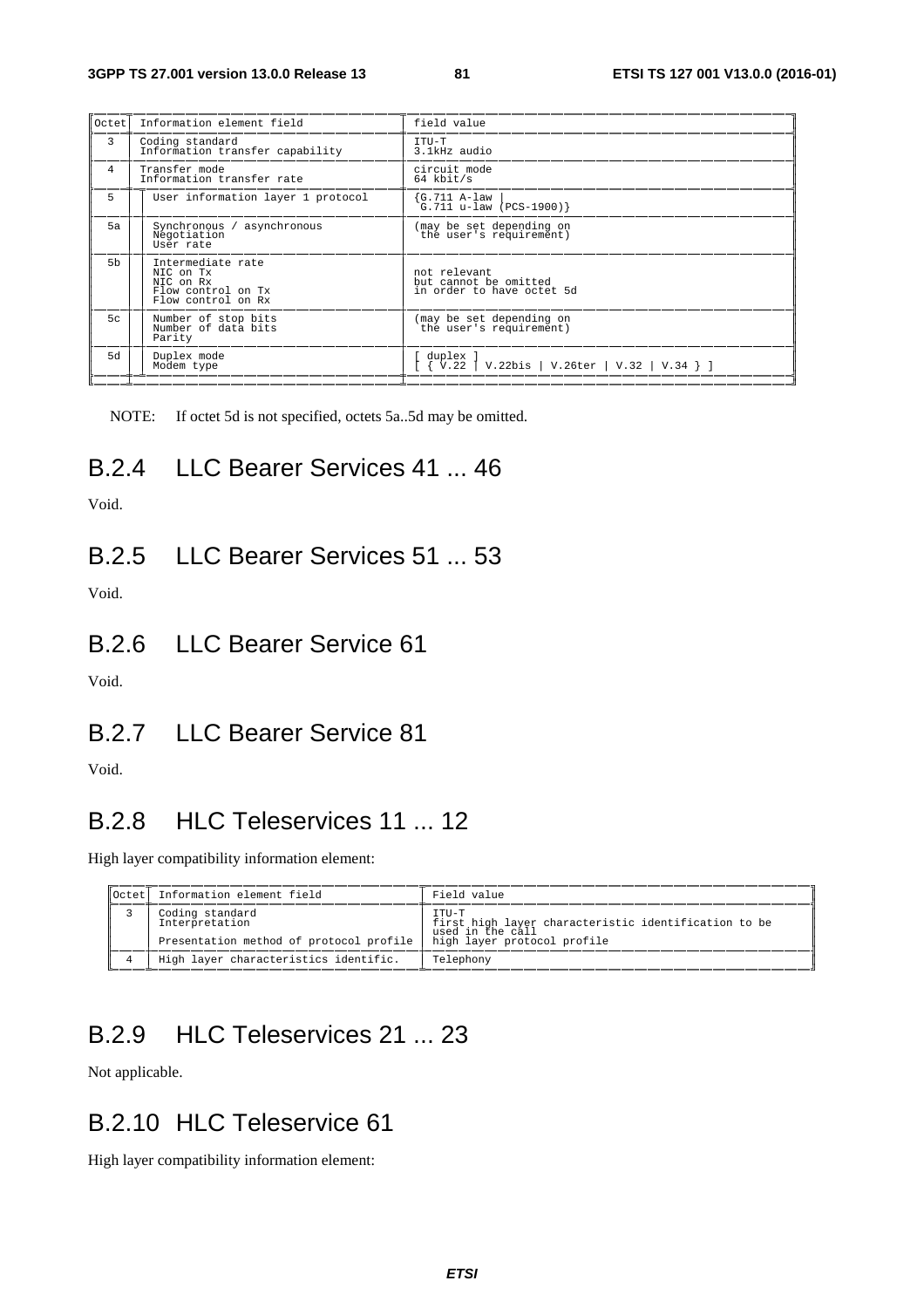| Octet | Information element field | field value |
|---|---|---|
| 3 | Coding standard<br>Information transfer capability | ITU-T<br>3.1kHz audio |
| 4 | Transfer mode<br>Information transfer rate | circuit mode<br>64 kbit/s |
| 5 | User information layer 1 protocol | {G.711 A-law \|<br>G.711 u-law (PCS-1900)} |
| 5a | Synchronous / asynchronous<br>Negotiation<br>User rate | (may be set depending on<br>the user's requirement) |
| 5b | Intermediate rate<br>NIC on Tx<br>NIC on Rx<br>Flow control on Tx<br>Flow control on Rx | not relevant<br>but cannot be omitted<br>in order to have octet 5d |
| 5c | Number of stop bits<br>Number of data bits<br>Parity | (may be set depending on<br>the user's requirement) |
| 5d | Duplex mode<br>Modem type | [ duplex ]<br>[ { V.22 \| V.22bis \| V.26ter \| V.32 \| V.34 } ] |

NOTE: If octet 5d is not specified, octets 5a..5d may be omitted.

## B.2.4 LLC Bearer Services 41 ... 46

Void.

## B.2.5 LLC Bearer Services 51 ... 53

Void.

## B.2.6 LLC Bearer Service 61

Void.

## B.2.7 LLC Bearer Service 81

Void.

## B.2.8 HLC Teleservices 11 ... 12

High layer compatibility information element:

| Octet | Information element field | Field value |
|---|---|---|
| 3 | Coding standard<br>Interpretation<br><br>Presentation method of protocol profile | ITU-T<br>first high layer characteristic identification to be used in the call<br>high layer protocol profile |
| 4 | High layer characteristics identific. | Telephony |

## B.2.9 HLC Teleservices 21 ... 23

Not applicable.

## B.2.10 HLC Teleservice 61

High layer compatibility information element: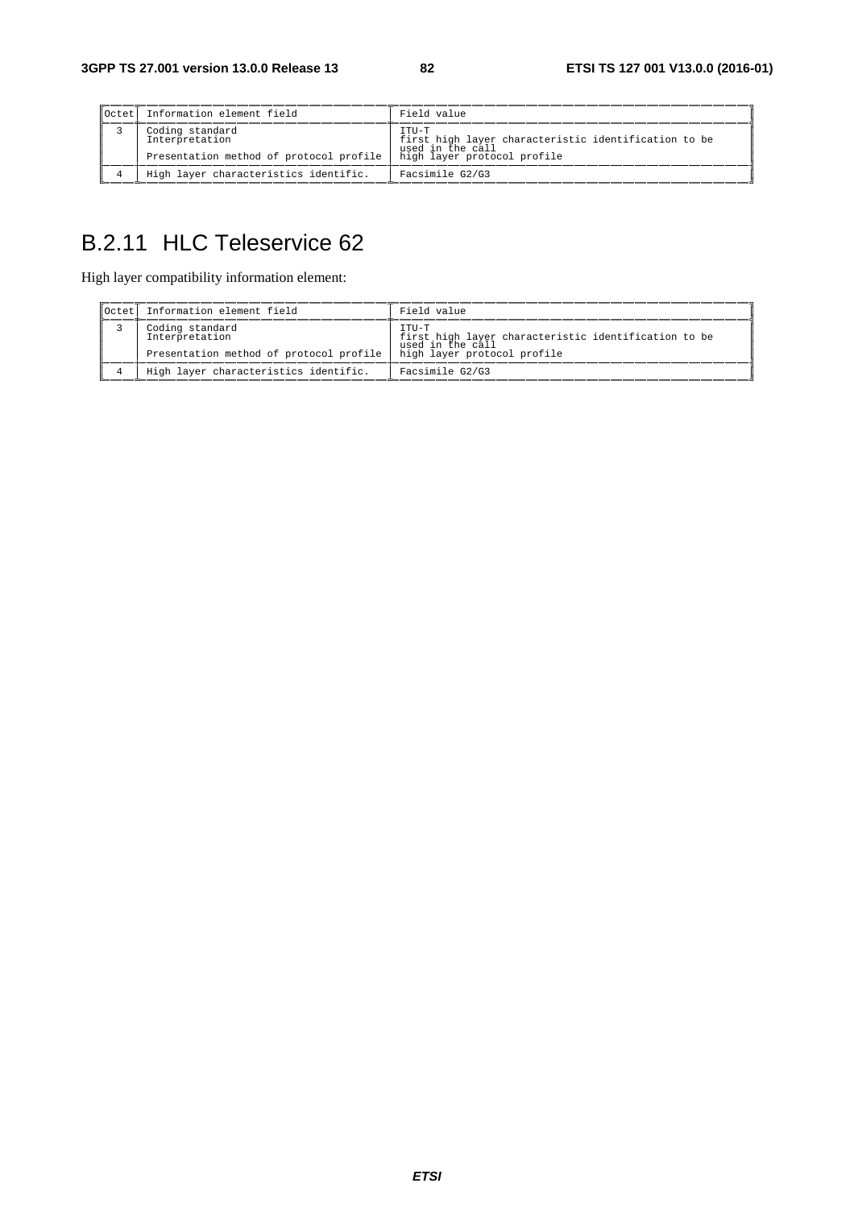| Octet | Information element field | Field value |
|---|---|---|
| 3 | Coding standard<br>Interpretation<br><br>Presentation method of protocol profile | ITU-T<br>first high layer characteristic identification to be used in the call<br>high layer protocol profile |
| 4 | High layer characteristics identific. | Facsimile G2/G3 |

## B.2.11 HLC Teleservice 62

High layer compatibility information element:

| Octet | Information element field | Field value |
|---|---|---|
| 3 | Coding standard<br>Interpretation<br><br>Presentation method of protocol profile | ITU-T<br>first high layer characteristic identification to be used in the call<br>high layer protocol profile |
| 4 | High layer characteristics identific. | Facsimile G2/G3 |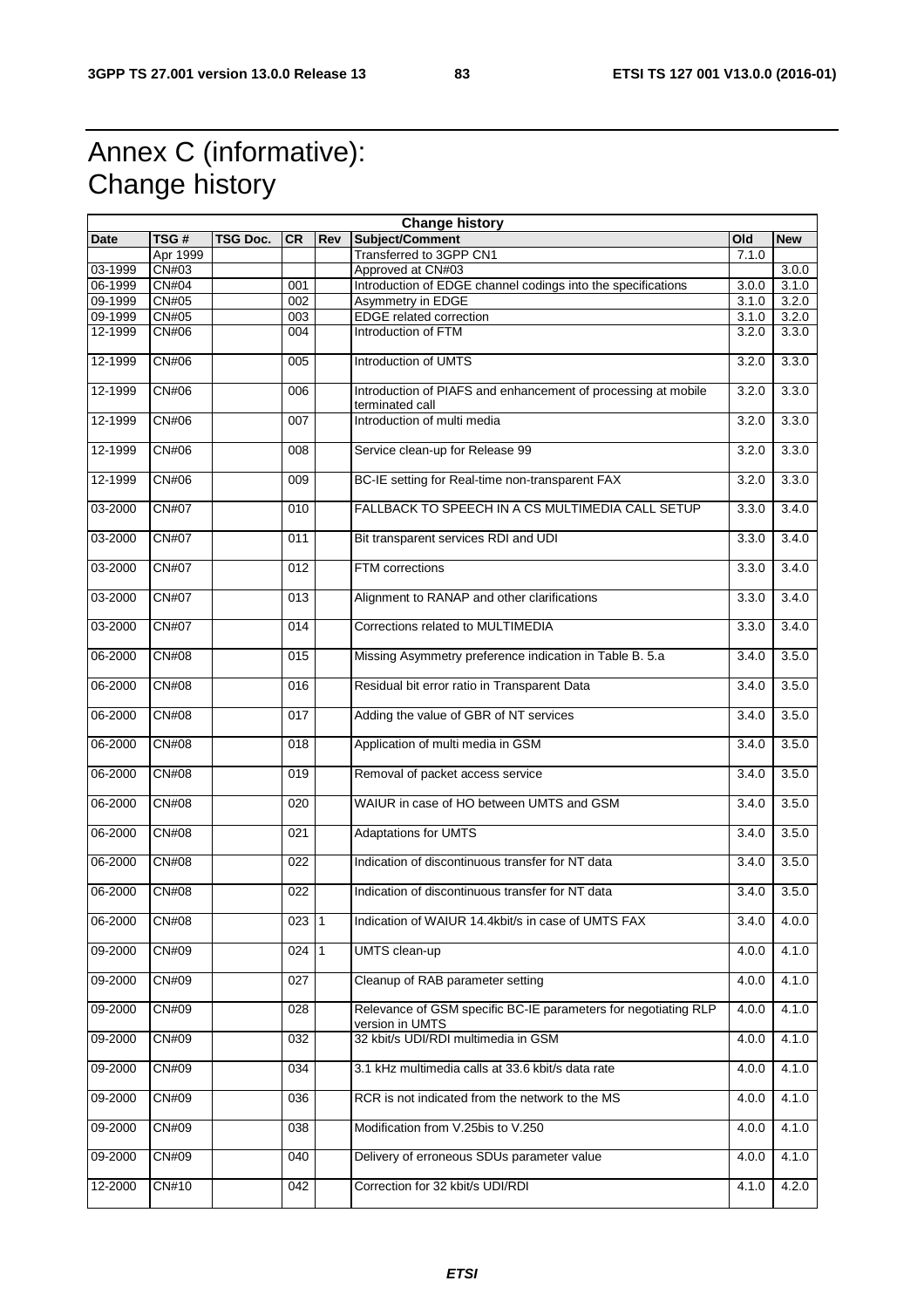# Annex C (informative): Change history

| Change history | | | | | | | |
|---|---|---|---|---|---|---|---|
| **Date** | **TSG #** | **TSG Doc.** | **CR** | **Rev** | **Subject/Comment** | **Old** | **New** |
| | Apr 1999 | | | | Transferred to 3GPP CN1 | 7.1.0 | |
| 03-1999 | CN#03 | | | | Approved at CN#03 | | 3.0.0 |
| 06-1999 | CN#04 | | 001 | | Introduction of EDGE channel codings into the specifications | 3.0.0 | 3.1.0 |
| 09-1999 | CN#05 | | 002 | | Asymmetry in EDGE | 3.1.0 | 3.2.0 |
| 09-1999 | CN#05 | | 003 | | EDGE related correction | 3.1.0 | 3.2.0 |
| 12-1999 | CN#06 | | 004 | | Introduction of FTM | 3.2.0 | 3.3.0 |
| 12-1999 | CN#06 | | 005 | | Introduction of UMTS | 3.2.0 | 3.3.0 |
| 12-1999 | CN#06 | | 006 | | Introduction of PIAFS and enhancement of processing at mobile terminated call | 3.2.0 | 3.3.0 |
| 12-1999 | CN#06 | | 007 | | Introduction of multi media | 3.2.0 | 3.3.0 |
| 12-1999 | CN#06 | | 008 | | Service clean-up for Release 99 | 3.2.0 | 3.3.0 |
| 12-1999 | CN#06 | | 009 | | BC-IE setting for Real-time non-transparent FAX | 3.2.0 | 3.3.0 |
| 03-2000 | CN#07 | | 010 | | FALLBACK TO SPEECH IN A CS MULTIMEDIA CALL SETUP | 3.3.0 | 3.4.0 |
| 03-2000 | CN#07 | | 011 | | Bit transparent services RDI and UDI | 3.3.0 | 3.4.0 |
| 03-2000 | CN#07 | | 012 | | FTM corrections | 3.3.0 | 3.4.0 |
| 03-2000 | CN#07 | | 013 | | Alignment to RANAP and other clarifications | 3.3.0 | 3.4.0 |
| 03-2000 | CN#07 | | 014 | | Corrections related to MULTIMEDIA | 3.3.0 | 3.4.0 |
| 06-2000 | CN#08 | | 015 | | Missing Asymmetry preference indication in Table B. 5.a | 3.4.0 | 3.5.0 |
| 06-2000 | CN#08 | | 016 | | Residual bit error ratio in Transparent Data | 3.4.0 | 3.5.0 |
| 06-2000 | CN#08 | | 017 | | Adding the value of GBR of NT services | 3.4.0 | 3.5.0 |
| 06-2000 | CN#08 | | 018 | | Application of multi media in GSM | 3.4.0 | 3.5.0 |
| 06-2000 | CN#08 | | 019 | | Removal of packet access service | 3.4.0 | 3.5.0 |
| 06-2000 | CN#08 | | 020 | | WAIUR in case of HO between UMTS and GSM | 3.4.0 | 3.5.0 |
| 06-2000 | CN#08 | | 021 | | Adaptations for UMTS | 3.4.0 | 3.5.0 |
| 06-2000 | CN#08 | | 022 | | Indication of discontinuous transfer for NT data | 3.4.0 | 3.5.0 |
| 06-2000 | CN#08 | | 022 | | Indication of discontinuous transfer for NT data | 3.4.0 | 3.5.0 |
| 06-2000 | CN#08 | | 023 | 1 | Indication of WAIUR 14.4kbit/s in case of UMTS FAX | 3.4.0 | 4.0.0 |
| 09-2000 | CN#09 | | 024 | 1 | UMTS clean-up | 4.0.0 | 4.1.0 |
| 09-2000 | CN#09 | | 027 | | Cleanup of RAB parameter setting | 4.0.0 | 4.1.0 |
| 09-2000 | CN#09 | | 028 | | Relevance of GSM specific BC-IE parameters for negotiating RLP version in UMTS | 4.0.0 | 4.1.0 |
| 09-2000 | CN#09 | | 032 | | 32 kbit/s UDI/RDI multimedia in GSM | 4.0.0 | 4.1.0 |
| 09-2000 | CN#09 | | 034 | | 3.1 kHz multimedia calls at 33.6 kbit/s data rate | 4.0.0 | 4.1.0 |
| 09-2000 | CN#09 | | 036 | | RCR is not indicated from the network to the MS | 4.0.0 | 4.1.0 |
| 09-2000 | CN#09 | | 038 | | Modification from V.25bis to V.250 | 4.0.0 | 4.1.0 |
| 09-2000 | CN#09 | | 040 | | Delivery of erroneous SDUs parameter value | 4.0.0 | 4.1.0 |
| 12-2000 | CN#10 | | 042 | | Correction for 32 kbit/s UDI/RDI | 4.1.0 | 4.2.0 |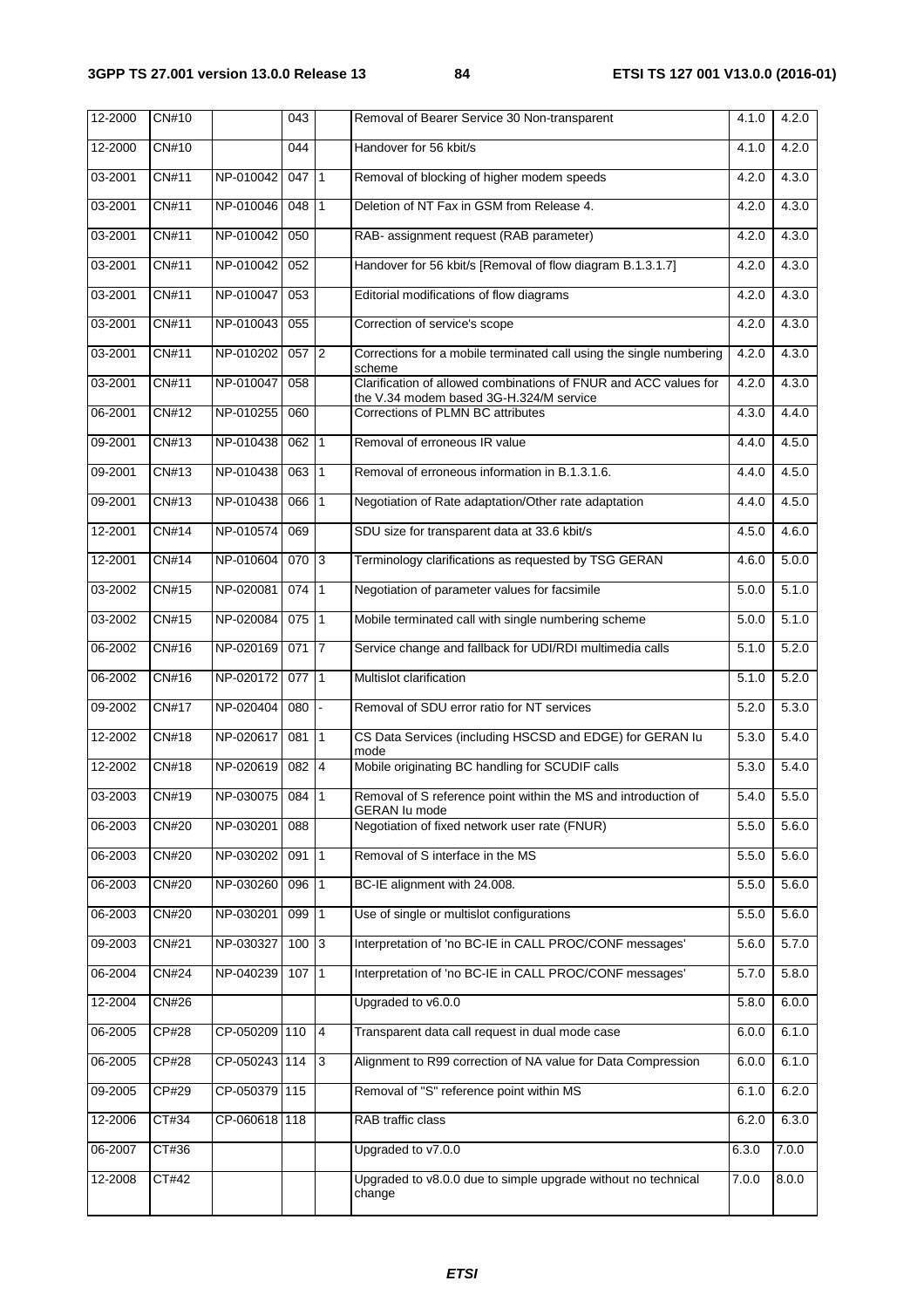| | | | | | | | |
|---|---|---|---|---|---|---|---|
| 12-2000 | CN#10 | | 043 | | Removal of Bearer Service 30 Non-transparent | 4.1.0 | 4.2.0 |
| 12-2000 | CN#10 | | 044 | | Handover for 56 kbit/s | 4.1.0 | 4.2.0 |
| 03-2001 | CN#11 | NP-010042 | 047 | 1 | Removal of blocking of higher modem speeds | 4.2.0 | 4.3.0 |
| 03-2001 | CN#11 | NP-010046 | 048 | 1 | Deletion of NT Fax in GSM from Release 4. | 4.2.0 | 4.3.0 |
| 03-2001 | CN#11 | NP-010042 | 050 | | RAB- assignment request (RAB parameter) | 4.2.0 | 4.3.0 |
| 03-2001 | CN#11 | NP-010042 | 052 | | Handover for 56 kbit/s [Removal of flow diagram B.1.3.1.7] | 4.2.0 | 4.3.0 |
| 03-2001 | CN#11 | NP-010047 | 053 | | Editorial modifications of flow diagrams | 4.2.0 | 4.3.0 |
| 03-2001 | CN#11 | NP-010043 | 055 | | Correction of service's scope | 4.2.0 | 4.3.0 |
| 03-2001 | CN#11 | NP-010202 | 057 | 2 | Corrections for a mobile terminated call using the single numbering scheme | 4.2.0 | 4.3.0 |
| 03-2001 | CN#11 | NP-010047 | 058 | | Clarification of allowed combinations of FNUR and ACC values for the V.34 modem based 3G-H.324/M service | 4.2.0 | 4.3.0 |
| 06-2001 | CN#12 | NP-010255 | 060 | | Corrections of PLMN BC attributes | 4.3.0 | 4.4.0 |
| 09-2001 | CN#13 | NP-010438 | 062 | 1 | Removal of erroneous IR value | 4.4.0 | 4.5.0 |
| 09-2001 | CN#13 | NP-010438 | 063 | 1 | Removal of erroneous information in B.1.3.1.6. | 4.4.0 | 4.5.0 |
| 09-2001 | CN#13 | NP-010438 | 066 | 1 | Negotiation of Rate adaptation/Other rate adaptation | 4.4.0 | 4.5.0 |
| 12-2001 | CN#14 | NP-010574 | 069 | | SDU size for transparent data at 33.6 kbit/s | 4.5.0 | 4.6.0 |
| 12-2001 | CN#14 | NP-010604 | 070 | 3 | Terminology clarifications as requested by TSG GERAN | 4.6.0 | 5.0.0 |
| 03-2002 | CN#15 | NP-020081 | 074 | 1 | Negotiation of parameter values for facsimile | 5.0.0 | 5.1.0 |
| 03-2002 | CN#15 | NP-020084 | 075 | 1 | Mobile terminated call with single numbering scheme | 5.0.0 | 5.1.0 |
| 06-2002 | CN#16 | NP-020169 | 071 | 7 | Service change and fallback for UDI/RDI multimedia calls | 5.1.0 | 5.2.0 |
| 06-2002 | CN#16 | NP-020172 | 077 | 1 | Multislot clarification | 5.1.0 | 5.2.0 |
| 09-2002 | CN#17 | NP-020404 | 080 | - | Removal of SDU error ratio for NT services | 5.2.0 | 5.3.0 |
| 12-2002 | CN#18 | NP-020617 | 081 | 1 | CS Data Services (including HSCSD and EDGE) for GERAN Iu mode | 5.3.0 | 5.4.0 |
| 12-2002 | CN#18 | NP-020619 | 082 | 4 | Mobile originating BC handling for SCUDIF calls | 5.3.0 | 5.4.0 |
| 03-2003 | CN#19 | NP-030075 | 084 | 1 | Removal of S reference point within the MS and introduction of GERAN Iu mode | 5.4.0 | 5.5.0 |
| 06-2003 | CN#20 | NP-030201 | 088 | | Negotiation of fixed network user rate (FNUR) | 5.5.0 | 5.6.0 |
| 06-2003 | CN#20 | NP-030202 | 091 | 1 | Removal of S interface in the MS | 5.5.0 | 5.6.0 |
| 06-2003 | CN#20 | NP-030260 | 096 | 1 | BC-IE alignment with 24.008. | 5.5.0 | 5.6.0 |
| 06-2003 | CN#20 | NP-030201 | 099 | 1 | Use of single or multislot configurations | 5.5.0 | 5.6.0 |
| 09-2003 | CN#21 | NP-030327 | 100 | 3 | Interpretation of 'no BC-IE in CALL PROC/CONF messages' | 5.6.0 | 5.7.0 |
| 06-2004 | CN#24 | NP-040239 | 107 | 1 | Interpretation of 'no BC-IE in CALL PROC/CONF messages' | 5.7.0 | 5.8.0 |
| 12-2004 | CN#26 | | | | Upgraded to v6.0.0 | 5.8.0 | 6.0.0 |
| 06-2005 | CP#28 | CP-050209 | 110 | 4 | Transparent data call request in dual mode case | 6.0.0 | 6.1.0 |
| 06-2005 | CP#28 | CP-050243 | 114 | 3 | Alignment to R99 correction of NA value for Data Compression | 6.0.0 | 6.1.0 |
| 09-2005 | CP#29 | CP-050379 | 115 | | Removal of "S" reference point within MS | 6.1.0 | 6.2.0 |
| 12-2006 | CT#34 | CP-060618 | 118 | | RAB traffic class | 6.2.0 | 6.3.0 |
| 06-2007 | CT#36 | | | | Upgraded to v7.0.0 | 6.3.0 | 7.0.0 |
| 12-2008 | CT#42 | | | | Upgraded to v8.0.0 due to simple upgrade without no technical change | 7.0.0 | 8.0.0 |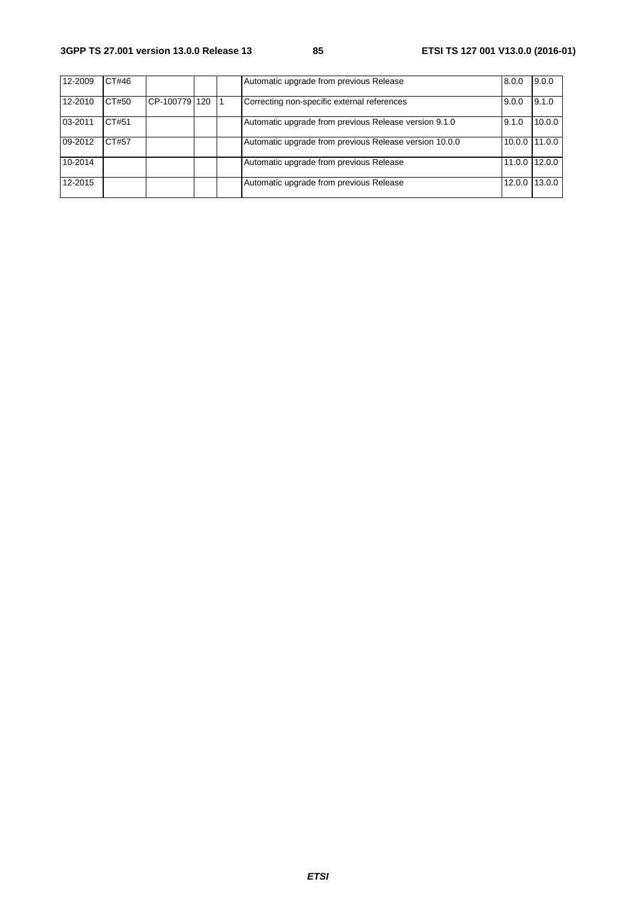| | | | | | | | |
|---|---|---|---|---|---|---|---|
| 12-2009 | CT#46 | | | | Automatic upgrade from previous Release | 8.0.0 | 9.0.0 |
| 12-2010 | CT#50 | CP-100779 | 120 | 1 | Correcting non-specific external references | 9.0.0 | 9.1.0 |
| 03-2011 | CT#51 | | | | Automatic upgrade from previous Release version 9.1.0 | 9.1.0 | 10.0.0 |
| 09-2012 | CT#57 | | | | Automatic upgrade from previous Release version 10.0.0 | 10.0.0 | 11.0.0 |
| 10-2014 | | | | | Automatic upgrade from previous Release | 11.0.0 | 12.0.0 |
| 12-2015 | | | | | Automatic upgrade from previous Release | 12.0.0 | 13.0.0 |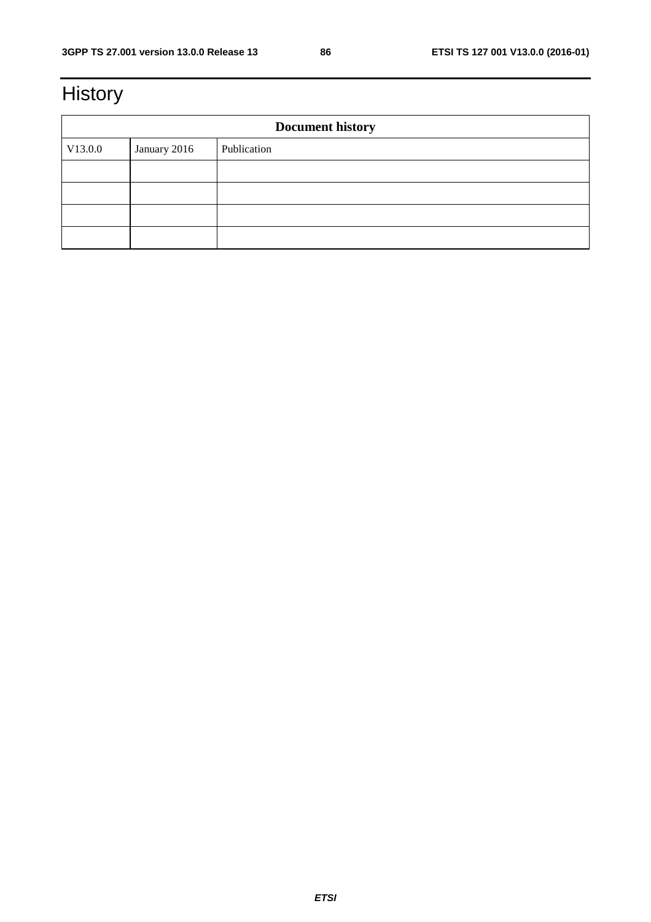# History

| Document history | | |
|---|---|---|
| V13.0.0 | January 2016 | Publication |
| | | |
| | | |
| | | |
| | | |